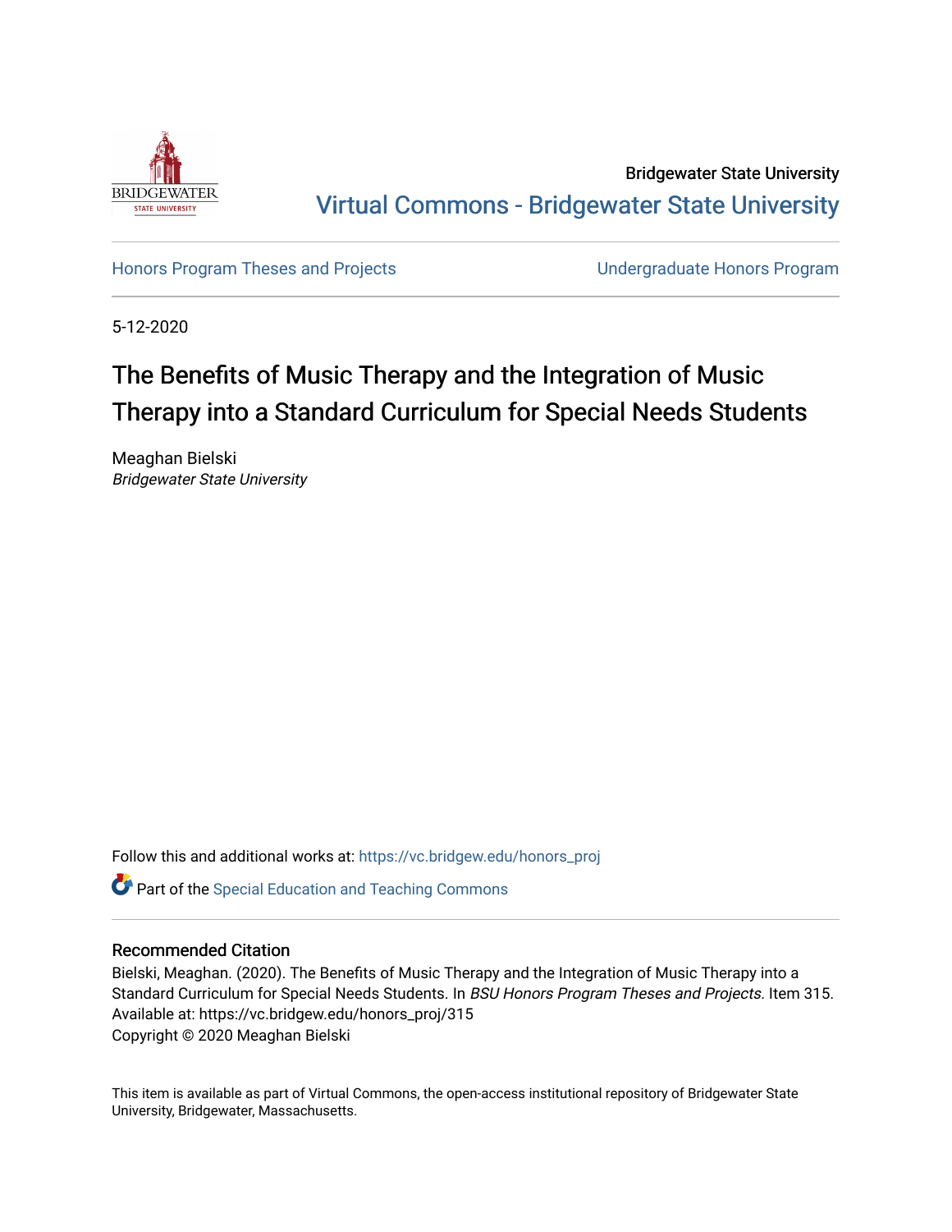Bridgewater State University

Virtual Commons - Bridgewater State University

Honors Program Theses and Projects

Undergraduate Honors Program

5-12-2020

# The Benefits of Music Therapy and the Integration of Music Therapy into a Standard Curriculum for Special Needs Students

Meaghan Bielski
*Bridgewater State University*

Follow this and additional works at: https://vc.bridgew.edu/honors_proj

Part of the Special Education and Teaching Commons

## Recommended Citation

Bielski, Meaghan. (2020). The Benefits of Music Therapy and the Integration of Music Therapy into a Standard Curriculum for Special Needs Students. In *BSU Honors Program Theses and Projects.* Item 315. Available at: https://vc.bridgew.edu/honors_proj/315
Copyright © 2020 Meaghan Bielski

This item is available as part of Virtual Commons, the open-access institutional repository of Bridgewater State University, Bridgewater, Massachusetts.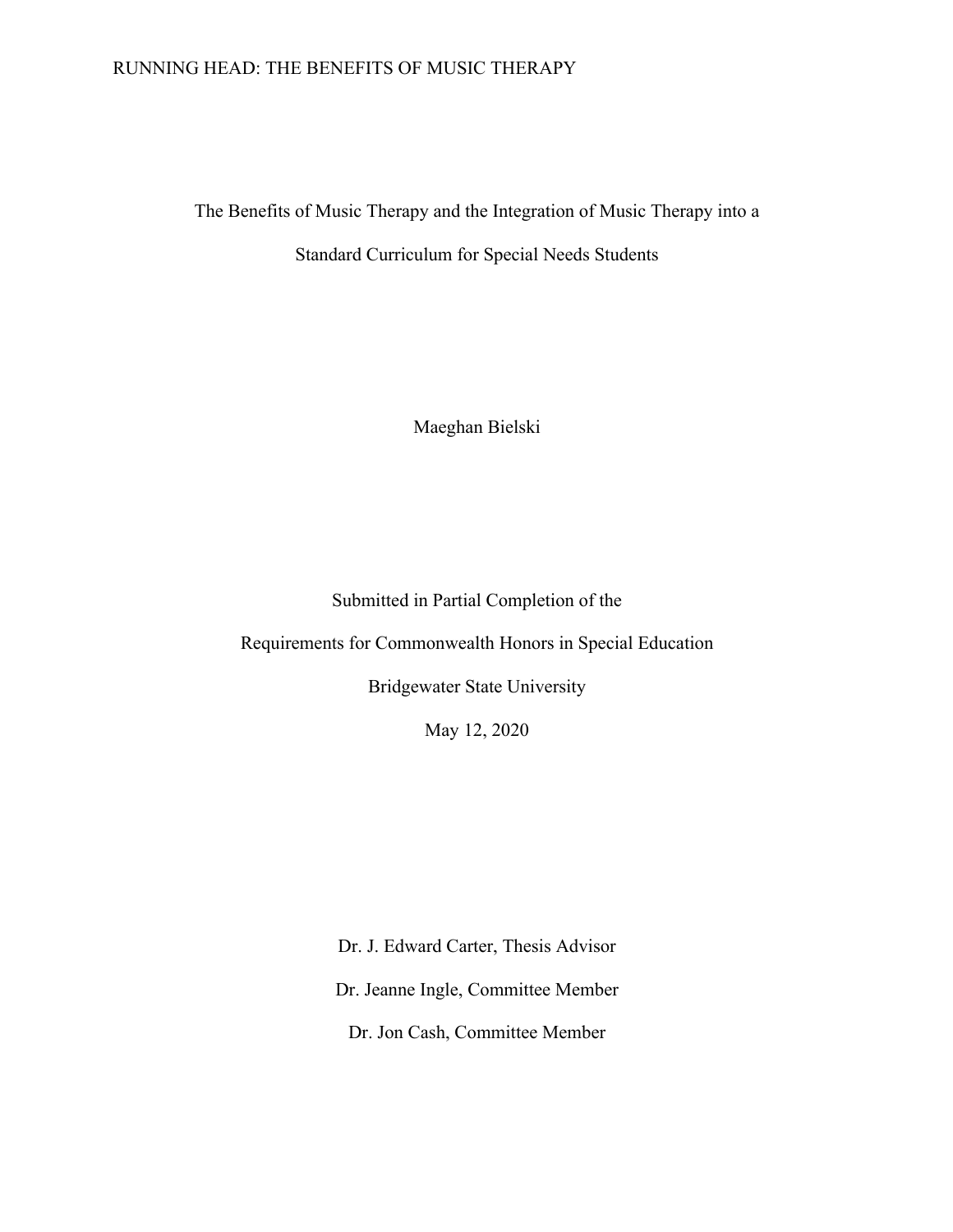# The Benefits of Music Therapy and the Integration of Music Therapy into a Standard Curriculum for Special Needs Students

Maeghan Bielski

Submitted in Partial Completion of the

Requirements for Commonwealth Honors in Special Education

Bridgewater State University

May 12, 2020

Dr. J. Edward Carter, Thesis Advisor

Dr. Jeanne Ingle, Committee Member

Dr. Jon Cash, Committee Member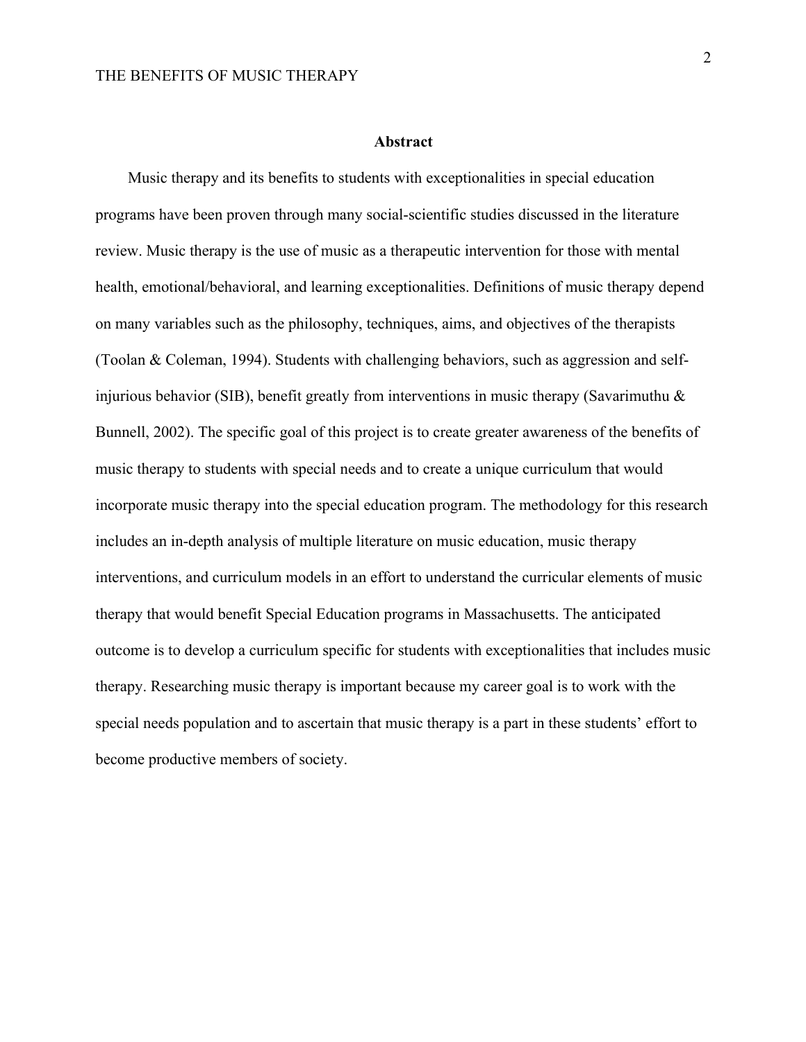## Abstract

Music therapy and its benefits to students with exceptionalities in special education programs have been proven through many social-scientific studies discussed in the literature review. Music therapy is the use of music as a therapeutic intervention for those with mental health, emotional/behavioral, and learning exceptionalities. Definitions of music therapy depend on many variables such as the philosophy, techniques, aims, and objectives of the therapists (Toolan & Coleman, 1994). Students with challenging behaviors, such as aggression and self-injurious behavior (SIB), benefit greatly from interventions in music therapy (Savarimuthu & Bunnell, 2002). The specific goal of this project is to create greater awareness of the benefits of music therapy to students with special needs and to create a unique curriculum that would incorporate music therapy into the special education program. The methodology for this research includes an in-depth analysis of multiple literature on music education, music therapy interventions, and curriculum models in an effort to understand the curricular elements of music therapy that would benefit Special Education programs in Massachusetts. The anticipated outcome is to develop a curriculum specific for students with exceptionalities that includes music therapy. Researching music therapy is important because my career goal is to work with the special needs population and to ascertain that music therapy is a part in these students' effort to become productive members of society.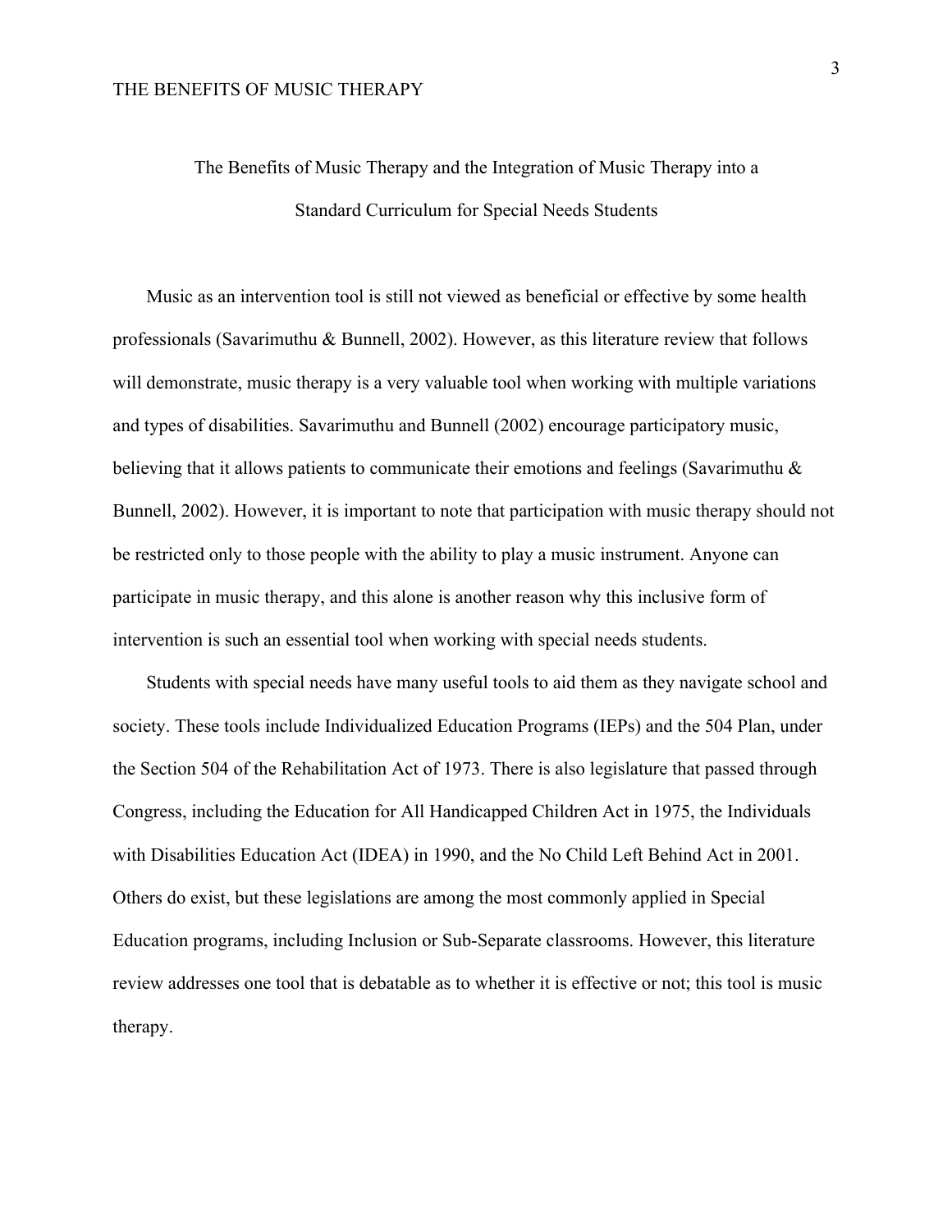# The Benefits of Music Therapy and the Integration of Music Therapy into a Standard Curriculum for Special Needs Students

Music as an intervention tool is still not viewed as beneficial or effective by some health professionals (Savarimuthu & Bunnell, 2002). However, as this literature review that follows will demonstrate, music therapy is a very valuable tool when working with multiple variations and types of disabilities. Savarimuthu and Bunnell (2002) encourage participatory music, believing that it allows patients to communicate their emotions and feelings (Savarimuthu & Bunnell, 2002). However, it is important to note that participation with music therapy should not be restricted only to those people with the ability to play a music instrument. Anyone can participate in music therapy, and this alone is another reason why this inclusive form of intervention is such an essential tool when working with special needs students.

Students with special needs have many useful tools to aid them as they navigate school and society. These tools include Individualized Education Programs (IEPs) and the 504 Plan, under the Section 504 of the Rehabilitation Act of 1973. There is also legislature that passed through Congress, including the Education for All Handicapped Children Act in 1975, the Individuals with Disabilities Education Act (IDEA) in 1990, and the No Child Left Behind Act in 2001. Others do exist, but these legislations are among the most commonly applied in Special Education programs, including Inclusion or Sub-Separate classrooms. However, this literature review addresses one tool that is debatable as to whether it is effective or not; this tool is music therapy.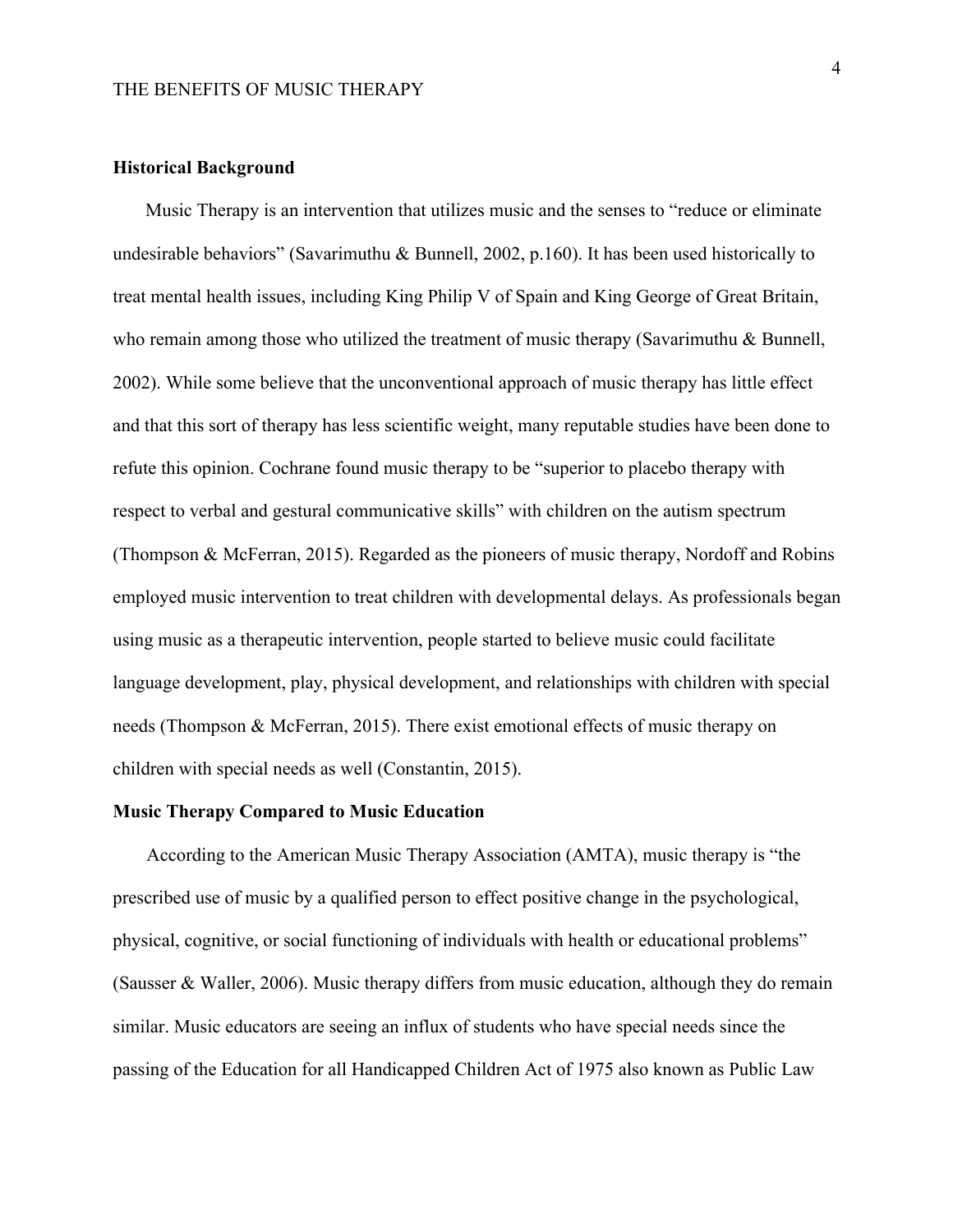**Historical Background**

Music Therapy is an intervention that utilizes music and the senses to "reduce or eliminate undesirable behaviors" (Savarimuthu & Bunnell, 2002, p.160). It has been used historically to treat mental health issues, including King Philip V of Spain and King George of Great Britain, who remain among those who utilized the treatment of music therapy (Savarimuthu & Bunnell, 2002). While some believe that the unconventional approach of music therapy has little effect and that this sort of therapy has less scientific weight, many reputable studies have been done to refute this opinion. Cochrane found music therapy to be "superior to placebo therapy with respect to verbal and gestural communicative skills" with children on the autism spectrum (Thompson & McFerran, 2015). Regarded as the pioneers of music therapy, Nordoff and Robins employed music intervention to treat children with developmental delays. As professionals began using music as a therapeutic intervention, people started to believe music could facilitate language development, play, physical development, and relationships with children with special needs (Thompson & McFerran, 2015). There exist emotional effects of music therapy on children with special needs as well (Constantin, 2015).

**Music Therapy Compared to Music Education**

According to the American Music Therapy Association (AMTA), music therapy is "the prescribed use of music by a qualified person to effect positive change in the psychological, physical, cognitive, or social functioning of individuals with health or educational problems" (Sausser & Waller, 2006). Music therapy differs from music education, although they do remain similar. Music educators are seeing an influx of students who have special needs since the passing of the Education for all Handicapped Children Act of 1975 also known as Public Law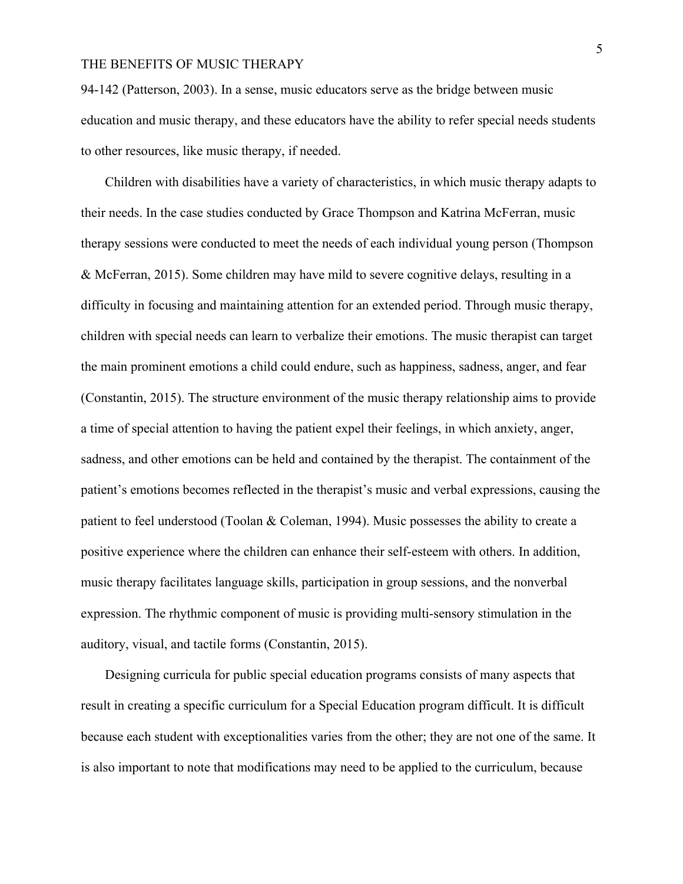94-142 (Patterson, 2003). In a sense, music educators serve as the bridge between music education and music therapy, and these educators have the ability to refer special needs students to other resources, like music therapy, if needed.

Children with disabilities have a variety of characteristics, in which music therapy adapts to their needs. In the case studies conducted by Grace Thompson and Katrina McFerran, music therapy sessions were conducted to meet the needs of each individual young person (Thompson & McFerran, 2015). Some children may have mild to severe cognitive delays, resulting in a difficulty in focusing and maintaining attention for an extended period. Through music therapy, children with special needs can learn to verbalize their emotions. The music therapist can target the main prominent emotions a child could endure, such as happiness, sadness, anger, and fear (Constantin, 2015). The structure environment of the music therapy relationship aims to provide a time of special attention to having the patient expel their feelings, in which anxiety, anger, sadness, and other emotions can be held and contained by the therapist. The containment of the patient's emotions becomes reflected in the therapist's music and verbal expressions, causing the patient to feel understood (Toolan & Coleman, 1994). Music possesses the ability to create a positive experience where the children can enhance their self-esteem with others. In addition, music therapy facilitates language skills, participation in group sessions, and the nonverbal expression. The rhythmic component of music is providing multi-sensory stimulation in the auditory, visual, and tactile forms (Constantin, 2015).

Designing curricula for public special education programs consists of many aspects that result in creating a specific curriculum for a Special Education program difficult. It is difficult because each student with exceptionalities varies from the other; they are not one of the same. It is also important to note that modifications may need to be applied to the curriculum, because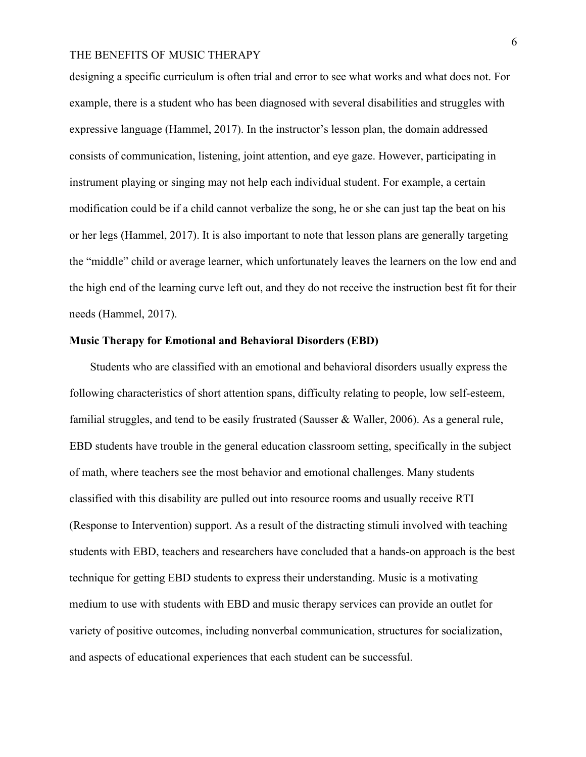designing a specific curriculum is often trial and error to see what works and what does not. For example, there is a student who has been diagnosed with several disabilities and struggles with expressive language (Hammel, 2017). In the instructor's lesson plan, the domain addressed consists of communication, listening, joint attention, and eye gaze. However, participating in instrument playing or singing may not help each individual student. For example, a certain modification could be if a child cannot verbalize the song, he or she can just tap the beat on his or her legs (Hammel, 2017). It is also important to note that lesson plans are generally targeting the "middle" child or average learner, which unfortunately leaves the learners on the low end and the high end of the learning curve left out, and they do not receive the instruction best fit for their needs (Hammel, 2017).

**Music Therapy for Emotional and Behavioral Disorders (EBD)**

Students who are classified with an emotional and behavioral disorders usually express the following characteristics of short attention spans, difficulty relating to people, low self-esteem, familial struggles, and tend to be easily frustrated (Sausser & Waller, 2006). As a general rule, EBD students have trouble in the general education classroom setting, specifically in the subject of math, where teachers see the most behavior and emotional challenges. Many students classified with this disability are pulled out into resource rooms and usually receive RTI (Response to Intervention) support. As a result of the distracting stimuli involved with teaching students with EBD, teachers and researchers have concluded that a hands-on approach is the best technique for getting EBD students to express their understanding. Music is a motivating medium to use with students with EBD and music therapy services can provide an outlet for variety of positive outcomes, including nonverbal communication, structures for socialization, and aspects of educational experiences that each student can be successful.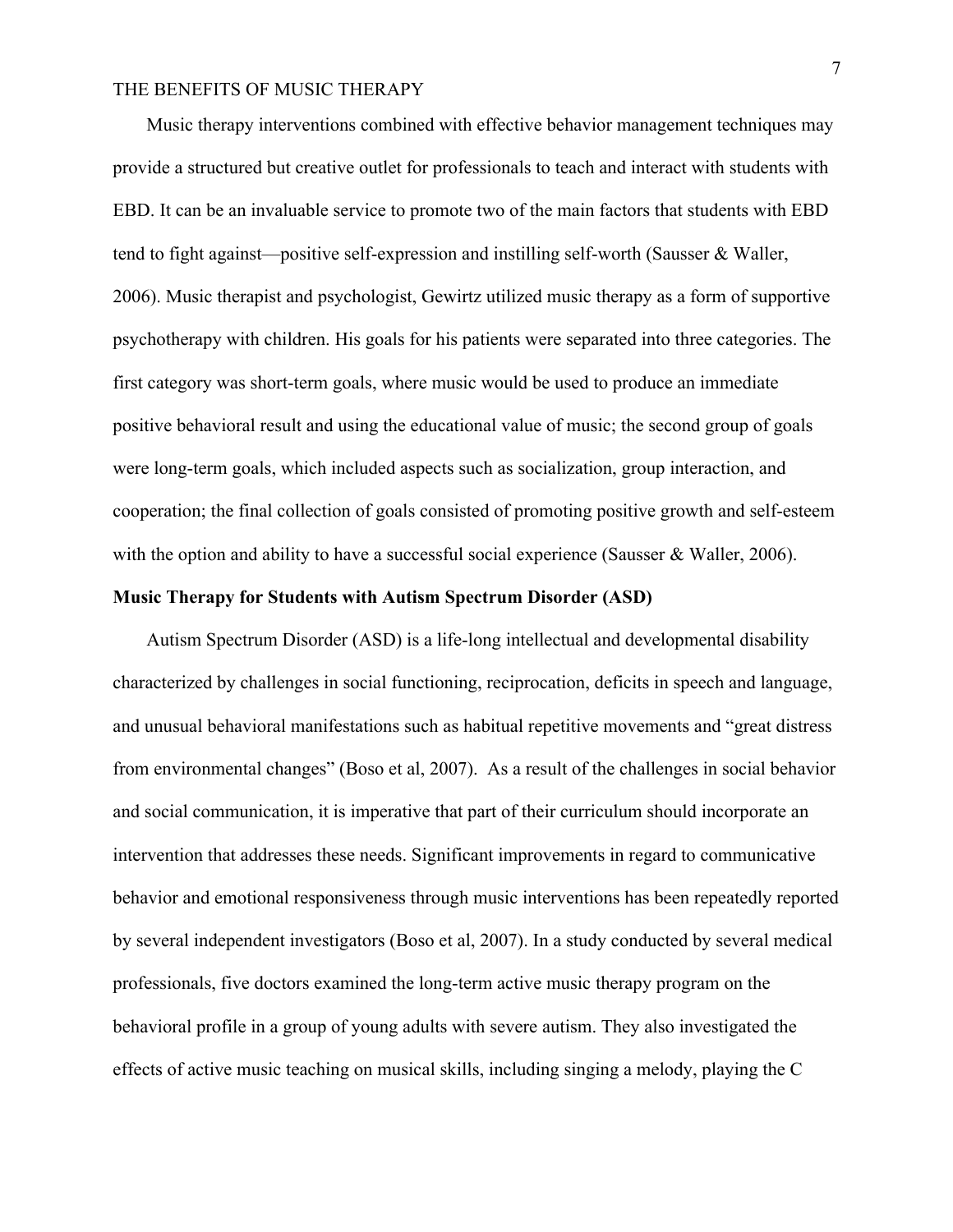Music therapy interventions combined with effective behavior management techniques may provide a structured but creative outlet for professionals to teach and interact with students with EBD. It can be an invaluable service to promote two of the main factors that students with EBD tend to fight against—positive self-expression and instilling self-worth (Sausser & Waller, 2006). Music therapist and psychologist, Gewirtz utilized music therapy as a form of supportive psychotherapy with children. His goals for his patients were separated into three categories. The first category was short-term goals, where music would be used to produce an immediate positive behavioral result and using the educational value of music; the second group of goals were long-term goals, which included aspects such as socialization, group interaction, and cooperation; the final collection of goals consisted of promoting positive growth and self-esteem with the option and ability to have a successful social experience (Sausser & Waller, 2006).

**Music Therapy for Students with Autism Spectrum Disorder (ASD)**

Autism Spectrum Disorder (ASD) is a life-long intellectual and developmental disability characterized by challenges in social functioning, reciprocation, deficits in speech and language, and unusual behavioral manifestations such as habitual repetitive movements and "great distress from environmental changes" (Boso et al, 2007). As a result of the challenges in social behavior and social communication, it is imperative that part of their curriculum should incorporate an intervention that addresses these needs. Significant improvements in regard to communicative behavior and emotional responsiveness through music interventions has been repeatedly reported by several independent investigators (Boso et al, 2007). In a study conducted by several medical professionals, five doctors examined the long-term active music therapy program on the behavioral profile in a group of young adults with severe autism. They also investigated the effects of active music teaching on musical skills, including singing a melody, playing the C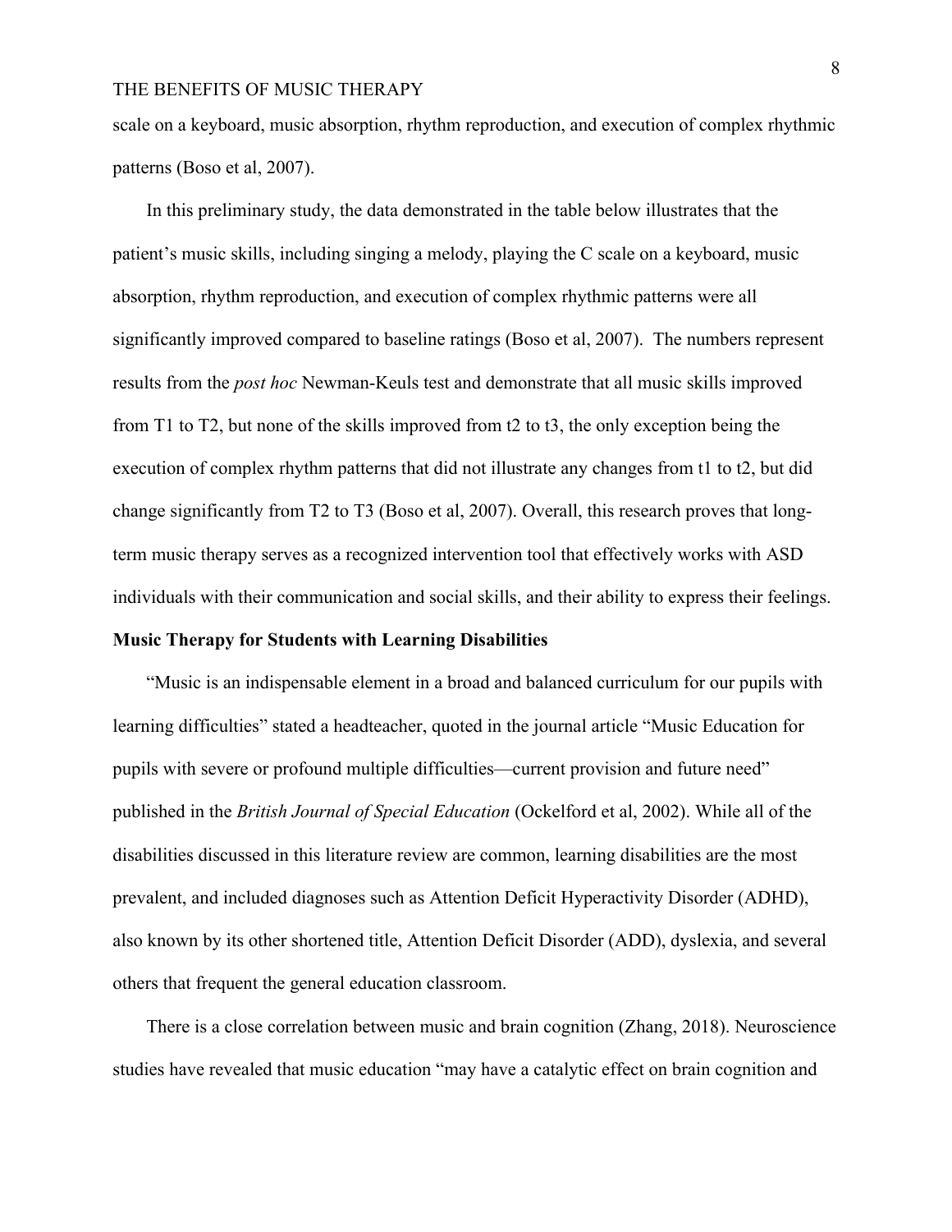scale on a keyboard, music absorption, rhythm reproduction, and execution of complex rhythmic patterns (Boso et al, 2007).

In this preliminary study, the data demonstrated in the table below illustrates that the patient's music skills, including singing a melody, playing the C scale on a keyboard, music absorption, rhythm reproduction, and execution of complex rhythmic patterns were all significantly improved compared to baseline ratings (Boso et al, 2007). The numbers represent results from the *post hoc* Newman-Keuls test and demonstrate that all music skills improved from T1 to T2, but none of the skills improved from t2 to t3, the only exception being the execution of complex rhythm patterns that did not illustrate any changes from t1 to t2, but did change significantly from T2 to T3 (Boso et al, 2007). Overall, this research proves that long-term music therapy serves as a recognized intervention tool that effectively works with ASD individuals with their communication and social skills, and their ability to express their feelings.

**Music Therapy for Students with Learning Disabilities**

"Music is an indispensable element in a broad and balanced curriculum for our pupils with learning difficulties" stated a headteacher, quoted in the journal article "Music Education for pupils with severe or profound multiple difficulties—current provision and future need" published in the *British Journal of Special Education* (Ockelford et al, 2002). While all of the disabilities discussed in this literature review are common, learning disabilities are the most prevalent, and included diagnoses such as Attention Deficit Hyperactivity Disorder (ADHD), also known by its other shortened title, Attention Deficit Disorder (ADD), dyslexia, and several others that frequent the general education classroom.

There is a close correlation between music and brain cognition (Zhang, 2018). Neuroscience studies have revealed that music education "may have a catalytic effect on brain cognition and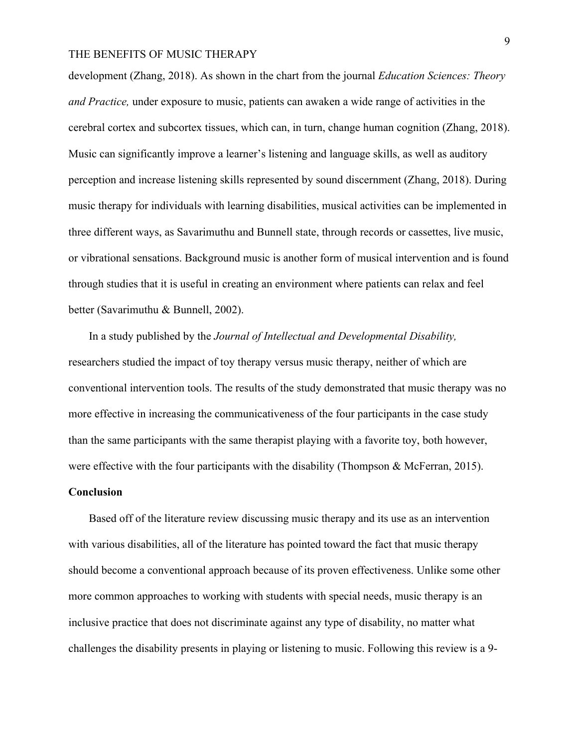development (Zhang, 2018). As shown in the chart from the journal *Education Sciences: Theory and Practice,* under exposure to music, patients can awaken a wide range of activities in the cerebral cortex and subcortex tissues, which can, in turn, change human cognition (Zhang, 2018). Music can significantly improve a learner's listening and language skills, as well as auditory perception and increase listening skills represented by sound discernment (Zhang, 2018). During music therapy for individuals with learning disabilities, musical activities can be implemented in three different ways, as Savarimuthu and Bunnell state, through records or cassettes, live music, or vibrational sensations. Background music is another form of musical intervention and is found through studies that it is useful in creating an environment where patients can relax and feel better (Savarimuthu & Bunnell, 2002).

In a study published by the *Journal of Intellectual and Developmental Disability,* researchers studied the impact of toy therapy versus music therapy, neither of which are conventional intervention tools. The results of the study demonstrated that music therapy was no more effective in increasing the communicativeness of the four participants in the case study than the same participants with the same therapist playing with a favorite toy, both however, were effective with the four participants with the disability (Thompson & McFerran, 2015).

**Conclusion**

Based off of the literature review discussing music therapy and its use as an intervention with various disabilities, all of the literature has pointed toward the fact that music therapy should become a conventional approach because of its proven effectiveness. Unlike some other more common approaches to working with students with special needs, music therapy is an inclusive practice that does not discriminate against any type of disability, no matter what challenges the disability presents in playing or listening to music. Following this review is a 9-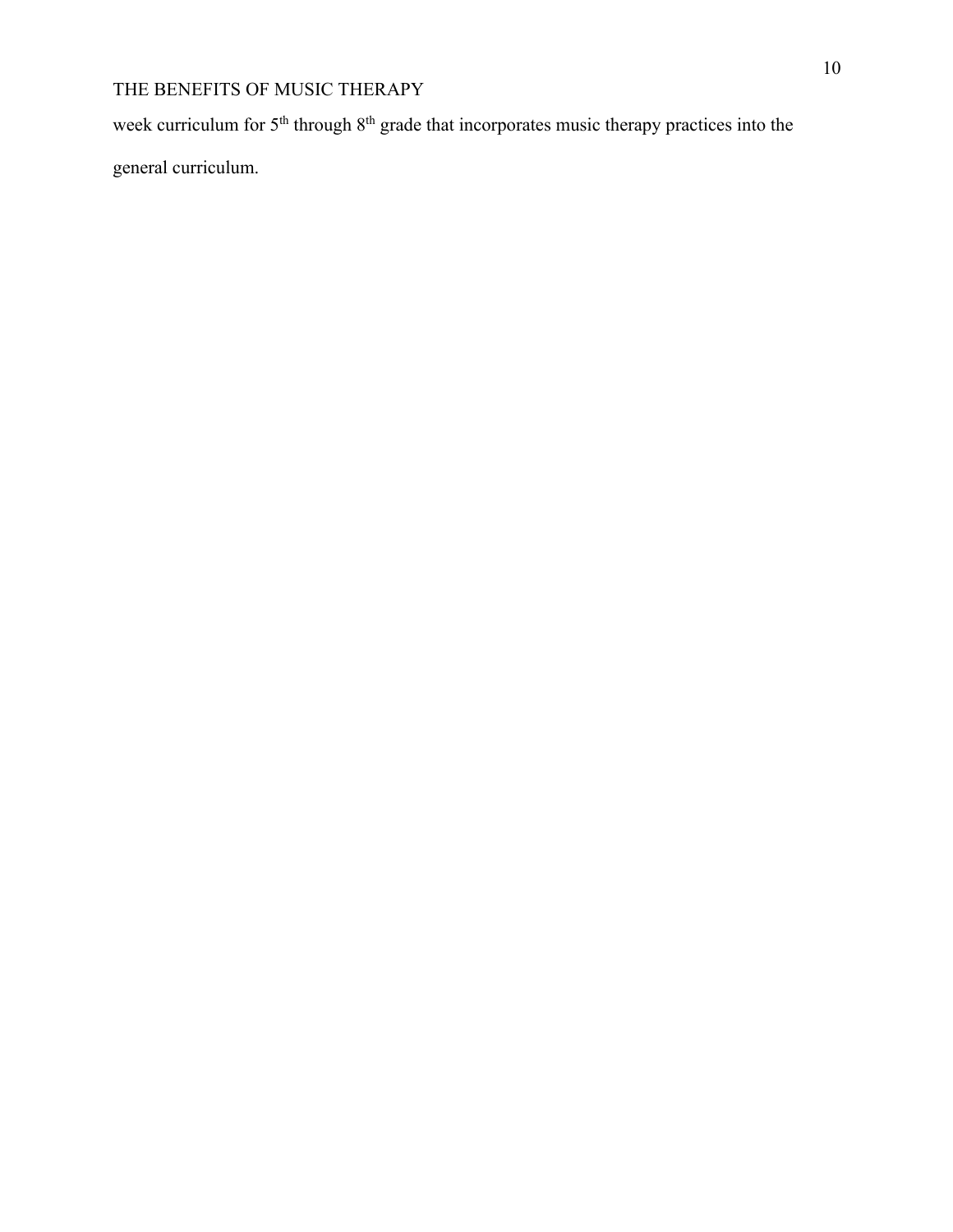week curriculum for 5th through 8th grade that incorporates music therapy practices into the general curriculum.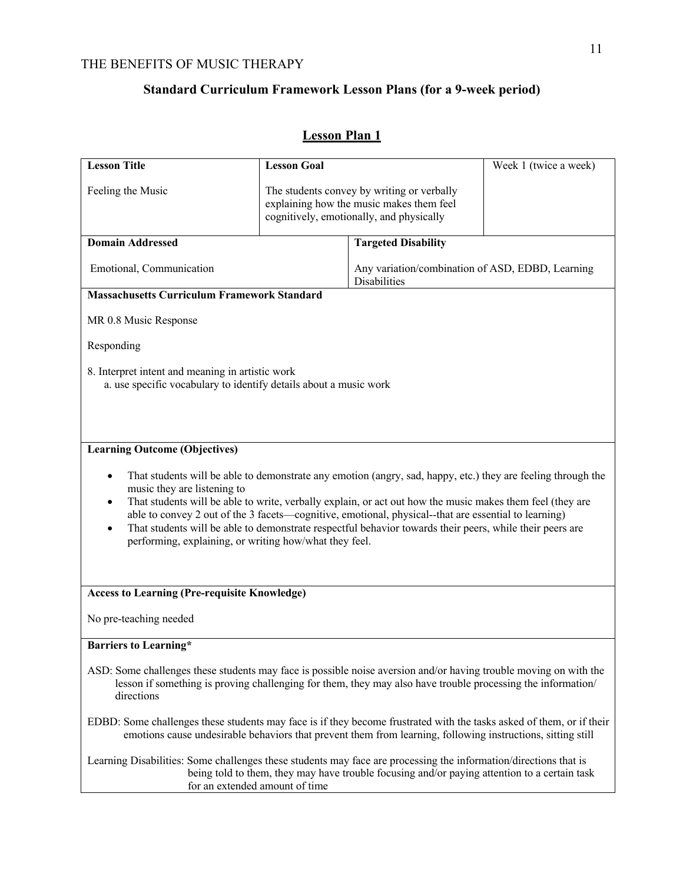## Standard Curriculum Framework Lesson Plans (for a 9-week period)

### Lesson Plan 1

| **Lesson Title** | **Lesson Goal** | Week 1 (twice a week) |
|---|---|---|
| Feeling the Music | The students convey by writing or verbally explaining how the music makes them feel cognitively, emotionally, and physically | |

| **Domain Addressed** | **Targeted Disability** |
|---|---|
| Emotional, Communication | Any variation/combination of ASD, EDBD, Learning Disabilities |

**Massachusetts Curriculum Framework Standard**

MR 0.8 Music Response

Responding

8. Interpret intent and meaning in artistic work
   a. use specific vocabulary to identify details about a music work

**Learning Outcome (Objectives)**

- That students will be able to demonstrate any emotion (angry, sad, happy, etc.) they are feeling through the music they are listening to
- That students will be able to write, verbally explain, or act out how the music makes them feel (they are able to convey 2 out of the 3 facets—cognitive, emotional, physical--that are essential to learning)
- That students will be able to demonstrate respectful behavior towards their peers, while their peers are performing, explaining, or writing how/what they feel.

**Access to Learning (Pre-requisite Knowledge)**

No pre-teaching needed

**Barriers to Learning***

ASD: Some challenges these students may face is possible noise aversion and/or having trouble moving on with the lesson if something is proving challenging for them, they may also have trouble processing the information/ directions

EDBD: Some challenges these students may face is if they become frustrated with the tasks asked of them, or if their emotions cause undesirable behaviors that prevent them from learning, following instructions, sitting still

Learning Disabilities: Some challenges these students may face are processing the information/directions that is being told to them, they may have trouble focusing and/or paying attention to a certain task for an extended amount of time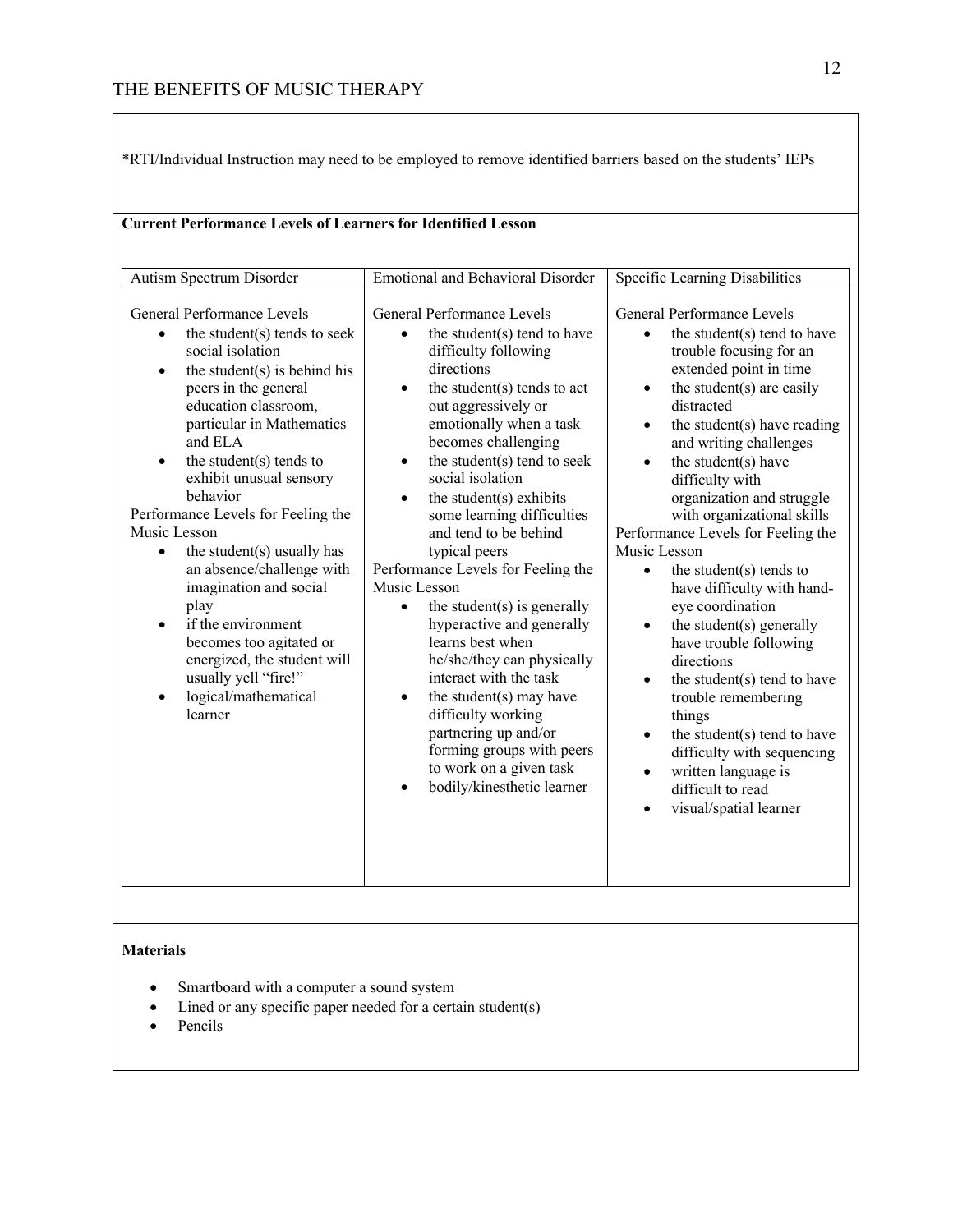*RTI/Individual Instruction may need to be employed to remove identified barriers based on the students' IEPs

**Current Performance Levels of Learners for Identified Lesson**

| Autism Spectrum Disorder | Emotional and Behavioral Disorder | Specific Learning Disabilities |
|---|---|---|
| General Performance Levels<br>• the student(s) tends to seek social isolation<br>• the student(s) is behind his peers in the general education classroom, particular in Mathematics and ELA<br>• the student(s) tends to exhibit unusual sensory behavior<br>Performance Levels for Feeling the Music Lesson<br>• the student(s) usually has an absence/challenge with imagination and social play<br>• if the environment becomes too agitated or energized, the student will usually yell "fire!"<br>• logical/mathematical learner | General Performance Levels<br>• the student(s) tend to have difficulty following directions<br>• the student(s) tends to act out aggressively or emotionally when a task becomes challenging<br>• the student(s) tend to seek social isolation<br>• the student(s) exhibits some learning difficulties and tend to be behind typical peers<br>Performance Levels for Feeling the Music Lesson<br>• the student(s) is generally hyperactive and generally learns best when he/she/they can physically interact with the task<br>• the student(s) may have difficulty working partnering up and/or forming groups with peers to work on a given task<br>• bodily/kinesthetic learner | General Performance Levels<br>• the student(s) tend to have trouble focusing for an extended point in time<br>• the student(s) are easily distracted<br>• the student(s) have reading and writing challenges<br>• the student(s) have difficulty with organization and struggle with organizational skills<br>Performance Levels for Feeling the Music Lesson<br>• the student(s) tends to have difficulty with hand-eye coordination<br>• the student(s) generally have trouble following directions<br>• the student(s) tend to have trouble remembering things<br>• the student(s) tend to have difficulty with sequencing<br>• written language is difficult to read<br>• visual/spatial learner |

**Materials**

- Smartboard with a computer a sound system
- Lined or any specific paper needed for a certain student(s)
- Pencils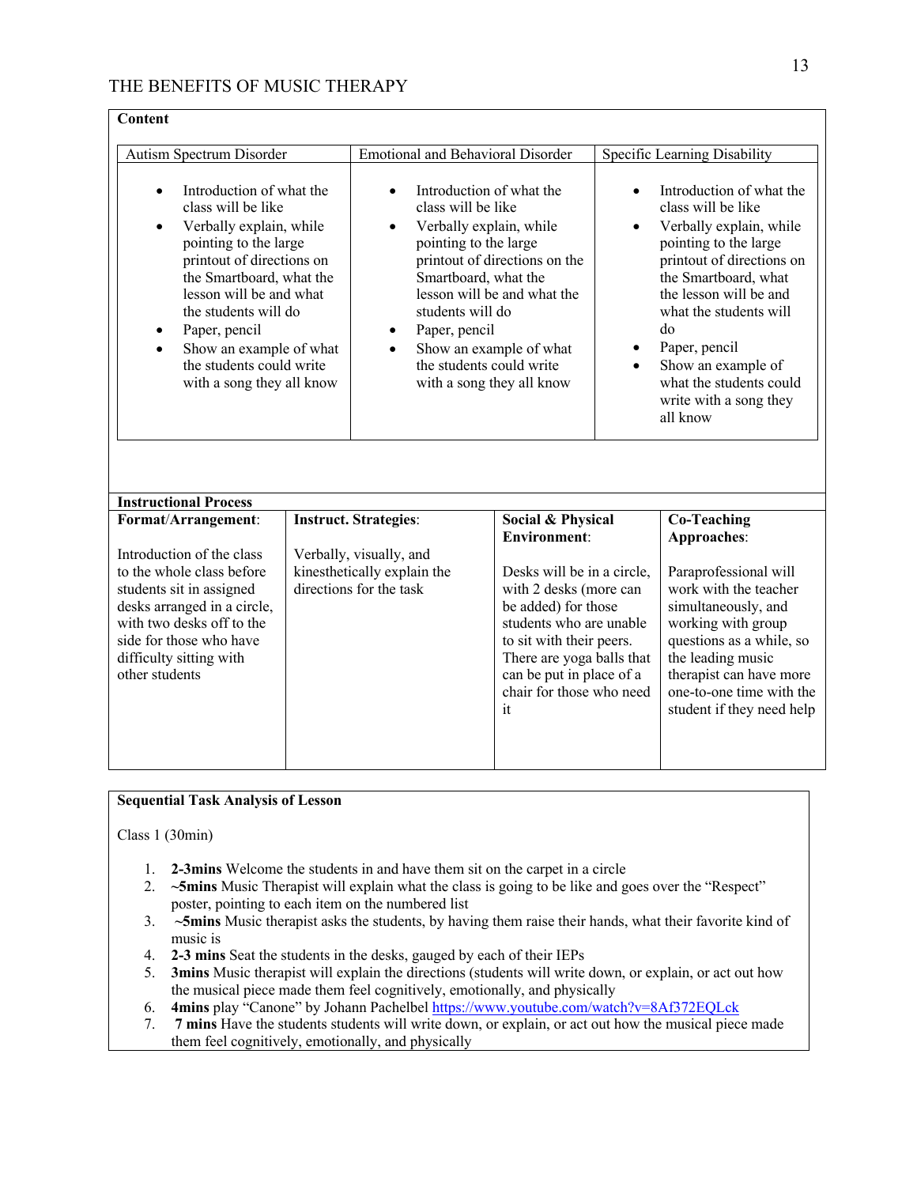**Content**

| Autism Spectrum Disorder | Emotional and Behavioral Disorder | Specific Learning Disability |
|---|---|---|
| • Introduction of what the class will be like<br>• Verbally explain, while pointing to the large printout of directions on the Smartboard, what the lesson will be and what the students will do<br>• Paper, pencil<br>• Show an example of what the students could write with a song they all know | • Introduction of what the class will be like<br>• Verbally explain, while pointing to the large printout of directions on the Smartboard, what the lesson will be and what the students will do<br>• Paper, pencil<br>• Show an example of what the students could write with a song they all know | • Introduction of what the class will be like<br>• Verbally explain, while pointing to the large printout of directions on the Smartboard, what the lesson will be and what the students will do<br>• Paper, pencil<br>• Show an example of what the students could write with a song they all know |

**Instructional Process**

| **Format/Arrangement**: | **Instruct. Strategies**: | **Social & Physical Environment**: | **Co-Teaching Approaches**: |
|---|---|---|---|
| Introduction of the class to the whole class before students sit in assigned desks arranged in a circle, with two desks off to the side for those who have difficulty sitting with other students | Verbally, visually, and kinesthetically explain the directions for the task | Desks will be in a circle, with 2 desks (more can be added) for those students who are unable to sit with their peers. There are yoga balls that can be put in place of a chair for those who need it | Paraprofessional will work with the teacher simultaneously, and working with group questions as a while, so the leading music therapist can have more one-to-one time with the student if they need help |

**Sequential Task Analysis of Lesson**

Class 1 (30min)

1. **2-3mins** Welcome the students in and have them sit on the carpet in a circle
2. **~5mins** Music Therapist will explain what the class is going to be like and goes over the "Respect" poster, pointing to each item on the numbered list
3. **~5mins** Music therapist asks the students, by having them raise their hands, what their favorite kind of music is
4. **2-3 mins** Seat the students in the desks, gauged by each of their IEPs
5. **3mins** Music therapist will explain the directions (students will write down, or explain, or act out how the musical piece made them feel cognitively, emotionally, and physically
6. **4mins** play "Canone" by Johann Pachelbel https://www.youtube.com/watch?v=8Af372EQLck
7. **7 mins** Have the students students will write down, or explain, or act out how the musical piece made them feel cognitively, emotionally, and physically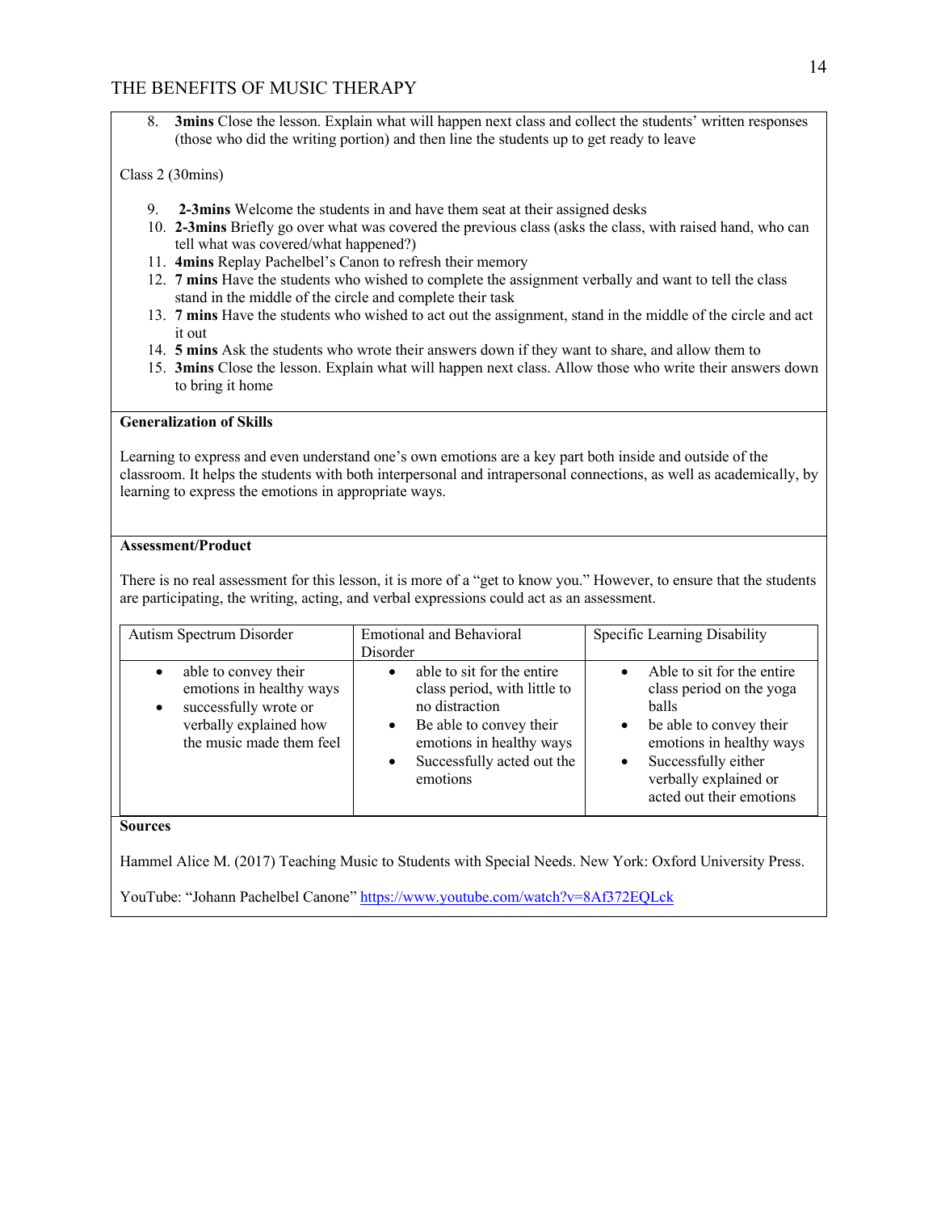8. **3mins** Close the lesson. Explain what will happen next class and collect the students' written responses (those who did the writing portion) and then line the students up to get ready to leave

Class 2 (30mins)

9. **2-3mins** Welcome the students in and have them seat at their assigned desks
10. **2-3mins** Briefly go over what was covered the previous class (asks the class, with raised hand, who can tell what was covered/what happened?)
11. **4mins** Replay Pachelbel's Canon to refresh their memory
12. **7 mins** Have the students who wished to complete the assignment verbally and want to tell the class stand in the middle of the circle and complete their task
13. **7 mins** Have the students who wished to act out the assignment, stand in the middle of the circle and act it out
14. **5 mins** Ask the students who wrote their answers down if they want to share, and allow them to
15. **3mins** Close the lesson. Explain what will happen next class. Allow those who write their answers down to bring it home

**Generalization of Skills**

Learning to express and even understand one's own emotions are a key part both inside and outside of the classroom. It helps the students with both interpersonal and intrapersonal connections, as well as academically, by learning to express the emotions in appropriate ways.

**Assessment/Product**

There is no real assessment for this lesson, it is more of a "get to know you." However, to ensure that the students are participating, the writing, acting, and verbal expressions could act as an assessment.

| Autism Spectrum Disorder | Emotional and Behavioral Disorder | Specific Learning Disability |
|---|---|---|
| • able to convey their emotions in healthy ways<br>• successfully wrote or verbally explained how the music made them feel | • able to sit for the entire class period, with little to no distraction<br>• Be able to convey their emotions in healthy ways<br>• Successfully acted out the emotions | • Able to sit for the entire class period on the yoga balls<br>• be able to convey their emotions in healthy ways<br>• Successfully either verbally explained or acted out their emotions |

**Sources**

Hammel Alice M. (2017) Teaching Music to Students with Special Needs. New York: Oxford University Press.

YouTube: "Johann Pachelbel Canone" https://www.youtube.com/watch?v=8Af372EQLck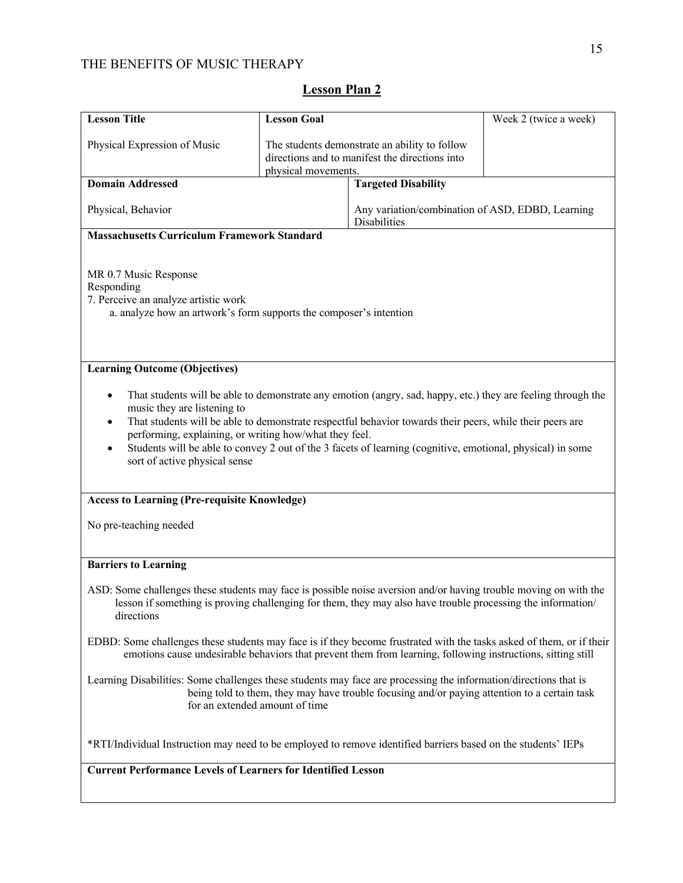## Lesson Plan 2

| **Lesson Title** | **Lesson Goal** | Week 2 (twice a week) |
| --- | --- | --- |
| Physical Expression of Music | The students demonstrate an ability to follow directions and to manifest the directions into physical movements. | |

| **Domain Addressed** | **Targeted Disability** |
| --- | --- |
| Physical, Behavior | Any variation/combination of ASD, EDBD, Learning Disabilities |

**Massachusetts Curriculum Framework Standard**

MR 0.7 Music Response
Responding
7. Perceive an analyze artistic work
   a. analyze how an artwork's form supports the composer's intention

**Learning Outcome (Objectives)**

- That students will be able to demonstrate any emotion (angry, sad, happy, etc.) they are feeling through the music they are listening to
- That students will be able to demonstrate respectful behavior towards their peers, while their peers are performing, explaining, or writing how/what they feel.
- Students will be able to convey 2 out of the 3 facets of learning (cognitive, emotional, physical) in some sort of active physical sense

**Access to Learning (Pre-requisite Knowledge)**

No pre-teaching needed

**Barriers to Learning**

ASD: Some challenges these students may face is possible noise aversion and/or having trouble moving on with the lesson if something is proving challenging for them, they may also have trouble processing the information/ directions

EDBD: Some challenges these students may face is if they become frustrated with the tasks asked of them, or if their emotions cause undesirable behaviors that prevent them from learning, following instructions, sitting still

Learning Disabilities: Some challenges these students may face are processing the information/directions that is being told to them, they may have trouble focusing and/or paying attention to a certain task for an extended amount of time

*RTI/Individual Instruction may need to be employed to remove identified barriers based on the students' IEPs

**Current Performance Levels of Learners for Identified Lesson**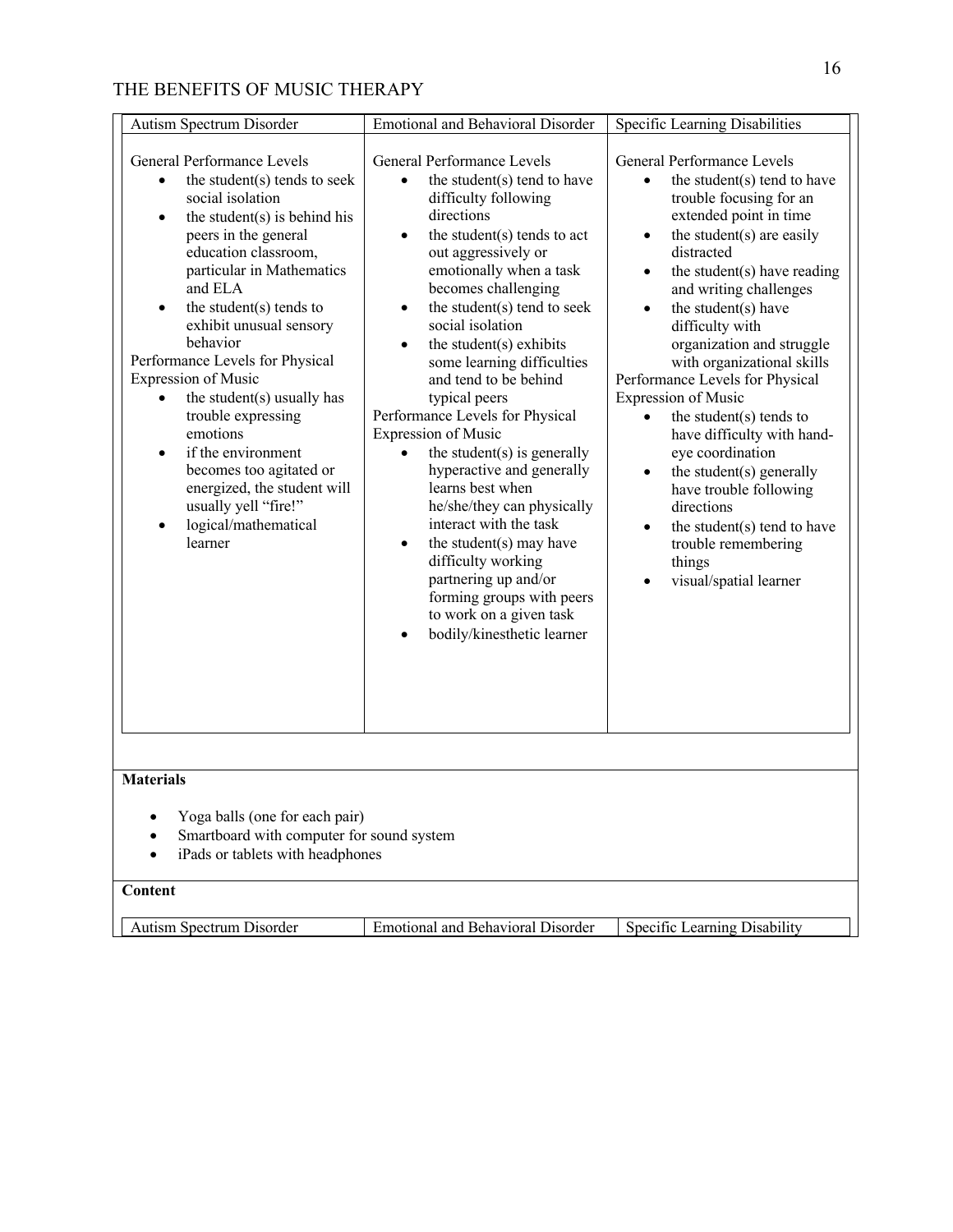| Autism Spectrum Disorder | Emotional and Behavioral Disorder | Specific Learning Disabilities |
|---|---|---|
| General Performance Levels<br>• the student(s) tends to seek social isolation<br>• the student(s) is behind his peers in the general education classroom, particular in Mathematics and ELA<br>• the student(s) tends to exhibit unusual sensory behavior<br>Performance Levels for Physical Expression of Music<br>• the student(s) usually has trouble expressing emotions<br>• if the environment becomes too agitated or energized, the student will usually yell "fire!"<br>• logical/mathematical learner | General Performance Levels<br>• the student(s) tend to have difficulty following directions<br>• the student(s) tends to act out aggressively or emotionally when a task becomes challenging<br>• the student(s) tend to seek social isolation<br>• the student(s) exhibits some learning difficulties and tend to be behind typical peers<br>Performance Levels for Physical Expression of Music<br>• the student(s) is generally hyperactive and generally learns best when he/she/they can physically interact with the task<br>• the student(s) may have difficulty working partnering up and/or forming groups with peers to work on a given task<br>• bodily/kinesthetic learner | General Performance Levels<br>• the student(s) tend to have trouble focusing for an extended point in time<br>• the student(s) are easily distracted<br>• the student(s) have reading and writing challenges<br>• the student(s) have difficulty with organization and struggle with organizational skills<br>Performance Levels for Physical Expression of Music<br>• the student(s) tends to have difficulty with hand-eye coordination<br>• the student(s) generally have trouble following directions<br>• the student(s) tend to have trouble remembering things<br>• visual/spatial learner |

**Materials**

- Yoga balls (one for each pair)
- Smartboard with computer for sound system
- iPads or tablets with headphones

**Content**

| Autism Spectrum Disorder | Emotional and Behavioral Disorder | Specific Learning Disability |
|---|---|---|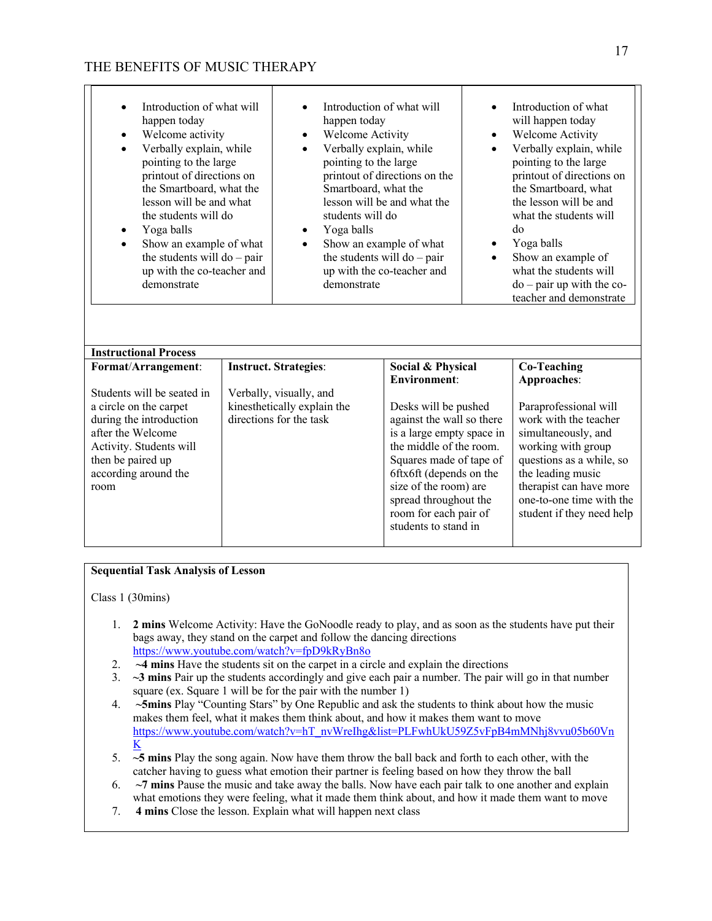| | | |
|---|---|---|
| • Introduction of what will happen today<br>• Welcome activity<br>• Verbally explain, while pointing to the large printout of directions on the Smartboard, what the lesson will be and what the students will do<br>• Yoga balls<br>• Show an example of what the students will do – pair up with the co-teacher and demonstrate | • Introduction of what will happen today<br>• Welcome Activity<br>• Verbally explain, while pointing to the large printout of directions on the Smartboard, what the lesson will be and what the students will do<br>• Yoga balls<br>• Show an example of what the students will do – pair up with the co-teacher and demonstrate | • Introduction of what will happen today<br>• Welcome Activity<br>• Verbally explain, while pointing to the large printout of directions on the Smartboard, what the lesson will be and what the students will do<br>• Yoga balls<br>• Show an example of what the students will do – pair up with the co-teacher and demonstrate |

**Instructional Process**

| **Format/Arrangement**: | **Instruct. Strategies**: | **Social & Physical Environment**: | **Co-Teaching Approaches**: |
|---|---|---|---|
| Students will be seated in a circle on the carpet during the introduction after the Welcome Activity. Students will then be paired up according around the room | Verbally, visually, and kinesthetically explain the directions for the task | Desks will be pushed against the wall so there is a large empty space in the middle of the room. Squares made of tape of 6ftx6ft (depends on the size of the room) are spread throughout the room for each pair of students to stand in | Paraprofessional will work with the teacher simultaneously, and working with group questions as a while, so the leading music therapist can have more one-to-one time with the student if they need help |

**Sequential Task Analysis of Lesson**

Class 1 (30mins)

1. **2 mins** Welcome Activity: Have the GoNoodle ready to play, and as soon as the students have put their bags away, they stand on the carpet and follow the dancing directions https://www.youtube.com/watch?v=fpD9kRyBn8o
2. **~4 mins** Have the students sit on the carpet in a circle and explain the directions
3. **~3 mins** Pair up the students accordingly and give each pair a number. The pair will go in that number square (ex. Square 1 will be for the pair with the number 1)
4. **~5mins** Play "Counting Stars" by One Republic and ask the students to think about how the music makes them feel, what it makes them think about, and how it makes them want to move https://www.youtube.com/watch?v=hT_nvWreIhg&list=PLFwhUkU59Z5vFpB4mMNhj8vvu05b60VnK
5. **~5 mins** Play the song again. Now have them throw the ball back and forth to each other, with the catcher having to guess what emotion their partner is feeling based on how they throw the ball
6. **~7 mins** Pause the music and take away the balls. Now have each pair talk to one another and explain what emotions they were feeling, what it made them think about, and how it made them want to move
7. **4 mins** Close the lesson. Explain what will happen next class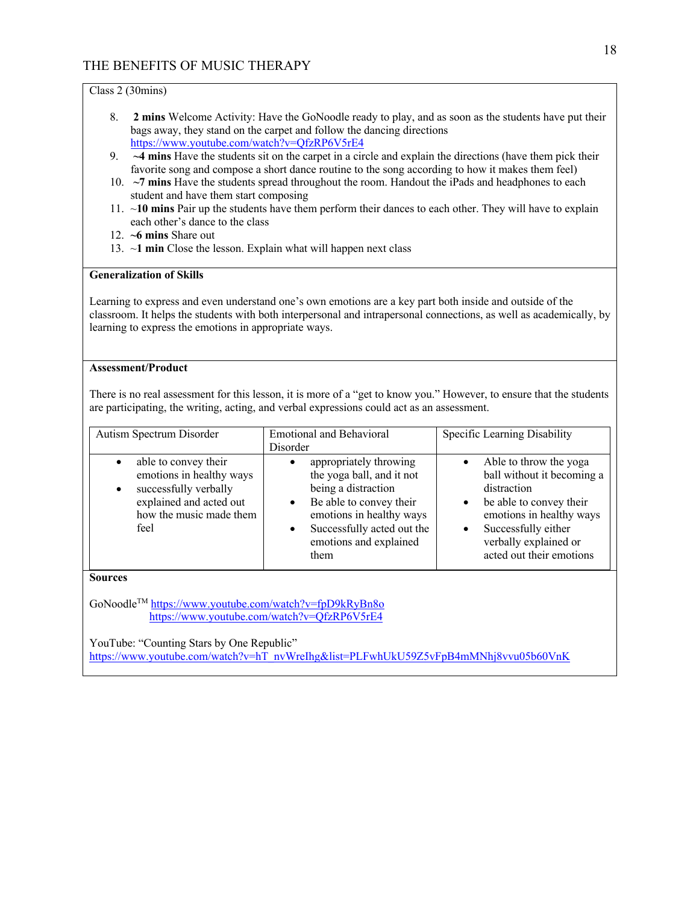Class 2 (30mins)

8. **2 mins** Welcome Activity: Have the GoNoodle ready to play, and as soon as the students have put their bags away, they stand on the carpet and follow the dancing directions https://www.youtube.com/watch?v=QfzRP6V5rE4
9. **~4 mins** Have the students sit on the carpet in a circle and explain the directions (have them pick their favorite song and compose a short dance routine to the song according to how it makes them feel)
10. **~7 mins** Have the students spread throughout the room. Handout the iPads and headphones to each student and have them start composing
11. ~**10 mins** Pair up the students have them perform their dances to each other. They will have to explain each other's dance to the class
12. **~6 mins** Share out
13. ~**1 min** Close the lesson. Explain what will happen next class

**Generalization of Skills**

Learning to express and even understand one's own emotions are a key part both inside and outside of the classroom. It helps the students with both interpersonal and intrapersonal connections, as well as academically, by learning to express the emotions in appropriate ways.

**Assessment/Product**

There is no real assessment for this lesson, it is more of a "get to know you." However, to ensure that the students are participating, the writing, acting, and verbal expressions could act as an assessment.

| Autism Spectrum Disorder | Emotional and Behavioral Disorder | Specific Learning Disability |
|---|---|---|
| • able to convey their emotions in healthy ways<br>• successfully verbally explained and acted out how the music made them feel | • appropriately throwing the yoga ball, and it not being a distraction<br>• Be able to convey their emotions in healthy ways<br>• Successfully acted out the emotions and explained them | • Able to throw the yoga ball without it becoming a distraction<br>• be able to convey their emotions in healthy ways<br>• Successfully either verbally explained or acted out their emotions |

**Sources**

GoNoodle™ https://www.youtube.com/watch?v=fpD9kRyBn8o
https://www.youtube.com/watch?v=QfzRP6V5rE4

YouTube: "Counting Stars by One Republic"
https://www.youtube.com/watch?v=hT_nvWreIhg&list=PLFwhUkU59Z5vFpB4mMNhj8vvu05b60VnK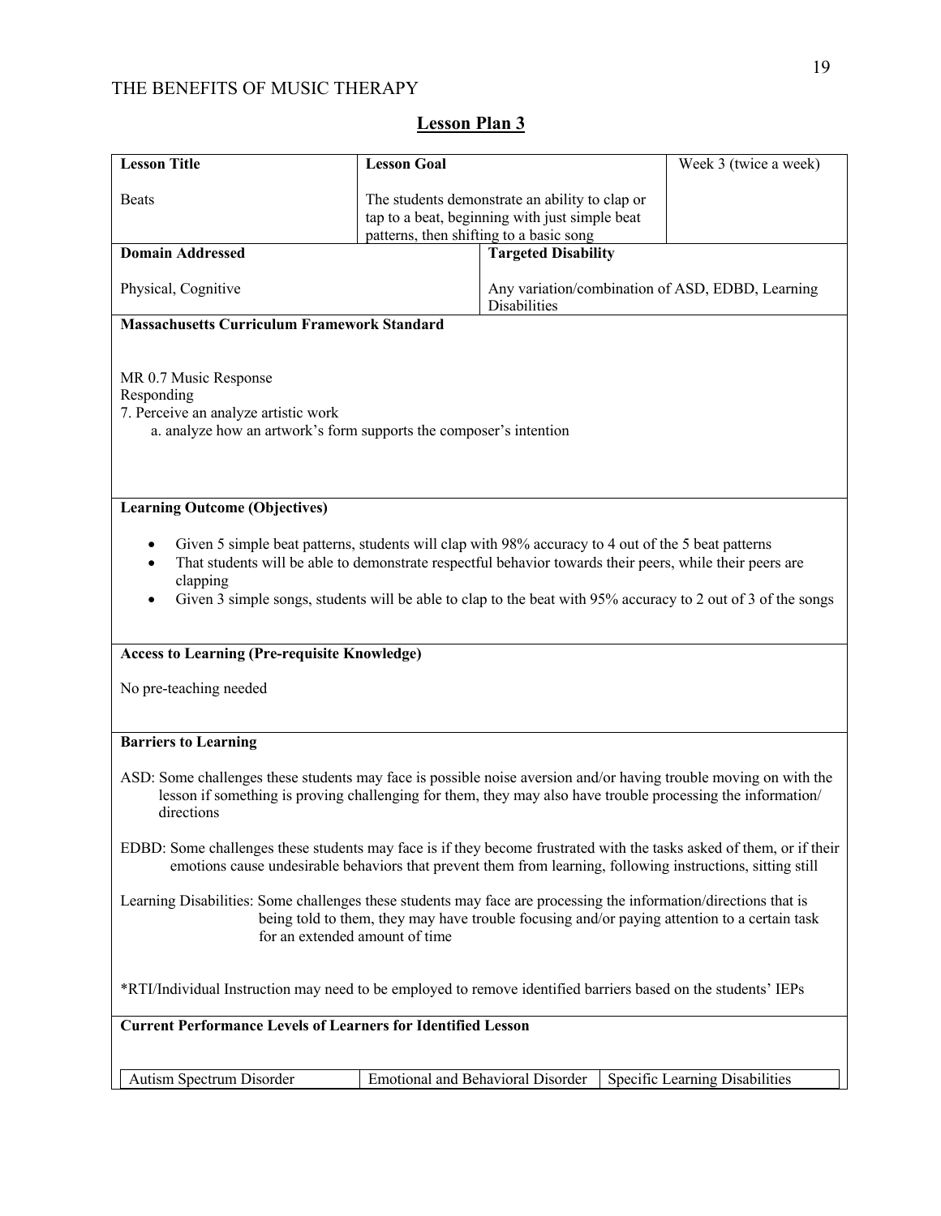## Lesson Plan 3

| **Lesson Title** | **Lesson Goal** | Week 3 (twice a week) |
|---|---|---|
| Beats | The students demonstrate an ability to clap or tap to a beat, beginning with just simple beat patterns, then shifting to a basic song | |

| **Domain Addressed** | **Targeted Disability** |
|---|---|
| Physical, Cognitive | Any variation/combination of ASD, EDBD, Learning Disabilities |

**Massachusetts Curriculum Framework Standard**

MR 0.7 Music Response
Responding
7. Perceive an analyze artistic work
   a. analyze how an artwork's form supports the composer's intention

**Learning Outcome (Objectives)**

- Given 5 simple beat patterns, students will clap with 98% accuracy to 4 out of the 5 beat patterns
- That students will be able to demonstrate respectful behavior towards their peers, while their peers are clapping
- Given 3 simple songs, students will be able to clap to the beat with 95% accuracy to 2 out of 3 of the songs

**Access to Learning (Pre-requisite Knowledge)**

No pre-teaching needed

**Barriers to Learning**

ASD: Some challenges these students may face is possible noise aversion and/or having trouble moving on with the lesson if something is proving challenging for them, they may also have trouble processing the information/ directions

EDBD: Some challenges these students may face is if they become frustrated with the tasks asked of them, or if their emotions cause undesirable behaviors that prevent them from learning, following instructions, sitting still

Learning Disabilities: Some challenges these students may face are processing the information/directions that is being told to them, they may have trouble focusing and/or paying attention to a certain task for an extended amount of time

*RTI/Individual Instruction may need to be employed to remove identified barriers based on the students' IEPs

**Current Performance Levels of Learners for Identified Lesson**

| Autism Spectrum Disorder | Emotional and Behavioral Disorder | Specific Learning Disabilities |
|---|---|---|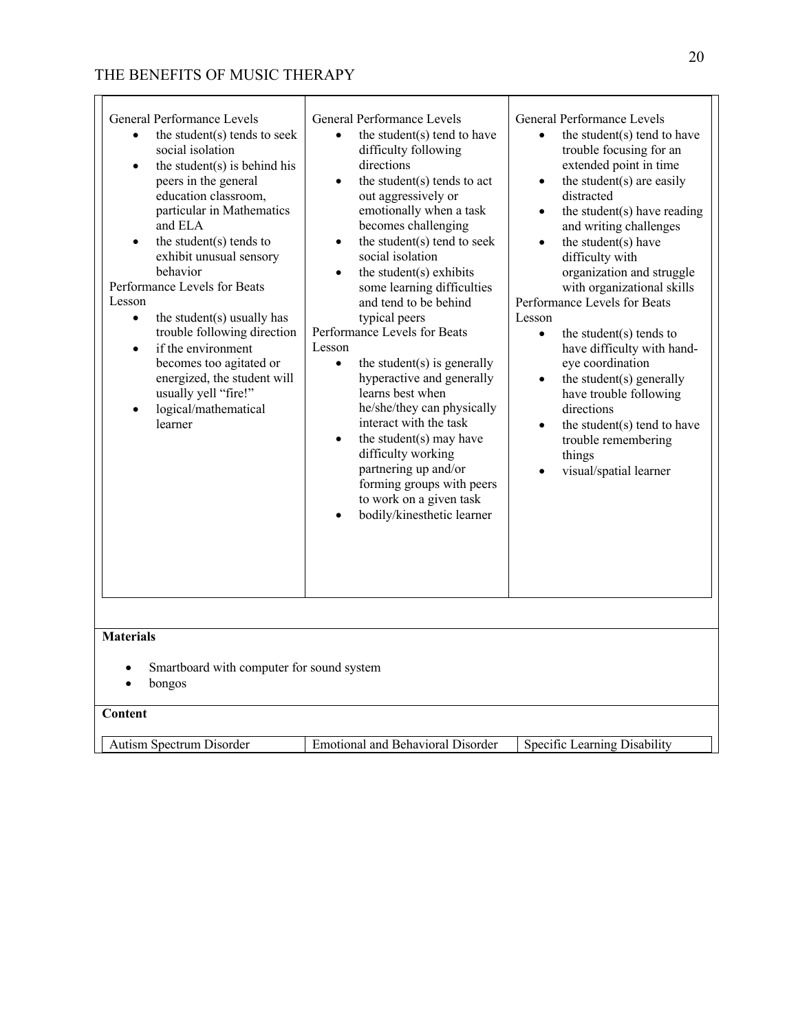| General Performance Levels | General Performance Levels | General Performance Levels |
| --- | --- | --- |
| • the student(s) tends to seek social isolation<br>• the student(s) is behind his peers in the general education classroom, particular in Mathematics and ELA<br>• the student(s) tends to exhibit unusual sensory behavior<br>Performance Levels for Beats Lesson<br>• the student(s) usually has trouble following direction<br>• if the environment becomes too agitated or energized, the student will usually yell "fire!"<br>• logical/mathematical learner | • the student(s) tend to have difficulty following directions<br>• the student(s) tends to act out aggressively or emotionally when a task becomes challenging<br>• the student(s) tend to seek social isolation<br>• the student(s) exhibits some learning difficulties and tend to be behind typical peers<br>Performance Levels for Beats Lesson<br>• the student(s) is generally hyperactive and generally learns best when he/she/they can physically interact with the task<br>• the student(s) may have difficulty working partnering up and/or forming groups with peers to work on a given task<br>• bodily/kinesthetic learner | • the student(s) tend to have trouble focusing for an extended point in time<br>• the student(s) are easily distracted<br>• the student(s) have reading and writing challenges<br>• the student(s) have difficulty with organization and struggle with organizational skills<br>Performance Levels for Beats Lesson<br>• the student(s) tends to have difficulty with hand-eye coordination<br>• the student(s) generally have trouble following directions<br>• the student(s) tend to have trouble remembering things<br>• visual/spatial learner |

**Materials**

- Smartboard with computer for sound system
- bongos

**Content**

| Autism Spectrum Disorder | Emotional and Behavioral Disorder | Specific Learning Disability |
| --- | --- | --- |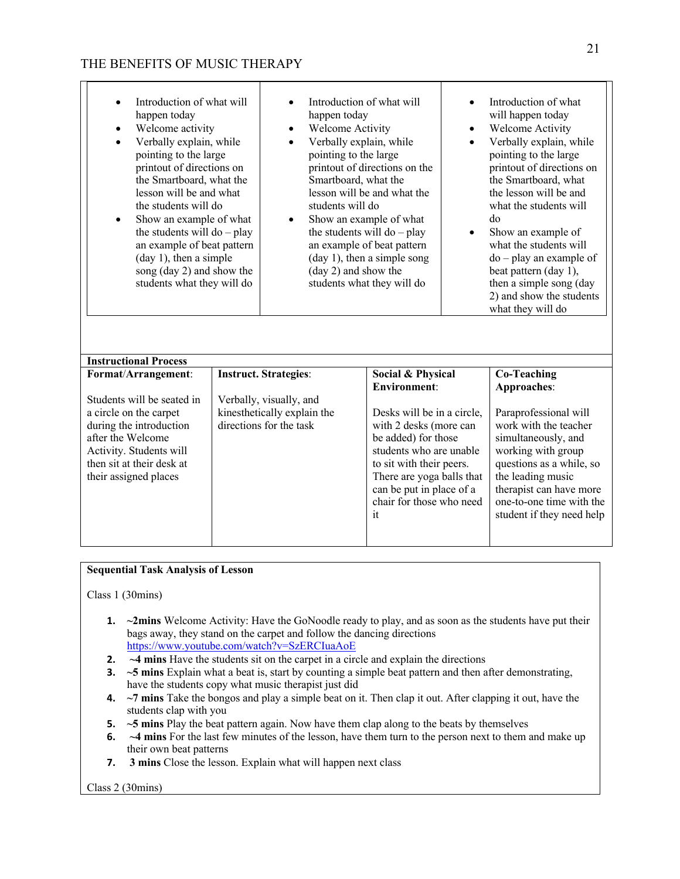| | | |
|---|---|---|
| • Introduction of what will happen today<br>• Welcome activity<br>• Verbally explain, while pointing to the large printout of directions on the Smartboard, what the lesson will be and what the students will do<br>• Show an example of what the students will do – play an example of beat pattern (day 1), then a simple song (day 2) and show the students what they will do | • Introduction of what will happen today<br>• Welcome Activity<br>• Verbally explain, while pointing to the large printout of directions on the Smartboard, what the lesson will be and what the students will do<br>• Show an example of what the students will do – play an example of beat pattern (day 1), then a simple song (day 2) and show the students what they will do | • Introduction of what will happen today<br>• Welcome Activity<br>• Verbally explain, while pointing to the large printout of directions on the Smartboard, what the lesson will be and what the students will do<br>• Show an example of what the students will do – play an example of beat pattern (day 1), then a simple song (day 2) and show the students what they will do |

| **Instructional Process** | | | |
|---|---|---|---|
| **Format/Arrangement**:<br><br>Students will be seated in a circle on the carpet during the introduction after the Welcome Activity. Students will then sit at their desk at their assigned places | **Instruct. Strategies**:<br><br>Verbally, visually, and kinesthetically explain the directions for the task | **Social & Physical Environment**:<br><br>Desks will be in a circle, with 2 desks (more can be added) for those students who are unable to sit with their peers. There are yoga balls that can be put in place of a chair for those who need it | **Co-Teaching Approaches**:<br><br>Paraprofessional will work with the teacher simultaneously, and working with group questions as a while, so the leading music therapist can have more one-to-one time with the student if they need help |

**Sequential Task Analysis of Lesson**

Class 1 (30mins)

1. **~2mins** Welcome Activity: Have the GoNoodle ready to play, and as soon as the students have put their bags away, they stand on the carpet and follow the dancing directions https://www.youtube.com/watch?v=SzERCIuaAoE
2. **~4 mins** Have the students sit on the carpet in a circle and explain the directions
3. **~5 mins** Explain what a beat is, start by counting a simple beat pattern and then after demonstrating, have the students copy what music therapist just did
4. **~7 mins** Take the bongos and play a simple beat on it. Then clap it out. After clapping it out, have the students clap with you
5. **~5 mins** Play the beat pattern again. Now have them clap along to the beats by themselves
6. **~4 mins** For the last few minutes of the lesson, have them turn to the person next to them and make up their own beat patterns
7. **3 mins** Close the lesson. Explain what will happen next class

Class 2 (30mins)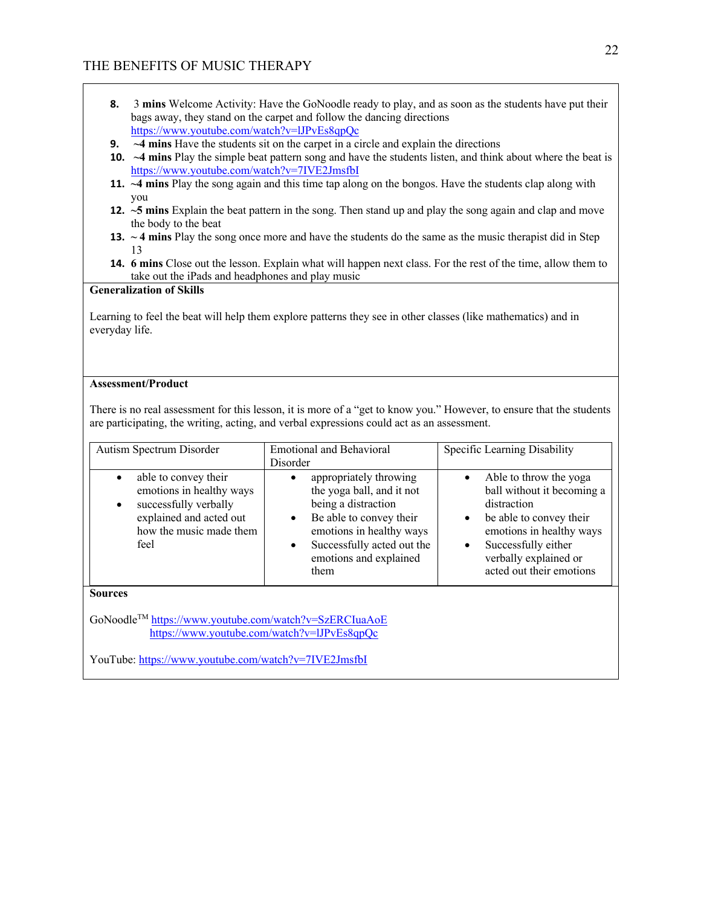8. 3 **mins** Welcome Activity: Have the GoNoodle ready to play, and as soon as the students have put their bags away, they stand on the carpet and follow the dancing directions https://www.youtube.com/watch?v=lJPvEs8qpQc
9. ~**4 mins** Have the students sit on the carpet in a circle and explain the directions
10. ~**4 mins** Play the simple beat pattern song and have the students listen, and think about where the beat is https://www.youtube.com/watch?v=7IVE2JmsfbI
11. **~4 mins** Play the song again and this time tap along on the bongos. Have the students clap along with you
12. **~5 mins** Explain the beat pattern in the song. Then stand up and play the song again and clap and move the body to the beat
13. **~ 4 mins** Play the song once more and have the students do the same as the music therapist did in Step 13
14. **6 mins** Close out the lesson. Explain what will happen next class. For the rest of the time, allow them to take out the iPads and headphones and play music

**Generalization of Skills**

Learning to feel the beat will help them explore patterns they see in other classes (like mathematics) and in everyday life.

**Assessment/Product**

There is no real assessment for this lesson, it is more of a "get to know you." However, to ensure that the students are participating, the writing, acting, and verbal expressions could act as an assessment.

| Autism Spectrum Disorder | Emotional and Behavioral Disorder | Specific Learning Disability |
|---|---|---|
| • able to convey their emotions in healthy ways<br>• successfully verbally explained and acted out how the music made them feel | • appropriately throwing the yoga ball, and it not being a distraction<br>• Be able to convey their emotions in healthy ways<br>• Successfully acted out the emotions and explained them | • Able to throw the yoga ball without it becoming a distraction<br>• be able to convey their emotions in healthy ways<br>• Successfully either verbally explained or acted out their emotions |

**Sources**

GoNoodle™ https://www.youtube.com/watch?v=SzERCIuaAoE
https://www.youtube.com/watch?v=lJPvEs8qpQc

YouTube: https://www.youtube.com/watch?v=7IVE2JmsfbI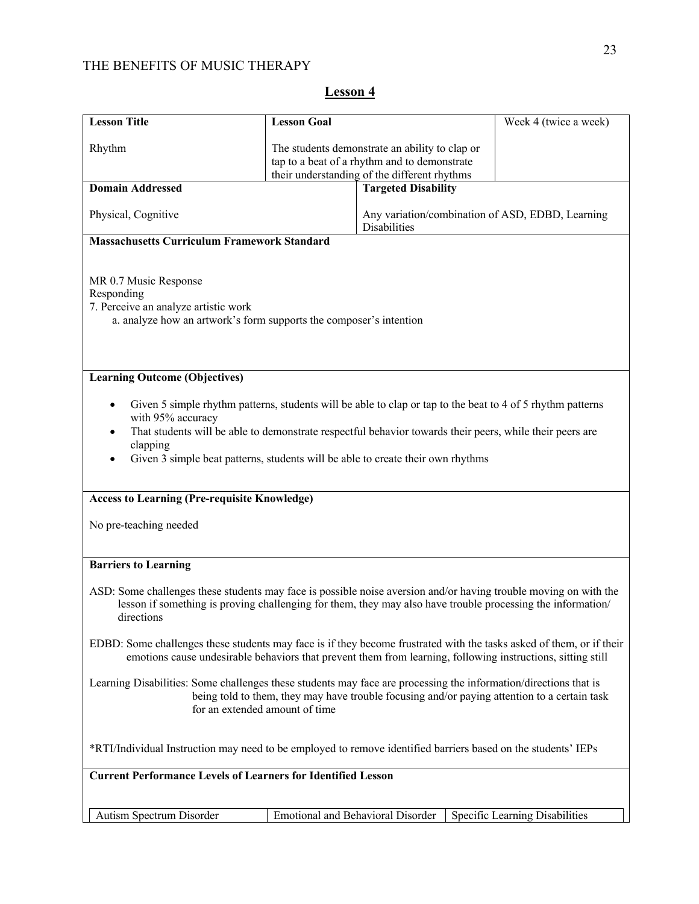## Lesson 4

| Lesson Title | Lesson Goal | Week 4 (twice a week) |
|---|---|---|
| Rhythm | The students demonstrate an ability to clap or tap to a beat of a rhythm and to demonstrate their understanding of the different rhythms | |

| Domain Addressed | Targeted Disability |
|---|---|
| Physical, Cognitive | Any variation/combination of ASD, EDBD, Learning Disabilities |

**Massachusetts Curriculum Framework Standard**

MR 0.7 Music Response
Responding
7. Perceive an analyze artistic work
    a. analyze how an artwork's form supports the composer's intention

**Learning Outcome (Objectives)**

- Given 5 simple rhythm patterns, students will be able to clap or tap to the beat to 4 of 5 rhythm patterns with 95% accuracy
- That students will be able to demonstrate respectful behavior towards their peers, while their peers are clapping
- Given 3 simple beat patterns, students will be able to create their own rhythms

**Access to Learning (Pre-requisite Knowledge)**

No pre-teaching needed

**Barriers to Learning**

ASD: Some challenges these students may face is possible noise aversion and/or having trouble moving on with the lesson if something is proving challenging for them, they may also have trouble processing the information/ directions

EDBD: Some challenges these students may face is if they become frustrated with the tasks asked of them, or if their emotions cause undesirable behaviors that prevent them from learning, following instructions, sitting still

Learning Disabilities: Some challenges these students may face are processing the information/directions that is being told to them, they may have trouble focusing and/or paying attention to a certain task for an extended amount of time

*RTI/Individual Instruction may need to be employed to remove identified barriers based on the students' IEPs

**Current Performance Levels of Learners for Identified Lesson**

| Autism Spectrum Disorder | Emotional and Behavioral Disorder | Specific Learning Disabilities |
|---|---|---|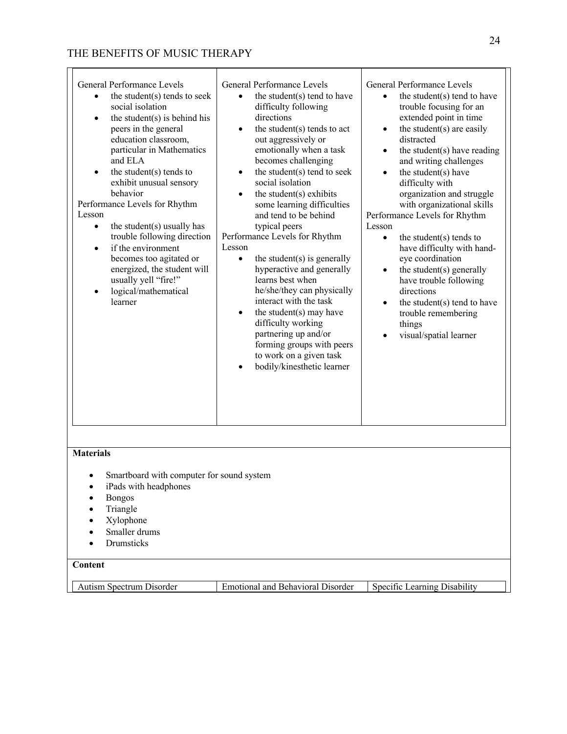| | | |
|---|---|---|
| General Performance Levels<br>• the student(s) tends to seek social isolation<br>• the student(s) is behind his peers in the general education classroom, particular in Mathematics and ELA<br>• the student(s) tends to exhibit unusual sensory behavior<br>Performance Levels for Rhythm Lesson<br>• the student(s) usually has trouble following direction<br>• if the environment becomes too agitated or energized, the student will usually yell "fire!"<br>• logical/mathematical learner | General Performance Levels<br>• the student(s) tend to have difficulty following directions<br>• the student(s) tends to act out aggressively or emotionally when a task becomes challenging<br>• the student(s) tend to seek social isolation<br>• the student(s) exhibits some learning difficulties and tend to be behind typical peers<br>Performance Levels for Rhythm Lesson<br>• the student(s) is generally hyperactive and generally learns best when he/she/they can physically interact with the task<br>• the student(s) may have difficulty working partnering up and/or forming groups with peers to work on a given task<br>• bodily/kinesthetic learner | General Performance Levels<br>• the student(s) tend to have trouble focusing for an extended point in time<br>• the student(s) are easily distracted<br>• the student(s) have reading and writing challenges<br>• the student(s) have difficulty with organization and struggle with organizational skills<br>Performance Levels for Rhythm Lesson<br>• the student(s) tends to have difficulty with hand-eye coordination<br>• the student(s) generally have trouble following directions<br>• the student(s) tend to have trouble remembering things<br>• visual/spatial learner |

**Materials**

- Smartboard with computer for sound system
- iPads with headphones
- Bongos
- Triangle
- Xylophone
- Smaller drums
- Drumsticks

**Content**

| Autism Spectrum Disorder | Emotional and Behavioral Disorder | Specific Learning Disability |
|---|---|---|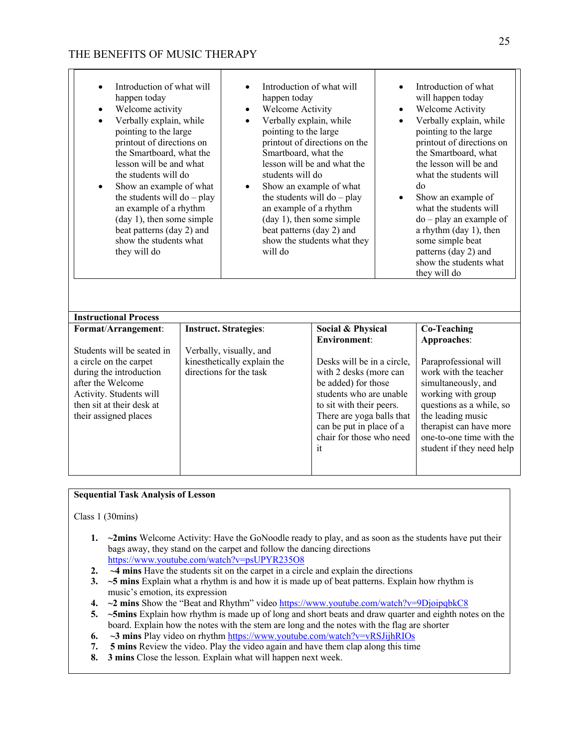| | | |
|---|---|---|
| • Introduction of what will happen today<br>• Welcome activity<br>• Verbally explain, while pointing to the large printout of directions on the Smartboard, what the lesson will be and what the students will do<br>• Show an example of what the students will do – play an example of a rhythm (day 1), then some simple beat patterns (day 2) and show the students what they will do | • Introduction of what will happen today<br>• Welcome Activity<br>• Verbally explain, while pointing to the large printout of directions on the Smartboard, what the lesson will be and what the students will do<br>• Show an example of what the students will do – play an example of a rhythm (day 1), then some simple beat patterns (day 2) and show the students what they will do | • Introduction of what will happen today<br>• Welcome Activity<br>• Verbally explain, while pointing to the large printout of directions on the Smartboard, what the lesson will be and what the students will do<br>• Show an example of what the students will do – play an example of a rhythm (day 1), then some simple beat patterns (day 2) and show the students what they will do |

**Instructional Process**

| **Format/Arrangement**: | **Instruct. Strategies**: | **Social & Physical Environment**: | **Co-Teaching Approaches**: |
|---|---|---|---|
| Students will be seated in a circle on the carpet during the introduction after the Welcome Activity. Students will then sit at their desk at their assigned places | Verbally, visually, and kinesthetically explain the directions for the task | Desks will be in a circle, with 2 desks (more can be added) for those students who are unable to sit with their peers. There are yoga balls that can be put in place of a chair for those who need it | Paraprofessional will work with the teacher simultaneously, and working with group questions as a while, so the leading music therapist can have more one-to-one time with the student if they need help |

**Sequential Task Analysis of Lesson**

Class 1 (30mins)

1. **~2mins** Welcome Activity: Have the GoNoodle ready to play, and as soon as the students have put their bags away, they stand on the carpet and follow the dancing directions https://www.youtube.com/watch?v=psUPYR235O8
2. **~4 mins** Have the students sit on the carpet in a circle and explain the directions
3. **~5 mins** Explain what a rhythm is and how it is made up of beat patterns. Explain how rhythm is music's emotion, its expression
4. **~2 mins** Show the "Beat and Rhythm" video https://www.youtube.com/watch?v=9DjoipqbkC8
5. **~5mins** Explain how rhythm is made up of long and short beats and draw quarter and eighth notes on the board. Explain how the notes with the stem are long and the notes with the flag are shorter
6. **~3 mins** Play video on rhythm https://www.youtube.com/watch?v=vRSJijhRIOs
7. **5 mins** Review the video. Play the video again and have them clap along this time
8. **3 mins** Close the lesson. Explain what will happen next week.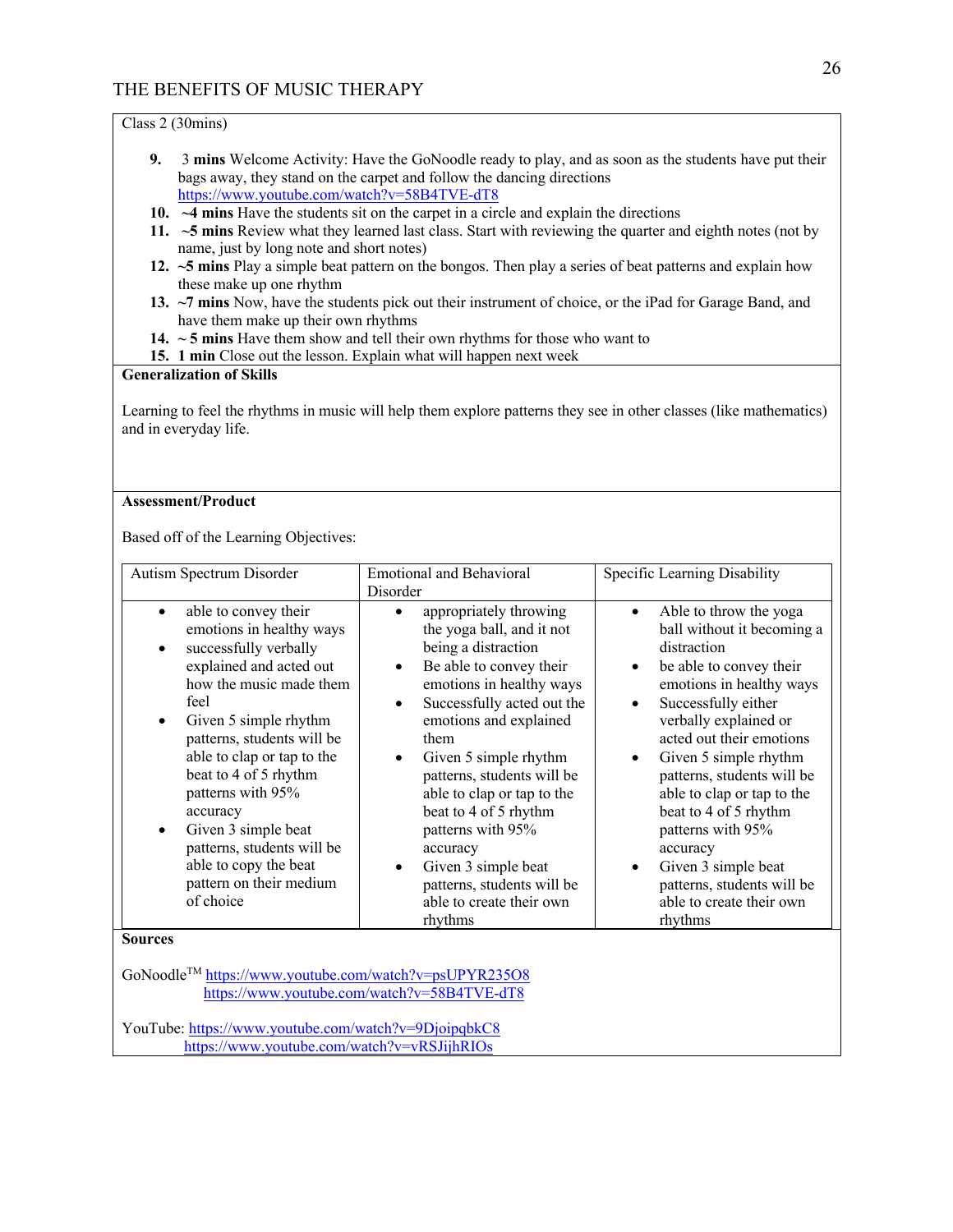Class 2 (30mins)

9. **3 mins** Welcome Activity: Have the GoNoodle ready to play, and as soon as the students have put their bags away, they stand on the carpet and follow the dancing directions https://www.youtube.com/watch?v=58B4TVE-dT8
10. **~4 mins** Have the students sit on the carpet in a circle and explain the directions
11. **~5 mins** Review what they learned last class. Start with reviewing the quarter and eighth notes (not by name, just by long note and short notes)
12. **~5 mins** Play a simple beat pattern on the bongos. Then play a series of beat patterns and explain how these make up one rhythm
13. **~7 mins** Now, have the students pick out their instrument of choice, or the iPad for Garage Band, and have them make up their own rhythms
14. **~ 5 mins** Have them show and tell their own rhythms for those who want to
15. **1 min** Close out the lesson. Explain what will happen next week

**Generalization of Skills**

Learning to feel the rhythms in music will help them explore patterns they see in other classes (like mathematics) and in everyday life.

**Assessment/Product**

Based off of the Learning Objectives:

| Autism Spectrum Disorder | Emotional and Behavioral Disorder | Specific Learning Disability |
|---|---|---|
| • able to convey their emotions in healthy ways<br>• successfully verbally explained and acted out how the music made them feel<br>• Given 5 simple rhythm patterns, students will be able to clap or tap to the beat to 4 of 5 rhythm patterns with 95% accuracy<br>• Given 3 simple beat patterns, students will be able to copy the beat pattern on their medium of choice | • appropriately throwing the yoga ball, and it not being a distraction<br>• Be able to convey their emotions in healthy ways<br>• Successfully acted out the emotions and explained them<br>• Given 5 simple rhythm patterns, students will be able to clap or tap to the beat to 4 of 5 rhythm patterns with 95% accuracy<br>• Given 3 simple beat patterns, students will be able to create their own rhythms | • Able to throw the yoga ball without it becoming a distraction<br>• be able to convey their emotions in healthy ways<br>• Successfully either verbally explained or acted out their emotions<br>• Given 5 simple rhythm patterns, students will be able to clap or tap to the beat to 4 of 5 rhythm patterns with 95% accuracy<br>• Given 3 simple beat patterns, students will be able to create their own rhythms |

**Sources**

GoNoodle[TM] https://www.youtube.com/watch?v=psUPYR235O8
https://www.youtube.com/watch?v=58B4TVE-dT8

YouTube: https://www.youtube.com/watch?v=9DjoipqbkC8
https://www.youtube.com/watch?v=vRSJijhRIOs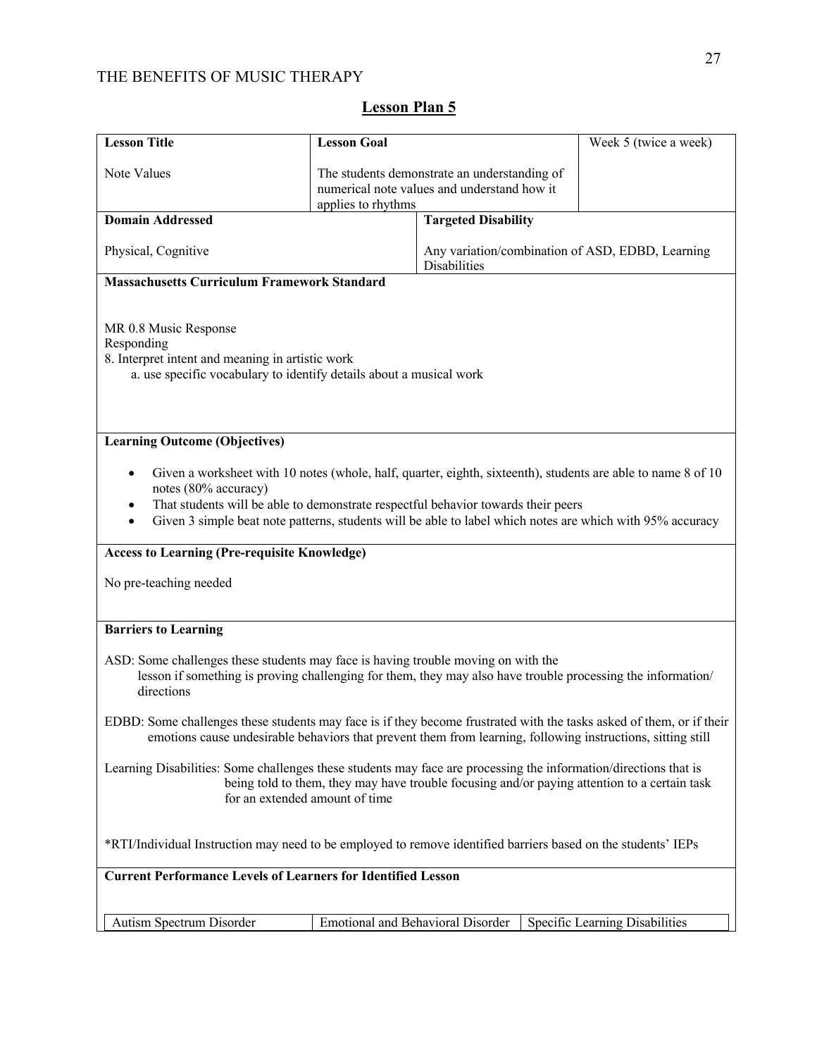## Lesson Plan 5

| **Lesson Title** | **Lesson Goal** | Week 5 (twice a week) |
| --- | --- | --- |
| Note Values | The students demonstrate an understanding of numerical note values and understand how it applies to rhythms | |

| **Domain Addressed** | **Targeted Disability** |
| --- | --- |
| Physical, Cognitive | Any variation/combination of ASD, EDBD, Learning Disabilities |

**Massachusetts Curriculum Framework Standard**

MR 0.8 Music Response
Responding
8. Interpret intent and meaning in artistic work
   a. use specific vocabulary to identify details about a musical work

**Learning Outcome (Objectives)**

- Given a worksheet with 10 notes (whole, half, quarter, eighth, sixteenth), students are able to name 8 of 10 notes (80% accuracy)
- That students will be able to demonstrate respectful behavior towards their peers
- Given 3 simple beat note patterns, students will be able to label which notes are which with 95% accuracy

**Access to Learning (Pre-requisite Knowledge)**

No pre-teaching needed

**Barriers to Learning**

ASD: Some challenges these students may face is having trouble moving on with the lesson if something is proving challenging for them, they may also have trouble processing the information/ directions

EDBD: Some challenges these students may face is if they become frustrated with the tasks asked of them, or if their emotions cause undesirable behaviors that prevent them from learning, following instructions, sitting still

Learning Disabilities: Some challenges these students may face are processing the information/directions that is being told to them, they may have trouble focusing and/or paying attention to a certain task for an extended amount of time

*RTI/Individual Instruction may need to be employed to remove identified barriers based on the students' IEPs

**Current Performance Levels of Learners for Identified Lesson**

| Autism Spectrum Disorder | Emotional and Behavioral Disorder | Specific Learning Disabilities |
| --- | --- | --- |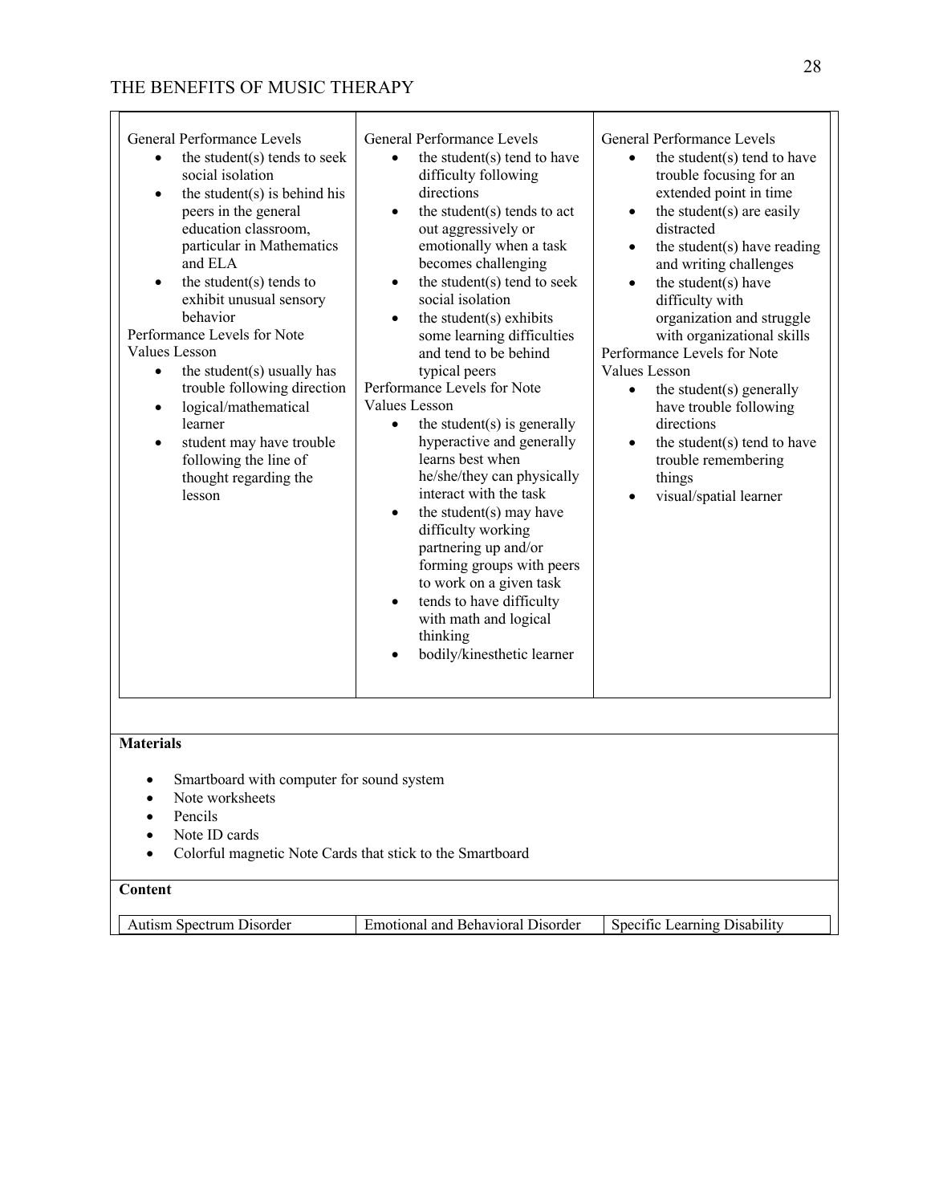| | | |
|---|---|---|
| General Performance Levels<br>• the student(s) tends to seek social isolation<br>• the student(s) is behind his peers in the general education classroom, particular in Mathematics and ELA<br>• the student(s) tends to exhibit unusual sensory behavior<br>Performance Levels for Note Values Lesson<br>• the student(s) usually has trouble following direction<br>• logical/mathematical learner<br>• student may have trouble following the line of thought regarding the lesson | General Performance Levels<br>• the student(s) tend to have difficulty following directions<br>• the student(s) tends to act out aggressively or emotionally when a task becomes challenging<br>• the student(s) tend to seek social isolation<br>• the student(s) exhibits some learning difficulties and tend to be behind typical peers<br>Performance Levels for Note Values Lesson<br>• the student(s) is generally hyperactive and generally learns best when he/she/they can physically interact with the task<br>• the student(s) may have difficulty working partnering up and/or forming groups with peers to work on a given task<br>• tends to have difficulty with math and logical thinking<br>• bodily/kinesthetic learner | General Performance Levels<br>• the student(s) tend to have trouble focusing for an extended point in time<br>• the student(s) are easily distracted<br>• the student(s) have reading and writing challenges<br>• the student(s) have difficulty with organization and struggle with organizational skills<br>Performance Levels for Note Values Lesson<br>• the student(s) generally have trouble following directions<br>• the student(s) tend to have trouble remembering things<br>• visual/spatial learner |

**Materials**

- Smartboard with computer for sound system
- Note worksheets
- Pencils
- Note ID cards
- Colorful magnetic Note Cards that stick to the Smartboard

**Content**

| Autism Spectrum Disorder | Emotional and Behavioral Disorder | Specific Learning Disability |
|---|---|---|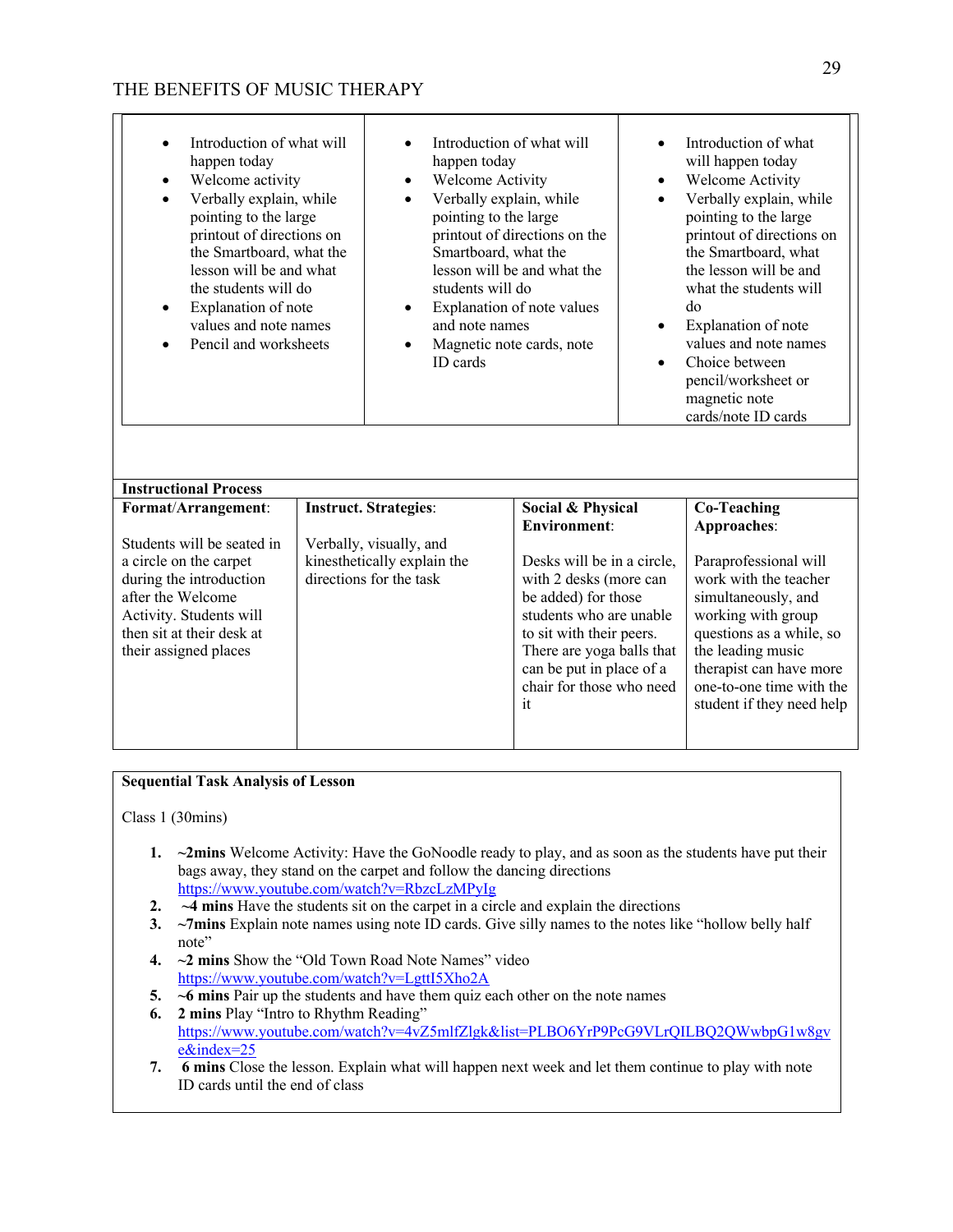| | | |
|---|---|---|
| • Introduction of what will happen today<br>• Welcome activity<br>• Verbally explain, while pointing to the large printout of directions on the Smartboard, what the lesson will be and what the students will do<br>• Explanation of note values and note names<br>• Pencil and worksheets | • Introduction of what will happen today<br>• Welcome Activity<br>• Verbally explain, while pointing to the large printout of directions on the Smartboard, what the lesson will be and what the students will do<br>• Explanation of note values and note names<br>• Magnetic note cards, note ID cards | • Introduction of what will happen today<br>• Welcome Activity<br>• Verbally explain, while pointing to the large printout of directions on the Smartboard, what the lesson will be and what the students will do<br>• Explanation of note values and note names<br>• Choice between pencil/worksheet or magnetic note cards/note ID cards |

**Instructional Process**

| **Format/Arrangement**: | **Instruct. Strategies**: | **Social & Physical Environment**: | **Co-Teaching Approaches**: |
|---|---|---|---|
| Students will be seated in a circle on the carpet during the introduction after the Welcome Activity. Students will then sit at their desk at their assigned places | Verbally, visually, and kinesthetically explain the directions for the task | Desks will be in a circle, with 2 desks (more can be added) for those students who are unable to sit with their peers. There are yoga balls that can be put in place of a chair for those who need it | Paraprofessional will work with the teacher simultaneously, and working with group questions as a while, so the leading music therapist can have more one-to-one time with the student if they need help |

**Sequential Task Analysis of Lesson**

Class 1 (30mins)

1. **~2mins** Welcome Activity: Have the GoNoodle ready to play, and as soon as the students have put their bags away, they stand on the carpet and follow the dancing directions https://www.youtube.com/watch?v=RbzcLzMPyIg
2. **~4 mins** Have the students sit on the carpet in a circle and explain the directions
3. **~7mins** Explain note names using note ID cards. Give silly names to the notes like "hollow belly half note"
4. **~2 mins** Show the "Old Town Road Note Names" video https://www.youtube.com/watch?v=LgttI5Xho2A
5. **~6 mins** Pair up the students and have them quiz each other on the note names
6. **2 mins** Play "Intro to Rhythm Reading" https://www.youtube.com/watch?v=4vZ5mlfZlgk&list=PLBO6YrP9PcG9VLrQILBQ2QWwbpG1w8gve&index=25
7. **6 mins** Close the lesson. Explain what will happen next week and let them continue to play with note ID cards until the end of class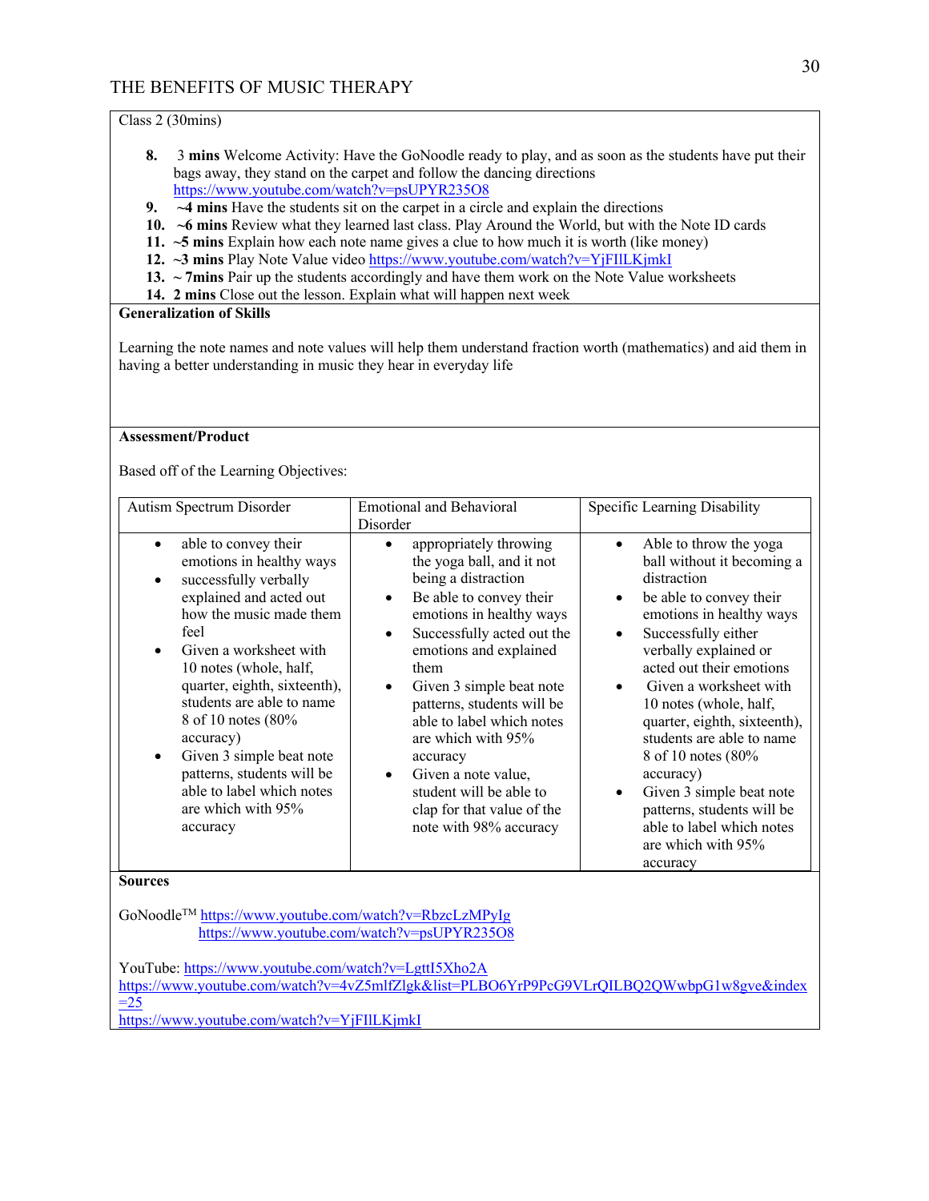Class 2 (30mins)

8. 3 **mins** Welcome Activity: Have the GoNoodle ready to play, and as soon as the students have put their bags away, they stand on the carpet and follow the dancing directions https://www.youtube.com/watch?v=psUPYR235O8
9. **~4 mins** Have the students sit on the carpet in a circle and explain the directions
10. **~6 mins** Review what they learned last class. Play Around the World, but with the Note ID cards
11. **~5 mins** Explain how each note name gives a clue to how much it is worth (like money)
12. **~3 mins** Play Note Value video https://www.youtube.com/watch?v=YjFIlLKjmkI
13. **~ 7mins** Pair up the students accordingly and have them work on the Note Value worksheets
14. **2 mins** Close out the lesson. Explain what will happen next week

**Generalization of Skills**

Learning the note names and note values will help them understand fraction worth (mathematics) and aid them in having a better understanding in music they hear in everyday life

**Assessment/Product**

Based off of the Learning Objectives:

| Autism Spectrum Disorder | Emotional and Behavioral Disorder | Specific Learning Disability |
|---|---|---|
| • able to convey their emotions in healthy ways<br>• successfully verbally explained and acted out how the music made them feel<br>• Given a worksheet with 10 notes (whole, half, quarter, eighth, sixteenth), students are able to name 8 of 10 notes (80% accuracy)<br>• Given 3 simple beat note patterns, students will be able to label which notes are which with 95% accuracy | • appropriately throwing the yoga ball, and it not being a distraction<br>• Be able to convey their emotions in healthy ways<br>• Successfully acted out the emotions and explained them<br>• Given 3 simple beat note patterns, students will be able to label which notes are which with 95% accuracy<br>• Given a note value, student will be able to clap for that value of the note with 98% accuracy | • Able to throw the yoga ball without it becoming a distraction<br>• be able to convey their emotions in healthy ways<br>• Successfully either verbally explained or acted out their emotions<br>• Given a worksheet with 10 notes (whole, half, quarter, eighth, sixteenth), students are able to name 8 of 10 notes (80% accuracy)<br>• Given 3 simple beat note patterns, students will be able to label which notes are which with 95% accuracy |

**Sources**

GoNoodle™ https://www.youtube.com/watch?v=RbzcLzMPyIg
https://www.youtube.com/watch?v=psUPYR235O8

YouTube: https://www.youtube.com/watch?v=LgttI5Xho2A
https://www.youtube.com/watch?v=4vZ5mlfZlgk&list=PLBO6YrP9PcG9VLrQILBQ2QWwbpG1w8gve&index=25
https://www.youtube.com/watch?v=YjFIlLKjmkI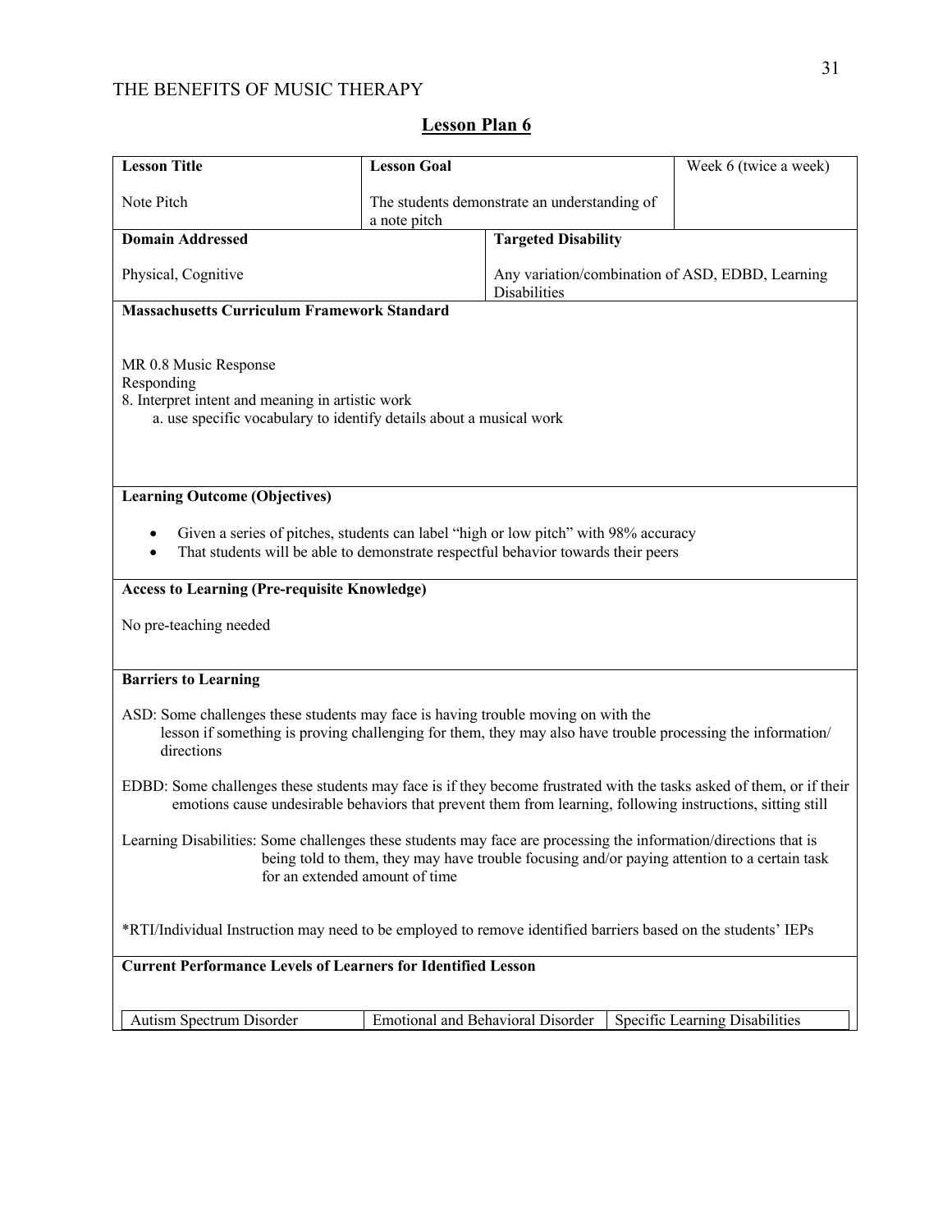## Lesson Plan 6

| **Lesson Title** | **Lesson Goal** | | Week 6 (twice a week) |
|---|---|---|---|
| Note Pitch | The students demonstrate an understanding of a note pitch | | |
| **Domain Addressed** | | **Targeted Disability** | |
| Physical, Cognitive | | Any variation/combination of ASD, EDBD, Learning Disabilities | |

**Massachusetts Curriculum Framework Standard**

MR 0.8 Music Response
Responding
8. Interpret intent and meaning in artistic work
   a. use specific vocabulary to identify details about a musical work

**Learning Outcome (Objectives)**

- Given a series of pitches, students can label "high or low pitch" with 98% accuracy
- That students will be able to demonstrate respectful behavior towards their peers

**Access to Learning (Pre-requisite Knowledge)**

No pre-teaching needed

**Barriers to Learning**

ASD: Some challenges these students may face is having trouble moving on with the lesson if something is proving challenging for them, they may also have trouble processing the information/ directions

EDBD: Some challenges these students may face is if they become frustrated with the tasks asked of them, or if their emotions cause undesirable behaviors that prevent them from learning, following instructions, sitting still

Learning Disabilities: Some challenges these students may face are processing the information/directions that is being told to them, they may have trouble focusing and/or paying attention to a certain task for an extended amount of time

*RTI/Individual Instruction may need to be employed to remove identified barriers based on the students' IEPs

**Current Performance Levels of Learners for Identified Lesson**

| Autism Spectrum Disorder | Emotional and Behavioral Disorder | Specific Learning Disabilities |
|---|---|---|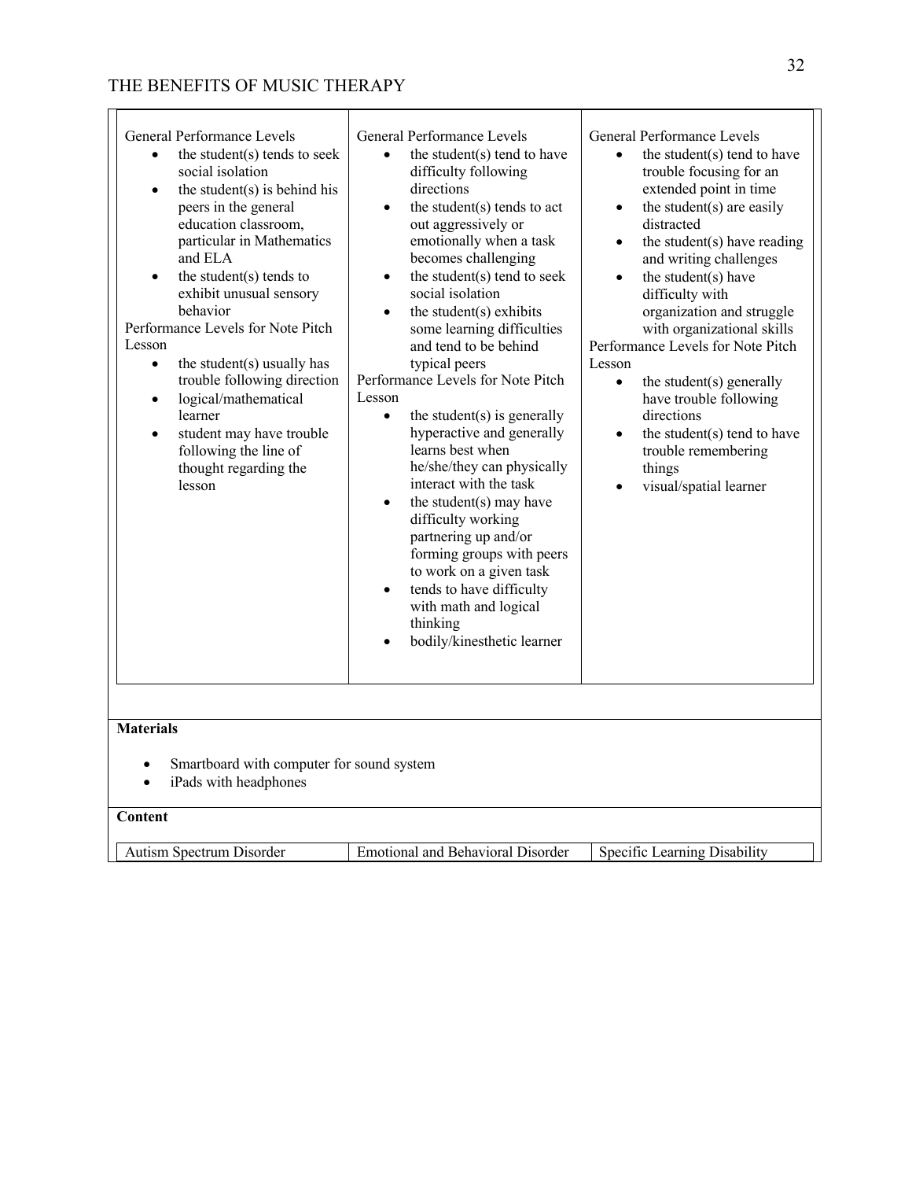| | | |
|---|---|---|
| General Performance Levels<br>• the student(s) tends to seek social isolation<br>• the student(s) is behind his peers in the general education classroom, particular in Mathematics and ELA<br>• the student(s) tends to exhibit unusual sensory behavior<br>Performance Levels for Note Pitch Lesson<br>• the student(s) usually has trouble following direction<br>• logical/mathematical learner<br>• student may have trouble following the line of thought regarding the lesson | General Performance Levels<br>• the student(s) tend to have difficulty following directions<br>• the student(s) tends to act out aggressively or emotionally when a task becomes challenging<br>• the student(s) tend to seek social isolation<br>• the student(s) exhibits some learning difficulties and tend to be behind typical peers<br>Performance Levels for Note Pitch Lesson<br>• the student(s) is generally hyperactive and generally learns best when he/she/they can physically interact with the task<br>• the student(s) may have difficulty working partnering up and/or forming groups with peers to work on a given task<br>• tends to have difficulty with math and logical thinking<br>• bodily/kinesthetic learner | General Performance Levels<br>• the student(s) tend to have trouble focusing for an extended point in time<br>• the student(s) are easily distracted<br>• the student(s) have reading and writing challenges<br>• the student(s) have difficulty with organization and struggle with organizational skills<br>Performance Levels for Note Pitch Lesson<br>• the student(s) generally have trouble following directions<br>• the student(s) tend to have trouble remembering things<br>• visual/spatial learner |

**Materials**

- Smartboard with computer for sound system
- iPads with headphones

**Content**

| Autism Spectrum Disorder | Emotional and Behavioral Disorder | Specific Learning Disability |
|---|---|---|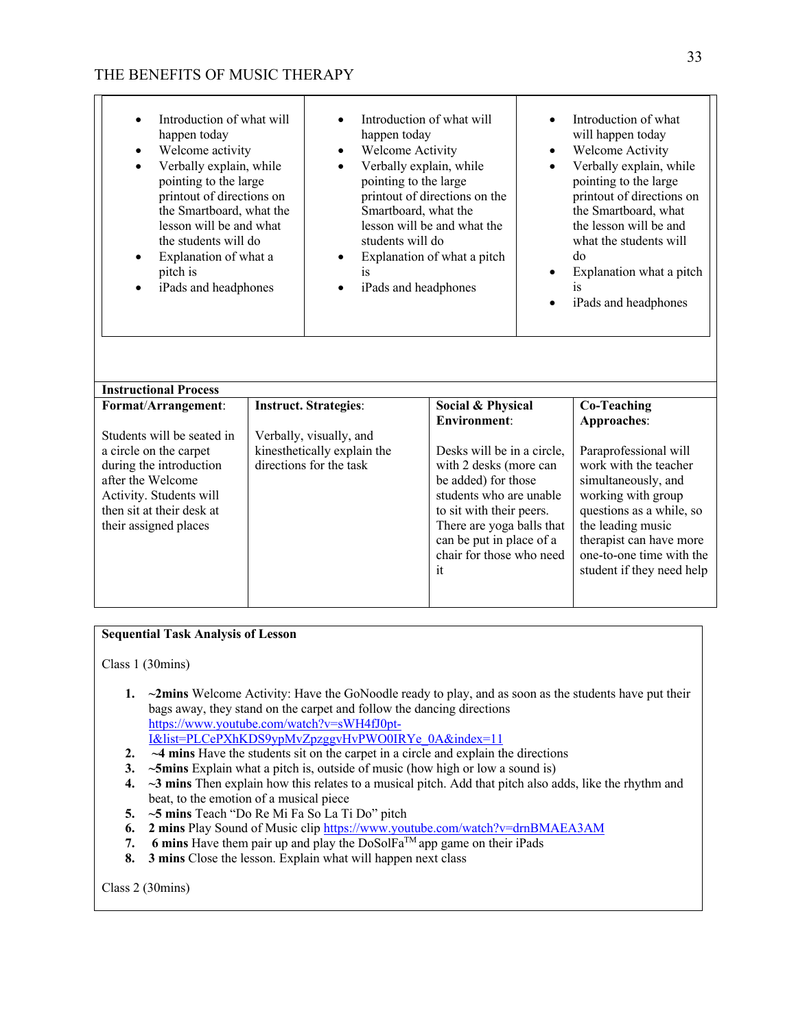| | | |
|---|---|---|
| • Introduction of what will happen today<br>• Welcome activity<br>• Verbally explain, while pointing to the large printout of directions on the Smartboard, what the lesson will be and what the students will do<br>• Explanation of what a pitch is<br>• iPads and headphones | • Introduction of what will happen today<br>• Welcome Activity<br>• Verbally explain, while pointing to the large printout of directions on the Smartboard, what the lesson will be and what the students will do<br>• Explanation of what a pitch is<br>• iPads and headphones | • Introduction of what will happen today<br>• Welcome Activity<br>• Verbally explain, while pointing to the large printout of directions on the Smartboard, what the lesson will be and what the students will do<br>• Explanation what a pitch is<br>• iPads and headphones |

| **Instructional Process** | | | |
|---|---|---|---|
| **Format/Arrangement**: | **Instruct. Strategies**: | **Social & Physical Environment**: | **Co-Teaching Approaches**: |
| Students will be seated in a circle on the carpet during the introduction after the Welcome Activity. Students will then sit at their desk at their assigned places | Verbally, visually, and kinesthetically explain the directions for the task | Desks will be in a circle, with 2 desks (more can be added) for those students who are unable to sit with their peers. There are yoga balls that can be put in place of a chair for those who need it | Paraprofessional will work with the teacher simultaneously, and working with group questions as a while, so the leading music therapist can have more one-to-one time with the student if they need help |

**Sequential Task Analysis of Lesson**

Class 1 (30mins)

1. **~2mins** Welcome Activity: Have the GoNoodle ready to play, and as soon as the students have put their bags away, they stand on the carpet and follow the dancing directions https://www.youtube.com/watch?v=sWH4fJ0pt-I&list=PLCePXhKDS9ypMvZpzggvHvPWO0IRYe_0A&index=11
2. **~4 mins** Have the students sit on the carpet in a circle and explain the directions
3. **~5mins** Explain what a pitch is, outside of music (how high or low a sound is)
4. **~3 mins** Then explain how this relates to a musical pitch. Add that pitch also adds, like the rhythm and beat, to the emotion of a musical piece
5. **~5 mins** Teach "Do Re Mi Fa So La Ti Do" pitch
6. **2 mins** Play Sound of Music clip https://www.youtube.com/watch?v=drnBMAEA3AM
7. **6 mins** Have them pair up and play the DoSolFa™ app game on their iPads
8. **3 mins** Close the lesson. Explain what will happen next class

Class 2 (30mins)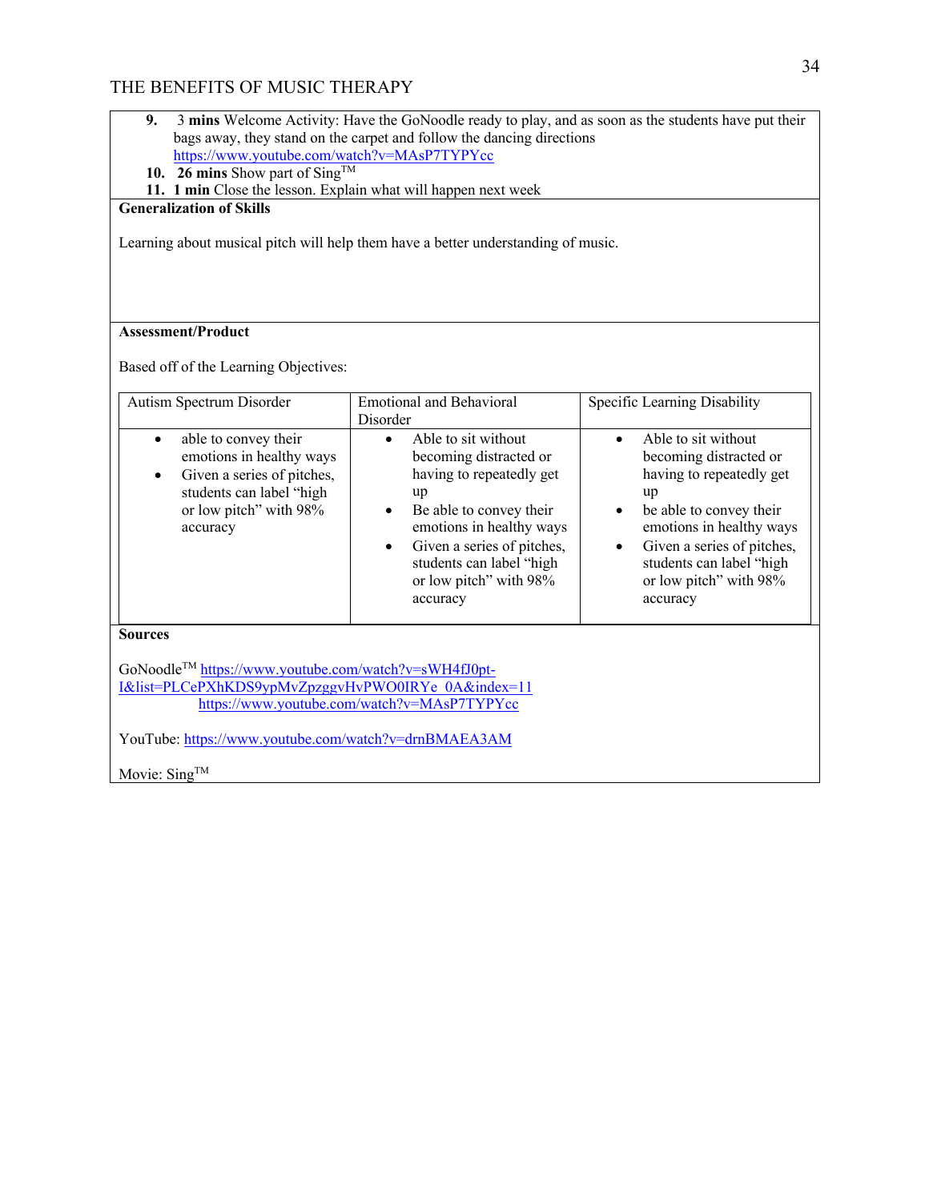9. **3 mins** Welcome Activity: Have the GoNoodle ready to play, and as soon as the students have put their bags away, they stand on the carpet and follow the dancing directions https://www.youtube.com/watch?v=MAsP7TYPYcc
10. **26 mins** Show part of Sing™
11. **1 min** Close the lesson. Explain what will happen next week

**Generalization of Skills**

Learning about musical pitch will help them have a better understanding of music.

**Assessment/Product**

Based off of the Learning Objectives:

| Autism Spectrum Disorder | Emotional and Behavioral Disorder | Specific Learning Disability |
|---|---|---|
| • able to convey their emotions in healthy ways<br>• Given a series of pitches, students can label "high or low pitch" with 98% accuracy | • Able to sit without becoming distracted or having to repeatedly get up<br>• Be able to convey their emotions in healthy ways<br>• Given a series of pitches, students can label "high or low pitch" with 98% accuracy | • Able to sit without becoming distracted or having to repeatedly get up<br>• be able to convey their emotions in healthy ways<br>• Given a series of pitches, students can label "high or low pitch" with 98% accuracy |

**Sources**

GoNoodle™ https://www.youtube.com/watch?v=sWH4fJ0pt-I&list=PLCePXhKDS9ypMvZpzggvHvPWO0IRYe_0A&index=11
https://www.youtube.com/watch?v=MAsP7TYPYcc

YouTube: https://www.youtube.com/watch?v=drnBMAEA3AM

Movie: Sing™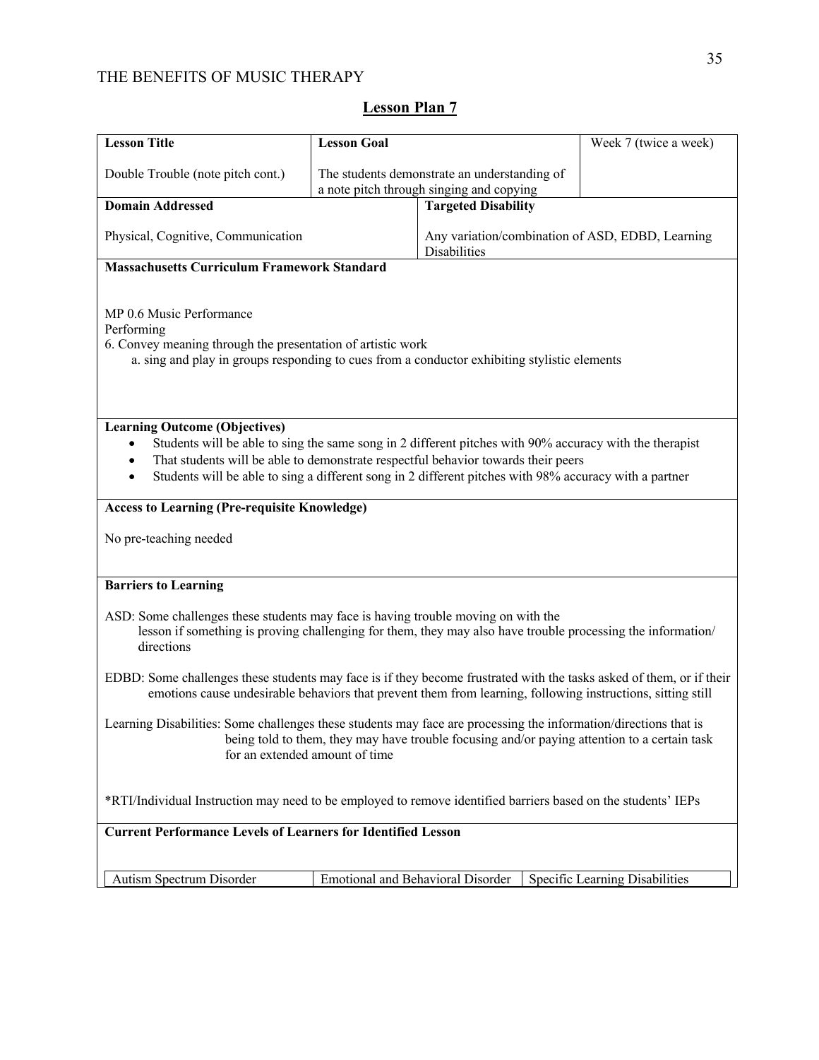## Lesson Plan 7

| **Lesson Title** | **Lesson Goal** | | Week 7 (twice a week) |
|---|---|---|---|
| Double Trouble (note pitch cont.) | The students demonstrate an understanding of a note pitch through singing and copying | | |
| **Domain Addressed** | | **Targeted Disability** | |
| Physical, Cognitive, Communication | | Any variation/combination of ASD, EDBD, Learning Disabilities | |

**Massachusetts Curriculum Framework Standard**

MP 0.6 Music Performance
Performing
6. Convey meaning through the presentation of artistic work
   a. sing and play in groups responding to cues from a conductor exhibiting stylistic elements

**Learning Outcome (Objectives)**

- Students will be able to sing the same song in 2 different pitches with 90% accuracy with the therapist
- That students will be able to demonstrate respectful behavior towards their peers
- Students will be able to sing a different song in 2 different pitches with 98% accuracy with a partner

**Access to Learning (Pre-requisite Knowledge)**

No pre-teaching needed

**Barriers to Learning**

ASD: Some challenges these students may face is having trouble moving on with the lesson if something is proving challenging for them, they may also have trouble processing the information/ directions

EDBD: Some challenges these students may face is if they become frustrated with the tasks asked of them, or if their emotions cause undesirable behaviors that prevent them from learning, following instructions, sitting still

Learning Disabilities: Some challenges these students may face are processing the information/directions that is being told to them, they may have trouble focusing and/or paying attention to a certain task for an extended amount of time

*RTI/Individual Instruction may need to be employed to remove identified barriers based on the students' IEPs

**Current Performance Levels of Learners for Identified Lesson**

| Autism Spectrum Disorder | Emotional and Behavioral Disorder | Specific Learning Disabilities |
|---|---|---|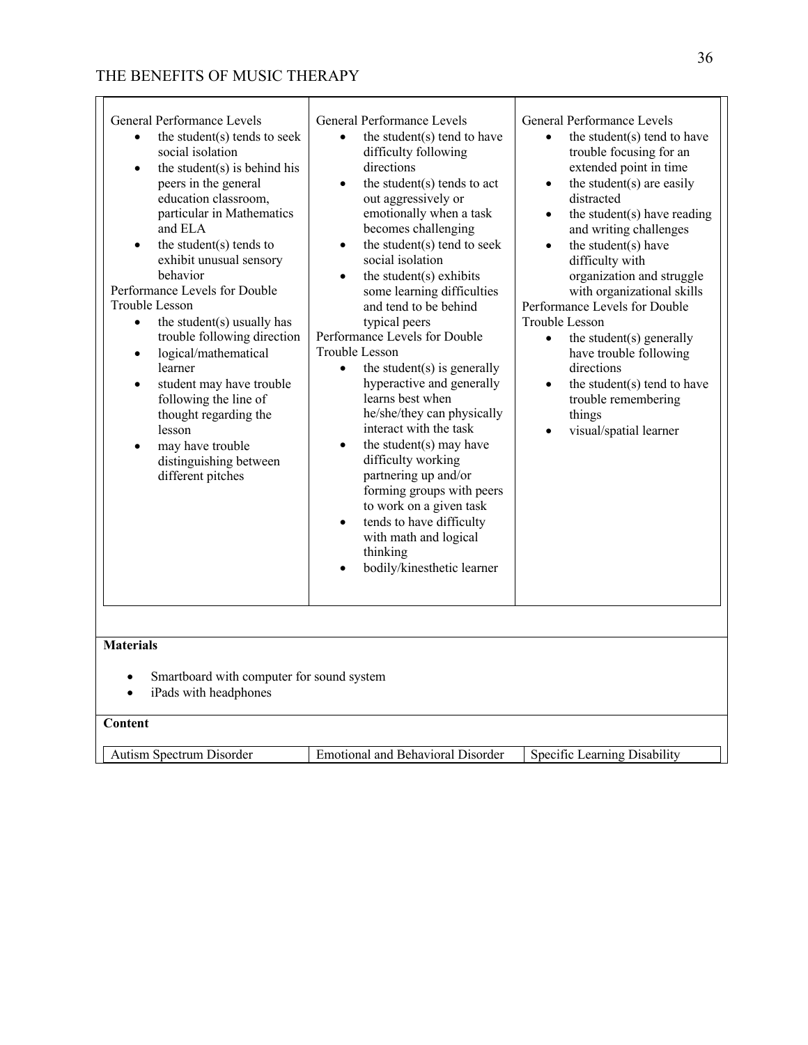| | | |
|---|---|---|
| General Performance Levels<br>• the student(s) tends to seek social isolation<br>• the student(s) is behind his peers in the general education classroom, particular in Mathematics and ELA<br>• the student(s) tends to exhibit unusual sensory behavior<br>Performance Levels for Double Trouble Lesson<br>• the student(s) usually has trouble following direction<br>• logical/mathematical learner<br>• student may have trouble following the line of thought regarding the lesson<br>• may have trouble distinguishing between different pitches | General Performance Levels<br>• the student(s) tend to have difficulty following directions<br>• the student(s) tends to act out aggressively or emotionally when a task becomes challenging<br>• the student(s) tend to seek social isolation<br>• the student(s) exhibits some learning difficulties and tend to be behind typical peers<br>Performance Levels for Double Trouble Lesson<br>• the student(s) is generally hyperactive and generally learns best when he/she/they can physically interact with the task<br>• the student(s) may have difficulty working partnering up and/or forming groups with peers to work on a given task<br>• tends to have difficulty with math and logical thinking<br>• bodily/kinesthetic learner | General Performance Levels<br>• the student(s) tend to have trouble focusing for an extended point in time<br>• the student(s) are easily distracted<br>• the student(s) have reading and writing challenges<br>• the student(s) have difficulty with organization and struggle with organizational skills<br>Performance Levels for Double Trouble Lesson<br>• the student(s) generally have trouble following directions<br>• the student(s) tend to have trouble remembering things<br>• visual/spatial learner |

**Materials**

- Smartboard with computer for sound system
- iPads with headphones

**Content**

| Autism Spectrum Disorder | Emotional and Behavioral Disorder | Specific Learning Disability |
|---|---|---|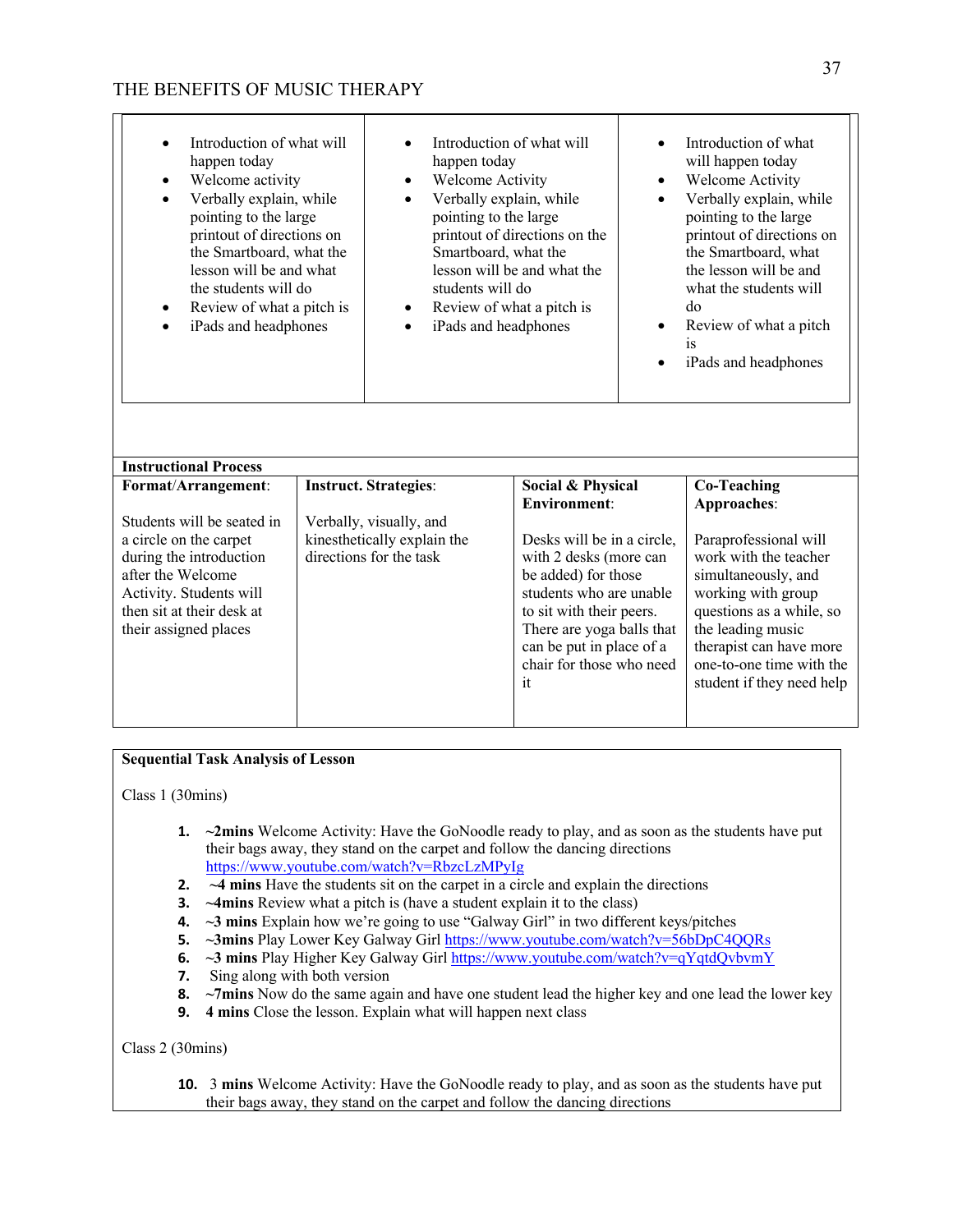| | | |
|---|---|---|
| • Introduction of what will happen today<br>• Welcome activity<br>• Verbally explain, while pointing to the large printout of directions on the Smartboard, what the lesson will be and what the students will do<br>• Review of what a pitch is<br>• iPads and headphones | • Introduction of what will happen today<br>• Welcome Activity<br>• Verbally explain, while pointing to the large printout of directions on the Smartboard, what the lesson will be and what the students will do<br>• Review of what a pitch is<br>• iPads and headphones | • Introduction of what will happen today<br>• Welcome Activity<br>• Verbally explain, while pointing to the large printout of directions on the Smartboard, what the lesson will be and what the students will do<br>• Review of what a pitch is<br>• iPads and headphones |

**Instructional Process**

| **Format/Arrangement**: | **Instruct. Strategies**: | **Social & Physical Environment**: | **Co-Teaching Approaches**: |
|---|---|---|---|
| Students will be seated in a circle on the carpet during the introduction after the Welcome Activity. Students will then sit at their desk at their assigned places | Verbally, visually, and kinesthetically explain the directions for the task | Desks will be in a circle, with 2 desks (more can be added) for those students who are unable to sit with their peers. There are yoga balls that can be put in place of a chair for those who need it | Paraprofessional will work with the teacher simultaneously, and working with group questions as a while, so the leading music therapist can have more one-to-one time with the student if they need help |

**Sequential Task Analysis of Lesson**

Class 1 (30mins)

1. **~2mins** Welcome Activity: Have the GoNoodle ready to play, and as soon as the students have put their bags away, they stand on the carpet and follow the dancing directions https://www.youtube.com/watch?v=RbzcLzMPyIg
2. **~4 mins** Have the students sit on the carpet in a circle and explain the directions
3. **~4mins** Review what a pitch is (have a student explain it to the class)
4. **~3 mins** Explain how we're going to use "Galway Girl" in two different keys/pitches
5. **~3mins** Play Lower Key Galway Girl https://www.youtube.com/watch?v=56bDpC4QQRs
6. **~3 mins** Play Higher Key Galway Girl https://www.youtube.com/watch?v=qYqtdQvbvmY
7. Sing along with both version
8. **~7mins** Now do the same again and have one student lead the higher key and one lead the lower key
9. **4 mins** Close the lesson. Explain what will happen next class

Class 2 (30mins)

10. **3 mins** Welcome Activity: Have the GoNoodle ready to play, and as soon as the students have put their bags away, they stand on the carpet and follow the dancing directions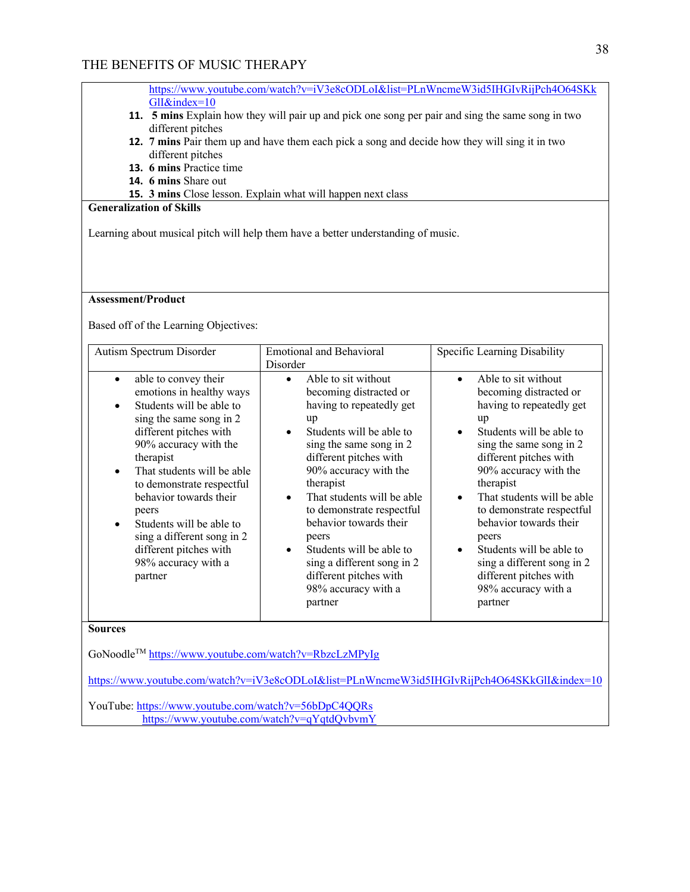https://www.youtube.com/watch?v=iV3e8cODLoI&list=PLnWncmeW3id5IHGIvRijPch4O64SKkGlI&index=10

11. **5 mins** Explain how they will pair up and pick one song per pair and sing the same song in two different pitches
12. **7 mins** Pair them up and have them each pick a song and decide how they will sing it in two different pitches
13. **6 mins** Practice time
14. **6 mins** Share out
15. **3 mins** Close lesson. Explain what will happen next class

**Generalization of Skills**

Learning about musical pitch will help them have a better understanding of music.

**Assessment/Product**

Based off of the Learning Objectives:

| Autism Spectrum Disorder | Emotional and Behavioral Disorder | Specific Learning Disability |
| --- | --- | --- |
| • able to convey their emotions in healthy ways<br>• Students will be able to sing the same song in 2 different pitches with 90% accuracy with the therapist<br>• That students will be able to demonstrate respectful behavior towards their peers<br>• Students will be able to sing a different song in 2 different pitches with 98% accuracy with a partner | • Able to sit without becoming distracted or having to repeatedly get up<br>• Students will be able to sing the same song in 2 different pitches with 90% accuracy with the therapist<br>• That students will be able to demonstrate respectful behavior towards their peers<br>• Students will be able to sing a different song in 2 different pitches with 98% accuracy with a partner | • Able to sit without becoming distracted or having to repeatedly get up<br>• Students will be able to sing the same song in 2 different pitches with 90% accuracy with the therapist<br>• That students will be able to demonstrate respectful behavior towards their peers<br>• Students will be able to sing a different song in 2 different pitches with 98% accuracy with a partner |

**Sources**

GoNoodle™ https://www.youtube.com/watch?v=RbzcLzMPyIg

https://www.youtube.com/watch?v=iV3e8cODLoI&list=PLnWncmeW3id5IHGIvRijPch4O64SKkGlI&index=10

YouTube: https://www.youtube.com/watch?v=56bDpC4QQRs
https://www.youtube.com/watch?v=qYqtdQvbvmY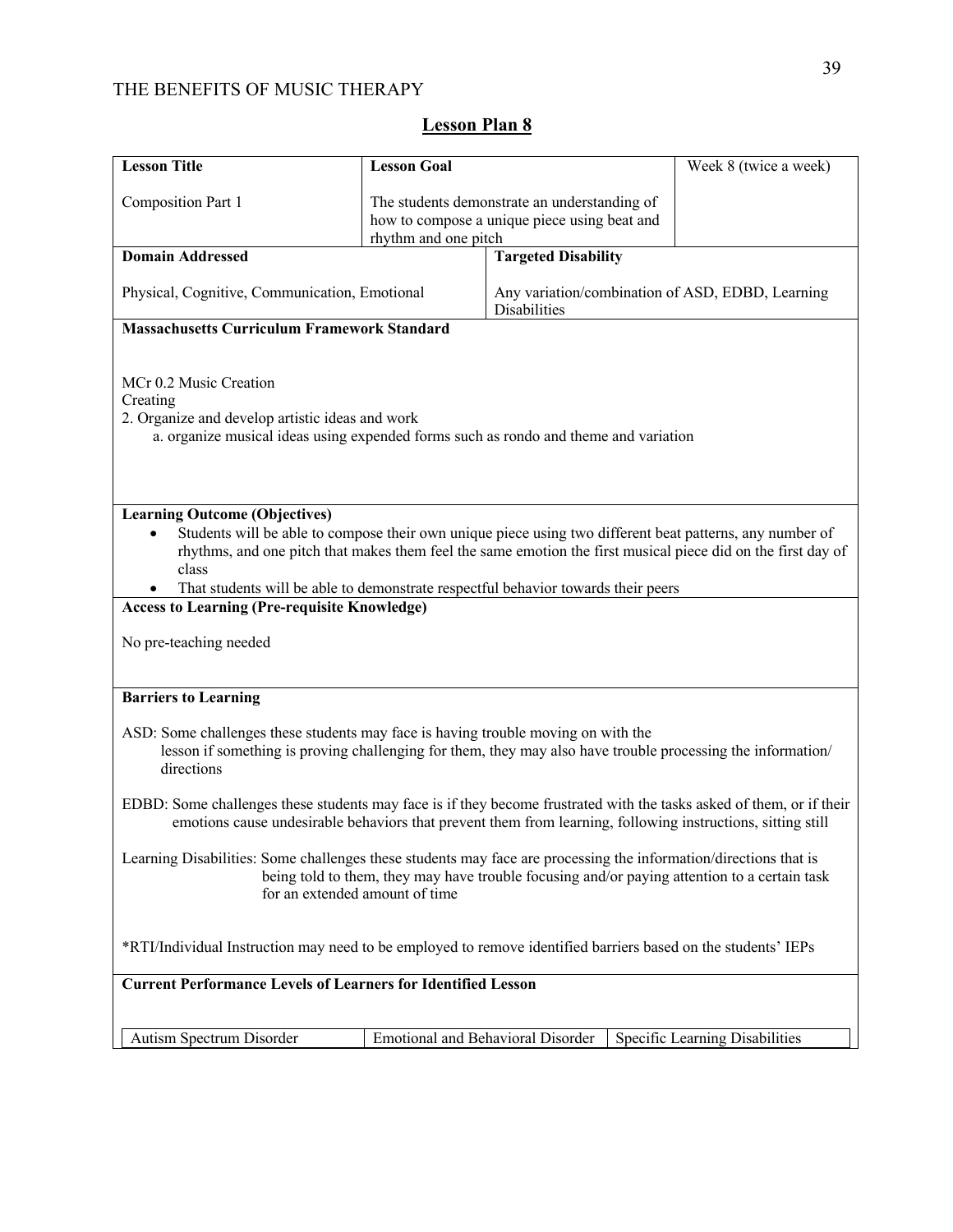## Lesson Plan 8

| **Lesson Title** | **Lesson Goal** | Week 8 (twice a week) |
|---|---|---|
| Composition Part 1 | The students demonstrate an understanding of how to compose a unique piece using beat and rhythm and one pitch | |

| **Domain Addressed** | **Targeted Disability** |
|---|---|
| Physical, Cognitive, Communication, Emotional | Any variation/combination of ASD, EDBD, Learning Disabilities |

**Massachusetts Curriculum Framework Standard**

MCr 0.2 Music Creation
Creating
2. Organize and develop artistic ideas and work
a. organize musical ideas using expended forms such as rondo and theme and variation

**Learning Outcome (Objectives)**

- Students will be able to compose their own unique piece using two different beat patterns, any number of rhythms, and one pitch that makes them feel the same emotion the first musical piece did on the first day of class
- That students will be able to demonstrate respectful behavior towards their peers

**Access to Learning (Pre-requisite Knowledge)**

No pre-teaching needed

**Barriers to Learning**

ASD: Some challenges these students may face is having trouble moving on with the lesson if something is proving challenging for them, they may also have trouble processing the information/ directions

EDBD: Some challenges these students may face is if they become frustrated with the tasks asked of them, or if their emotions cause undesirable behaviors that prevent them from learning, following instructions, sitting still

Learning Disabilities: Some challenges these students may face are processing the information/directions that is being told to them, they may have trouble focusing and/or paying attention to a certain task for an extended amount of time

*RTI/Individual Instruction may need to be employed to remove identified barriers based on the students' IEPs

**Current Performance Levels of Learners for Identified Lesson**

| Autism Spectrum Disorder | Emotional and Behavioral Disorder | Specific Learning Disabilities |
|---|---|---|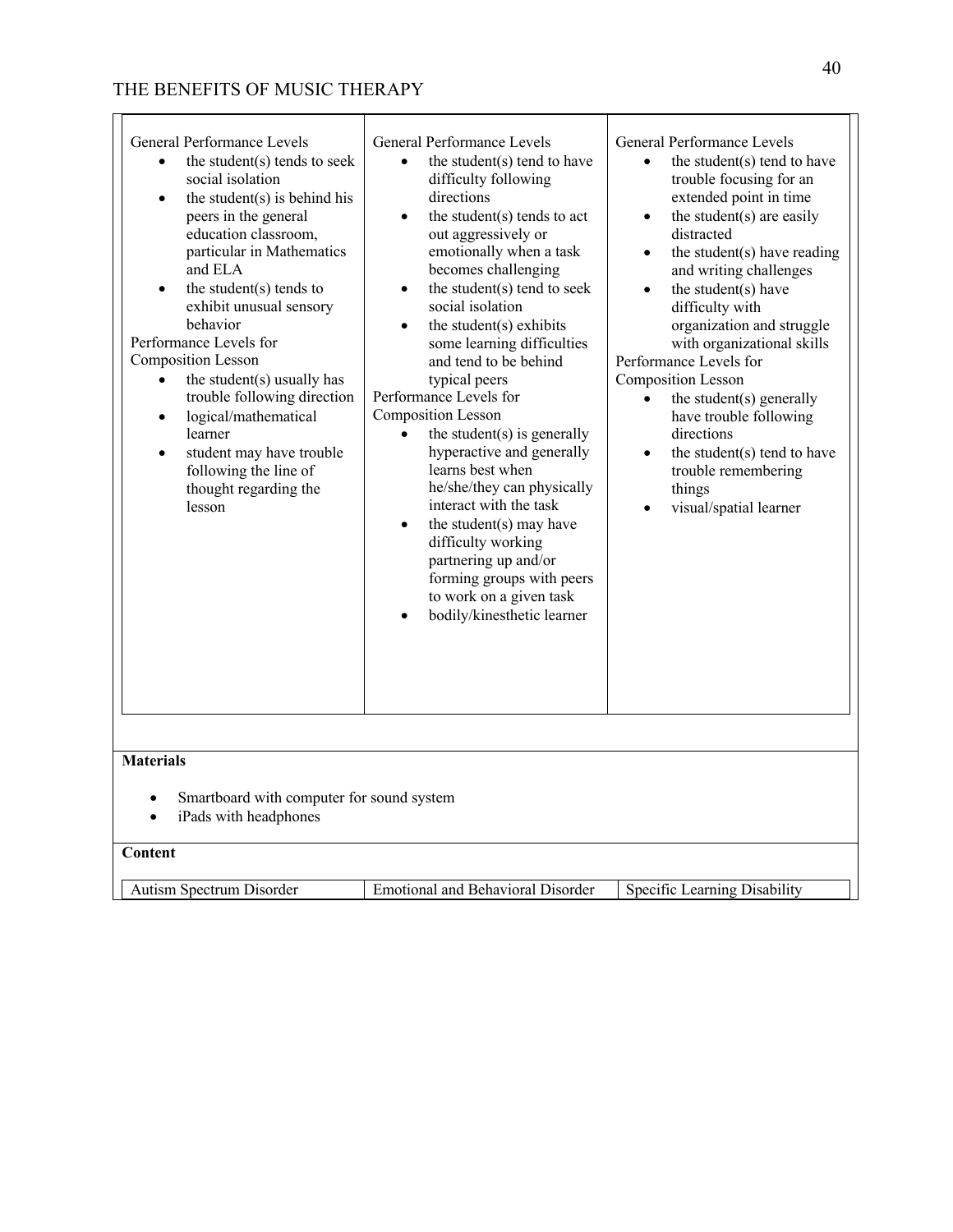| | | |
|---|---|---|
| General Performance Levels<br>• the student(s) tends to seek social isolation<br>• the student(s) is behind his peers in the general education classroom, particular in Mathematics and ELA<br>• the student(s) tends to exhibit unusual sensory behavior<br>Performance Levels for Composition Lesson<br>• the student(s) usually has trouble following direction<br>• logical/mathematical learner<br>• student may have trouble following the line of thought regarding the lesson | General Performance Levels<br>• the student(s) tend to have difficulty following directions<br>• the student(s) tends to act out aggressively or emotionally when a task becomes challenging<br>• the student(s) tend to seek social isolation<br>• the student(s) exhibits some learning difficulties and tend to be behind typical peers<br>Performance Levels for Composition Lesson<br>• the student(s) is generally hyperactive and generally learns best when he/she/they can physically interact with the task<br>• the student(s) may have difficulty working partnering up and/or forming groups with peers to work on a given task<br>• bodily/kinesthetic learner | General Performance Levels<br>• the student(s) tend to have trouble focusing for an extended point in time<br>• the student(s) are easily distracted<br>• the student(s) have reading and writing challenges<br>• the student(s) have difficulty with organization and struggle with organizational skills<br>Performance Levels for Composition Lesson<br>• the student(s) generally have trouble following directions<br>• the student(s) tend to have trouble remembering things<br>• visual/spatial learner |

**Materials**

- Smartboard with computer for sound system
- iPads with headphones

**Content**

| Autism Spectrum Disorder | Emotional and Behavioral Disorder | Specific Learning Disability |
|---|---|---|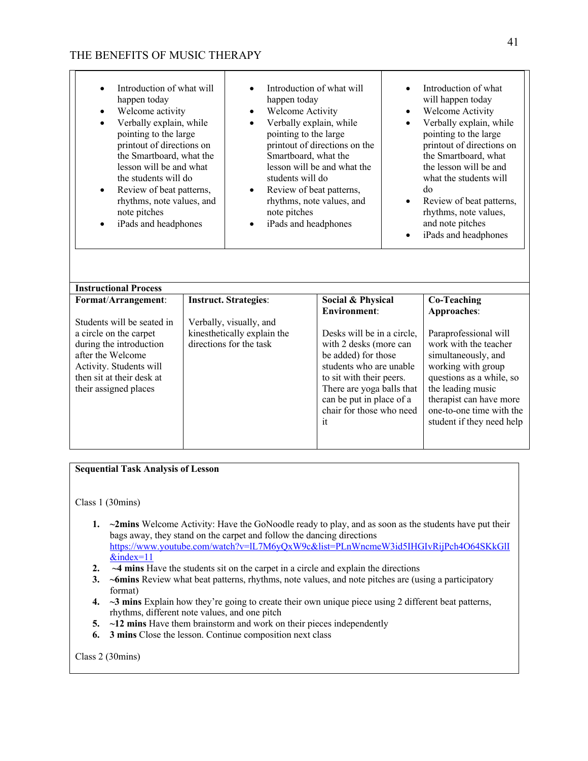| | | |
|---|---|---|
| • Introduction of what will happen today<br>• Welcome activity<br>• Verbally explain, while pointing to the large printout of directions on the Smartboard, what the lesson will be and what the students will do<br>• Review of beat patterns, rhythms, note values, and note pitches<br>• iPads and headphones | • Introduction of what will happen today<br>• Welcome Activity<br>• Verbally explain, while pointing to the large printout of directions on the Smartboard, what the lesson will be and what the students will do<br>• Review of beat patterns, rhythms, note values, and note pitches<br>• iPads and headphones | • Introduction of what will happen today<br>• Welcome Activity<br>• Verbally explain, while pointing to the large printout of directions on the Smartboard, what the lesson will be and what the students will do<br>• Review of beat patterns, rhythms, note values, and note pitches<br>• iPads and headphones |

| **Instructional Process** | | | |
|---|---|---|---|
| **Format/Arrangement**:<br><br>Students will be seated in a circle on the carpet during the introduction after the Welcome Activity. Students will then sit at their desk at their assigned places | **Instruct. Strategies**:<br><br>Verbally, visually, and kinesthetically explain the directions for the task | **Social & Physical Environment**:<br><br>Desks will be in a circle, with 2 desks (more can be added) for those students who are unable to sit with their peers. There are yoga balls that can be put in place of a chair for those who need it | **Co-Teaching Approaches**:<br><br>Paraprofessional will work with the teacher simultaneously, and working with group questions as a while, so the leading music therapist can have more one-to-one time with the student if they need help |

**Sequential Task Analysis of Lesson**

Class 1 (30mins)

1. **~2mins** Welcome Activity: Have the GoNoodle ready to play, and as soon as the students have put their bags away, they stand on the carpet and follow the dancing directions https://www.youtube.com/watch?v=lL7M6yQxW9c&list=PLnWncmeW3id5IHGIvRijPch4O64SKkGlI&index=11
2. **~4 mins** Have the students sit on the carpet in a circle and explain the directions
3. **~6mins** Review what beat patterns, rhythms, note values, and note pitches are (using a participatory format)
4. **~3 mins** Explain how they're going to create their own unique piece using 2 different beat patterns, rhythms, different note values, and one pitch
5. **~12 mins** Have them brainstorm and work on their pieces independently
6. **3 mins** Close the lesson. Continue composition next class

Class 2 (30mins)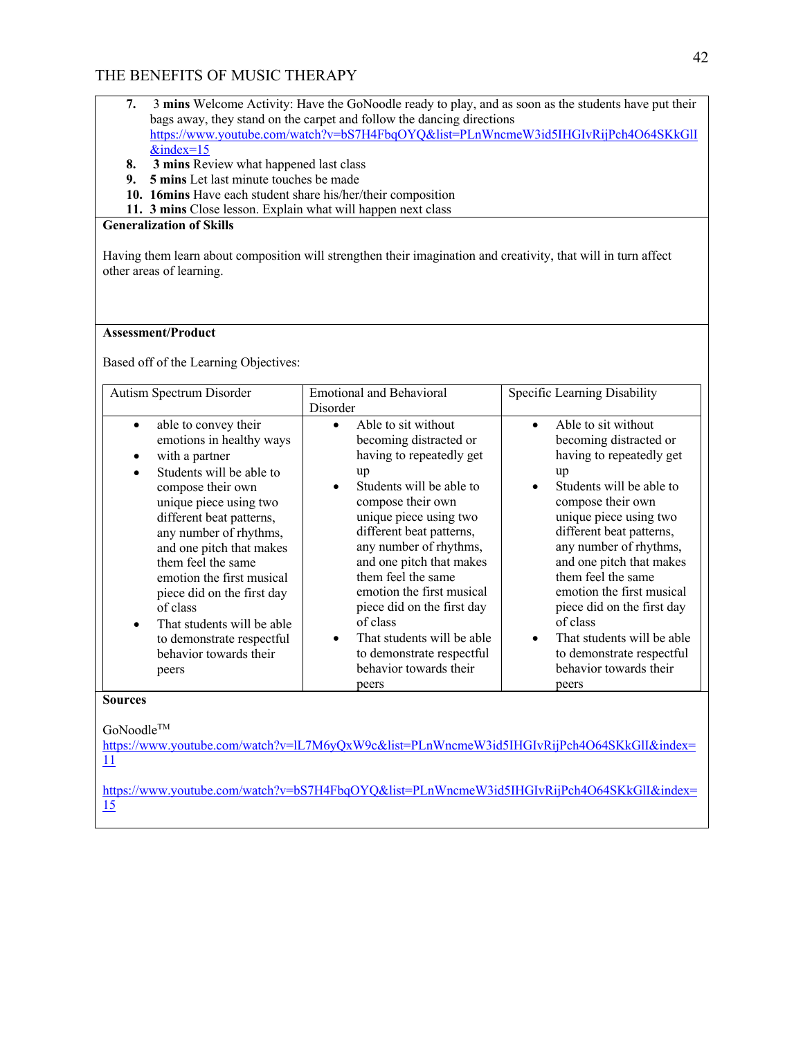7. 3 **mins** Welcome Activity: Have the GoNoodle ready to play, and as soon as the students have put their bags away, they stand on the carpet and follow the dancing directions https://www.youtube.com/watch?v=bS7H4FbqOYQ&list=PLnWncmeW3id5IHGIvRijPch4O64SKkGlI&index=15
8. **3 mins** Review what happened last class
9. **5 mins** Let last minute touches be made
10. **16mins** Have each student share his/her/their composition
11. **3 mins** Close lesson. Explain what will happen next class

**Generalization of Skills**

Having them learn about composition will strengthen their imagination and creativity, that will in turn affect other areas of learning.

**Assessment/Product**

Based off of the Learning Objectives:

| Autism Spectrum Disorder | Emotional and Behavioral Disorder | Specific Learning Disability |
|---|---|---|
| • able to convey their emotions in healthy ways<br>• with a partner<br>• Students will be able to compose their own unique piece using two different beat patterns, any number of rhythms, and one pitch that makes them feel the same emotion the first musical piece did on the first day of class<br>• That students will be able to demonstrate respectful behavior towards their peers | • Able to sit without becoming distracted or having to repeatedly get up<br>• Students will be able to compose their own unique piece using two different beat patterns, any number of rhythms, and one pitch that makes them feel the same emotion the first musical piece did on the first day of class<br>• That students will be able to demonstrate respectful behavior towards their peers | • Able to sit without becoming distracted or having to repeatedly get up<br>• Students will be able to compose their own unique piece using two different beat patterns, any number of rhythms, and one pitch that makes them feel the same emotion the first musical piece did on the first day of class<br>• That students will be able to demonstrate respectful behavior towards their peers |

**Sources**

GoNoodle™
https://www.youtube.com/watch?v=lL7M6yQxW9c&list=PLnWncmeW3id5IHGIvRijPch4O64SKkGlI&index=11

https://www.youtube.com/watch?v=bS7H4FbqOYQ&list=PLnWncmeW3id5IHGIvRijPch4O64SKkGlI&index=15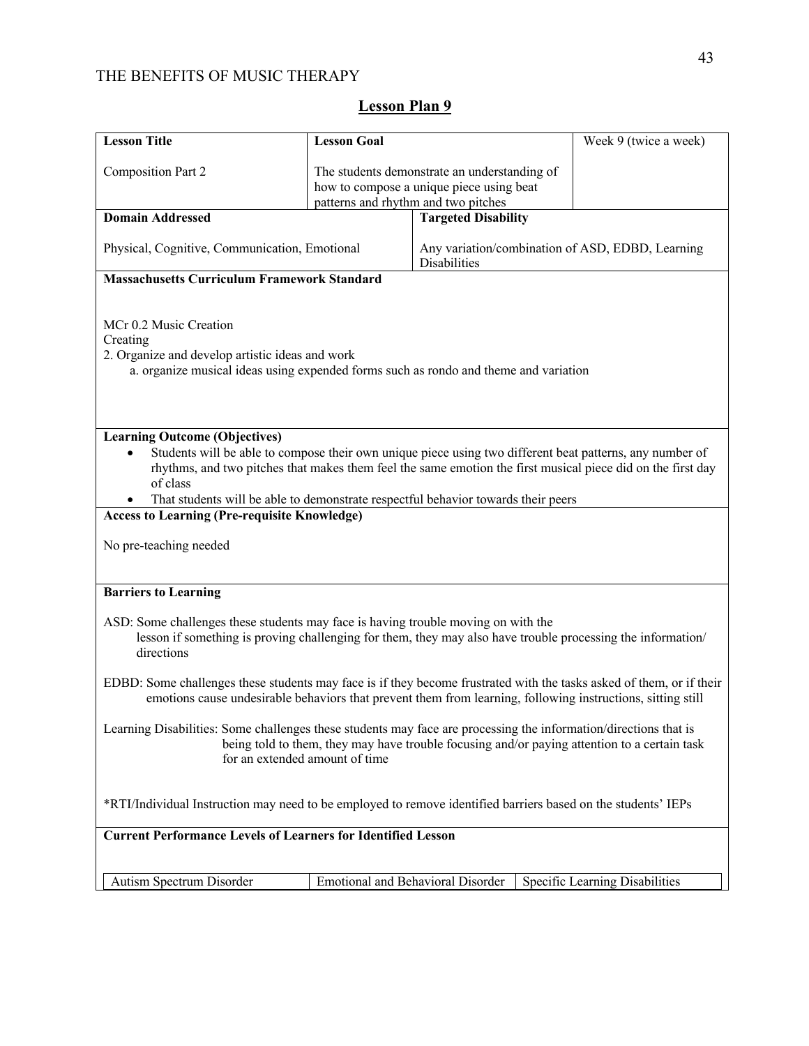## Lesson Plan 9

| **Lesson Title** | **Lesson Goal** | | Week 9 (twice a week) |
|---|---|---|---|
| Composition Part 2 | The students demonstrate an understanding of how to compose a unique piece using beat patterns and rhythm and two pitches | | |
| **Domain Addressed** | | **Targeted Disability** | |
| Physical, Cognitive, Communication, Emotional | | Any variation/combination of ASD, EDBD, Learning Disabilities | |

**Massachusetts Curriculum Framework Standard**

MCr 0.2 Music Creation
Creating
2. Organize and develop artistic ideas and work
   a. organize musical ideas using expended forms such as rondo and theme and variation

**Learning Outcome (Objectives)**

- Students will be able to compose their own unique piece using two different beat patterns, any number of rhythms, and two pitches that makes them feel the same emotion the first musical piece did on the first day of class
- That students will be able to demonstrate respectful behavior towards their peers

**Access to Learning (Pre-requisite Knowledge)**

No pre-teaching needed

**Barriers to Learning**

ASD: Some challenges these students may face is having trouble moving on with the lesson if something is proving challenging for them, they may also have trouble processing the information/ directions

EDBD: Some challenges these students may face is if they become frustrated with the tasks asked of them, or if their emotions cause undesirable behaviors that prevent them from learning, following instructions, sitting still

Learning Disabilities: Some challenges these students may face are processing the information/directions that is being told to them, they may have trouble focusing and/or paying attention to a certain task for an extended amount of time

*RTI/Individual Instruction may need to be employed to remove identified barriers based on the students' IEPs

**Current Performance Levels of Learners for Identified Lesson**

| Autism Spectrum Disorder | Emotional and Behavioral Disorder | Specific Learning Disabilities |
|---|---|---|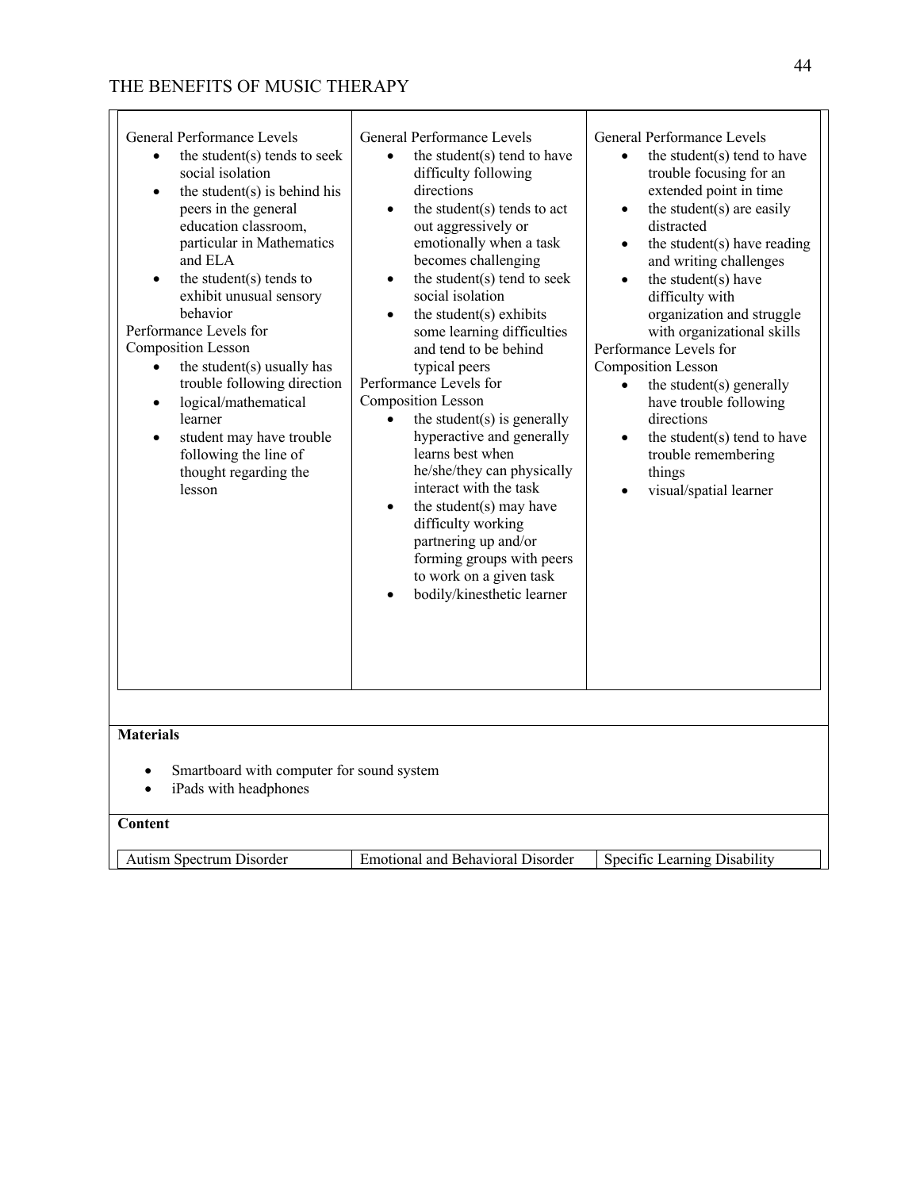| | | |
|---|---|---|
| General Performance Levels<br>• the student(s) tends to seek social isolation<br>• the student(s) is behind his peers in the general education classroom, particular in Mathematics and ELA<br>• the student(s) tends to exhibit unusual sensory behavior<br>Performance Levels for Composition Lesson<br>• the student(s) usually has trouble following direction<br>• logical/mathematical learner<br>• student may have trouble following the line of thought regarding the lesson | General Performance Levels<br>• the student(s) tend to have difficulty following directions<br>• the student(s) tends to act out aggressively or emotionally when a task becomes challenging<br>• the student(s) tend to seek social isolation<br>• the student(s) exhibits some learning difficulties and tend to be behind typical peers<br>Performance Levels for Composition Lesson<br>• the student(s) is generally hyperactive and generally learns best when he/she/they can physically interact with the task<br>• the student(s) may have difficulty working partnering up and/or forming groups with peers to work on a given task<br>• bodily/kinesthetic learner | General Performance Levels<br>• the student(s) tend to have trouble focusing for an extended point in time<br>• the student(s) are easily distracted<br>• the student(s) have reading and writing challenges<br>• the student(s) have difficulty with organization and struggle with organizational skills<br>Performance Levels for Composition Lesson<br>• the student(s) generally have trouble following directions<br>• the student(s) tend to have trouble remembering things<br>• visual/spatial learner |

**Materials**

- Smartboard with computer for sound system
- iPads with headphones

**Content**

| Autism Spectrum Disorder | Emotional and Behavioral Disorder | Specific Learning Disability |
|---|---|---|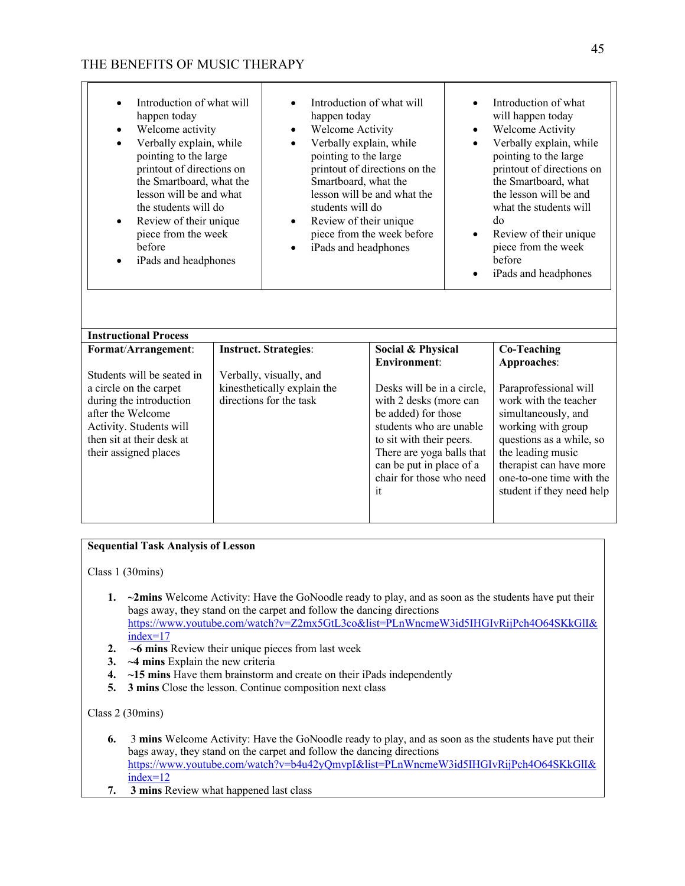| | | |
|---|---|---|
| • Introduction of what will happen today<br>• Welcome activity<br>• Verbally explain, while pointing to the large printout of directions on the Smartboard, what the lesson will be and what the students will do<br>• Review of their unique piece from the week before<br>• iPads and headphones | • Introduction of what will happen today<br>• Welcome Activity<br>• Verbally explain, while pointing to the large printout of directions on the Smartboard, what the lesson will be and what the students will do<br>• Review of their unique piece from the week before<br>• iPads and headphones | • Introduction of what will happen today<br>• Welcome Activity<br>• Verbally explain, while pointing to the large printout of directions on the Smartboard, what the lesson will be and what the students will do<br>• Review of their unique piece from the week before<br>• iPads and headphones |

| **Instructional Process** | | | |
|---|---|---|---|
| **Format/Arrangement**: | **Instruct. Strategies**: | **Social & Physical Environment**: | **Co-Teaching Approaches**: |
| Students will be seated in a circle on the carpet during the introduction after the Welcome Activity. Students will then sit at their desk at their assigned places | Verbally, visually, and kinesthetically explain the directions for the task | Desks will be in a circle, with 2 desks (more can be added) for those students who are unable to sit with their peers. There are yoga balls that can be put in place of a chair for those who need it | Paraprofessional will work with the teacher simultaneously, and working with group questions as a while, so the leading music therapist can have more one-to-one time with the student if they need help |

**Sequential Task Analysis of Lesson**

Class 1 (30mins)

1. **~2mins** Welcome Activity: Have the GoNoodle ready to play, and as soon as the students have put their bags away, they stand on the carpet and follow the dancing directions https://www.youtube.com/watch?v=Z2mx5GtL3co&list=PLnWncmeW3id5IHGIvRijPch4O64SKkGlI&index=17
2. **~6 mins** Review their unique pieces from last week
3. **~4 mins** Explain the new criteria
4. **~15 mins** Have them brainstorm and create on their iPads independently
5. **3 mins** Close the lesson. Continue composition next class

Class 2 (30mins)

6. 3 **mins** Welcome Activity: Have the GoNoodle ready to play, and as soon as the students have put their bags away, they stand on the carpet and follow the dancing directions https://www.youtube.com/watch?v=b4u42yQmvpI&list=PLnWncmeW3id5IHGIvRijPch4O64SKkGlI&index=12
7. **3 mins** Review what happened last class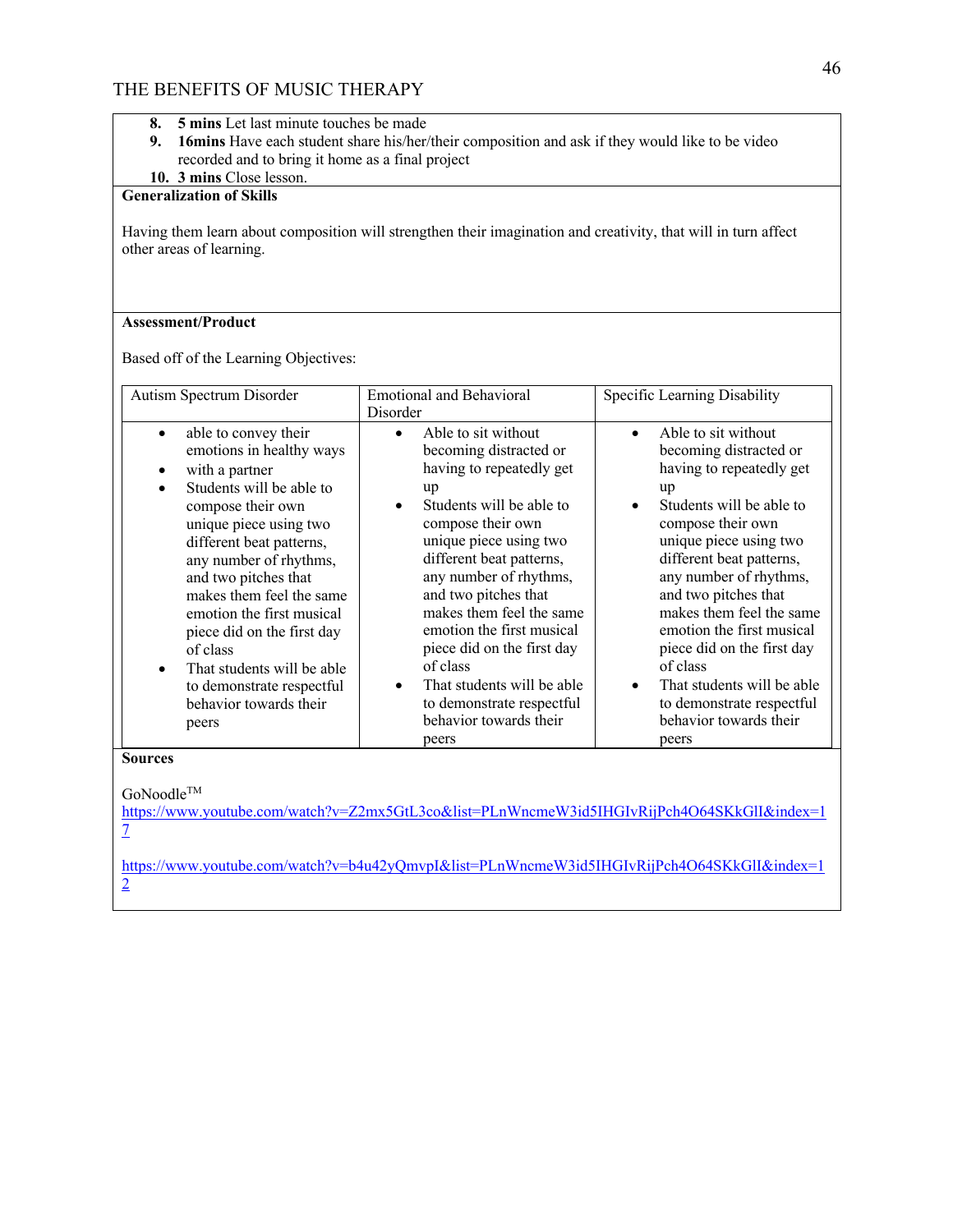8. **5 mins** Let last minute touches be made
9. **16mins** Have each student share his/her/their composition and ask if they would like to be video recorded and to bring it home as a final project
10. **3 mins** Close lesson.

**Generalization of Skills**

Having them learn about composition will strengthen their imagination and creativity, that will in turn affect other areas of learning.

**Assessment/Product**

Based off of the Learning Objectives:

| Autism Spectrum Disorder | Emotional and Behavioral Disorder | Specific Learning Disability |
| --- | --- | --- |
| • able to convey their emotions in healthy ways<br>• with a partner<br>• Students will be able to compose their own unique piece using two different beat patterns, any number of rhythms, and two pitches that makes them feel the same emotion the first musical piece did on the first day of class<br>• That students will be able to demonstrate respectful behavior towards their peers | • Able to sit without becoming distracted or having to repeatedly get up<br>• Students will be able to compose their own unique piece using two different beat patterns, any number of rhythms, and two pitches that makes them feel the same emotion the first musical piece did on the first day of class<br>• That students will be able to demonstrate respectful behavior towards their peers | • Able to sit without becoming distracted or having to repeatedly get up<br>• Students will be able to compose their own unique piece using two different beat patterns, any number of rhythms, and two pitches that makes them feel the same emotion the first musical piece did on the first day of class<br>• That students will be able to demonstrate respectful behavior towards their peers |

**Sources**

GoNoodle™
https://www.youtube.com/watch?v=Z2mx5GtL3co&list=PLnWncmeW3id5IHGIvRijPch4O64SKkGlI&index=17

https://www.youtube.com/watch?v=b4u42yQmvpI&list=PLnWncmeW3id5IHGIvRijPch4O64SKkGlI&index=12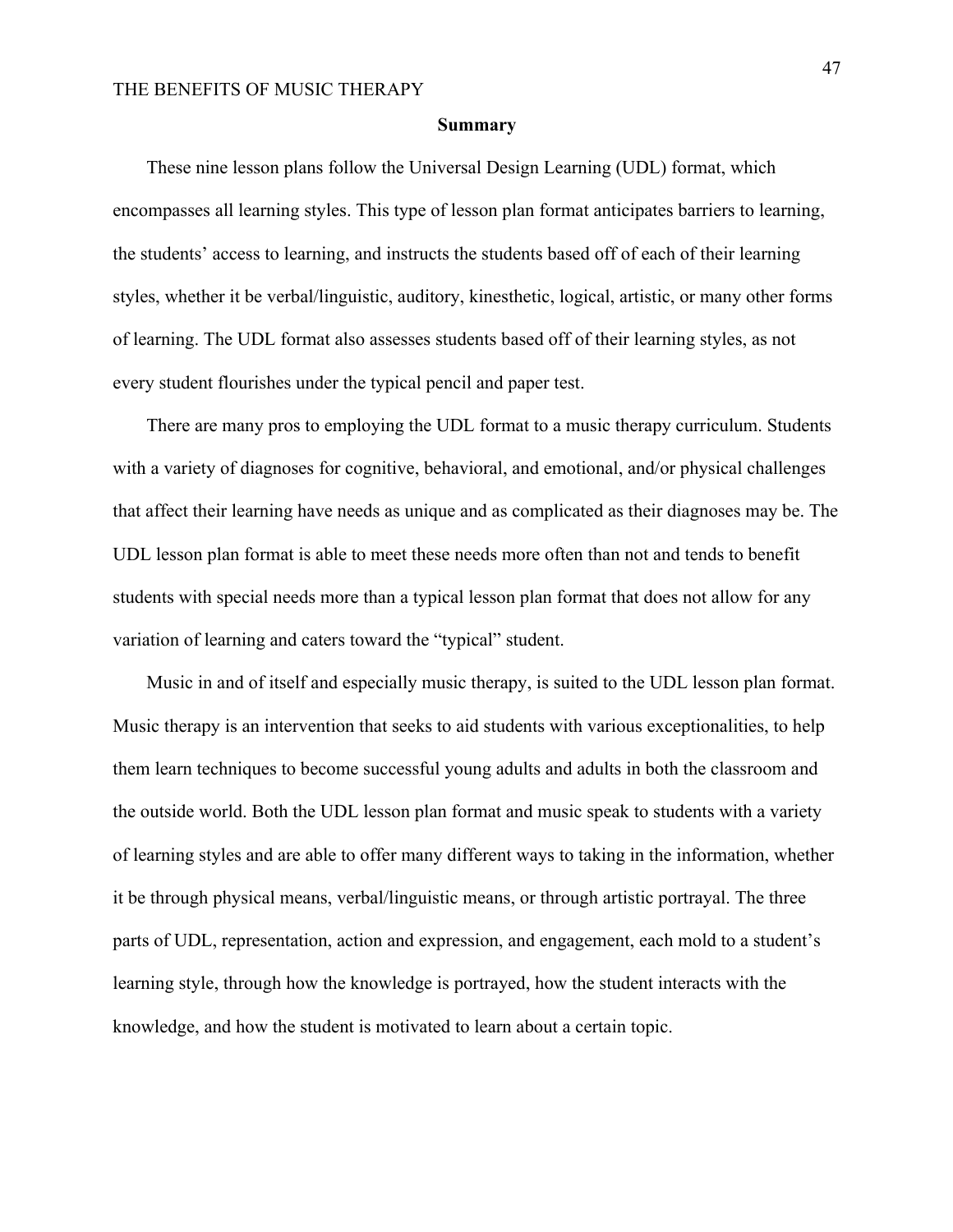## Summary

These nine lesson plans follow the Universal Design Learning (UDL) format, which encompasses all learning styles. This type of lesson plan format anticipates barriers to learning, the students' access to learning, and instructs the students based off of each of their learning styles, whether it be verbal/linguistic, auditory, kinesthetic, logical, artistic, or many other forms of learning. The UDL format also assesses students based off of their learning styles, as not every student flourishes under the typical pencil and paper test.

There are many pros to employing the UDL format to a music therapy curriculum. Students with a variety of diagnoses for cognitive, behavioral, and emotional, and/or physical challenges that affect their learning have needs as unique and as complicated as their diagnoses may be. The UDL lesson plan format is able to meet these needs more often than not and tends to benefit students with special needs more than a typical lesson plan format that does not allow for any variation of learning and caters toward the "typical" student.

Music in and of itself and especially music therapy, is suited to the UDL lesson plan format. Music therapy is an intervention that seeks to aid students with various exceptionalities, to help them learn techniques to become successful young adults and adults in both the classroom and the outside world. Both the UDL lesson plan format and music speak to students with a variety of learning styles and are able to offer many different ways to taking in the information, whether it be through physical means, verbal/linguistic means, or through artistic portrayal. The three parts of UDL, representation, action and expression, and engagement, each mold to a student's learning style, through how the knowledge is portrayed, how the student interacts with the knowledge, and how the student is motivated to learn about a certain topic.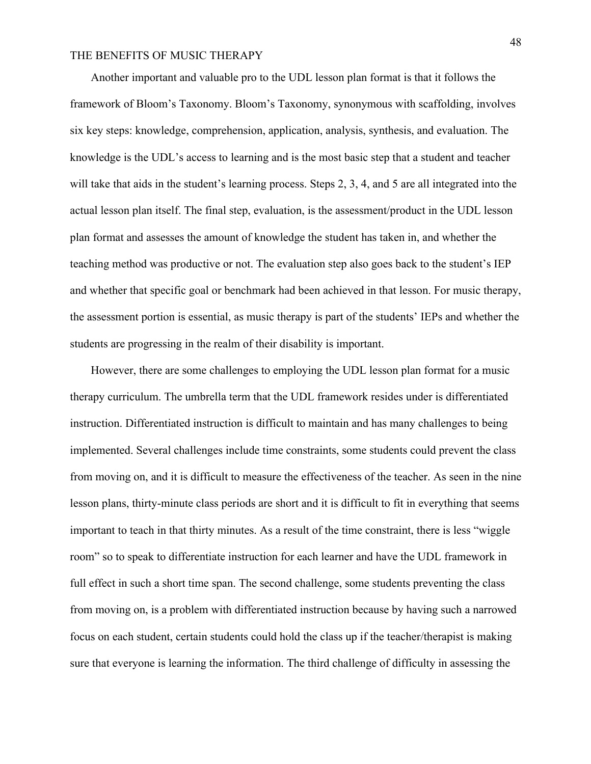Another important and valuable pro to the UDL lesson plan format is that it follows the framework of Bloom's Taxonomy. Bloom's Taxonomy, synonymous with scaffolding, involves six key steps: knowledge, comprehension, application, analysis, synthesis, and evaluation. The knowledge is the UDL's access to learning and is the most basic step that a student and teacher will take that aids in the student's learning process. Steps 2, 3, 4, and 5 are all integrated into the actual lesson plan itself. The final step, evaluation, is the assessment/product in the UDL lesson plan format and assesses the amount of knowledge the student has taken in, and whether the teaching method was productive or not. The evaluation step also goes back to the student's IEP and whether that specific goal or benchmark had been achieved in that lesson. For music therapy, the assessment portion is essential, as music therapy is part of the students' IEPs and whether the students are progressing in the realm of their disability is important.

However, there are some challenges to employing the UDL lesson plan format for a music therapy curriculum. The umbrella term that the UDL framework resides under is differentiated instruction. Differentiated instruction is difficult to maintain and has many challenges to being implemented. Several challenges include time constraints, some students could prevent the class from moving on, and it is difficult to measure the effectiveness of the teacher. As seen in the nine lesson plans, thirty-minute class periods are short and it is difficult to fit in everything that seems important to teach in that thirty minutes. As a result of the time constraint, there is less "wiggle room" so to speak to differentiate instruction for each learner and have the UDL framework in full effect in such a short time span. The second challenge, some students preventing the class from moving on, is a problem with differentiated instruction because by having such a narrowed focus on each student, certain students could hold the class up if the teacher/therapist is making sure that everyone is learning the information. The third challenge of difficulty in assessing the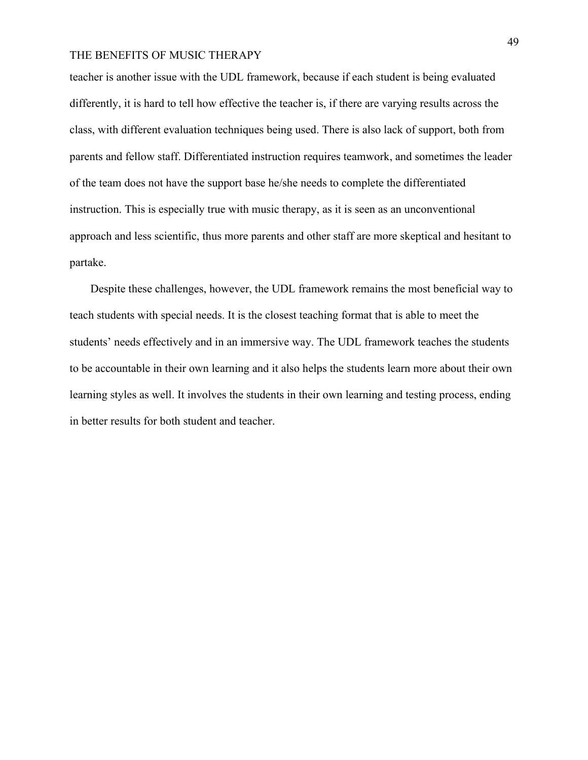teacher is another issue with the UDL framework, because if each student is being evaluated differently, it is hard to tell how effective the teacher is, if there are varying results across the class, with different evaluation techniques being used. There is also lack of support, both from parents and fellow staff. Differentiated instruction requires teamwork, and sometimes the leader of the team does not have the support base he/she needs to complete the differentiated instruction. This is especially true with music therapy, as it is seen as an unconventional approach and less scientific, thus more parents and other staff are more skeptical and hesitant to partake.

Despite these challenges, however, the UDL framework remains the most beneficial way to teach students with special needs. It is the closest teaching format that is able to meet the students' needs effectively and in an immersive way. The UDL framework teaches the students to be accountable in their own learning and it also helps the students learn more about their own learning styles as well. It involves the students in their own learning and testing process, ending in better results for both student and teacher.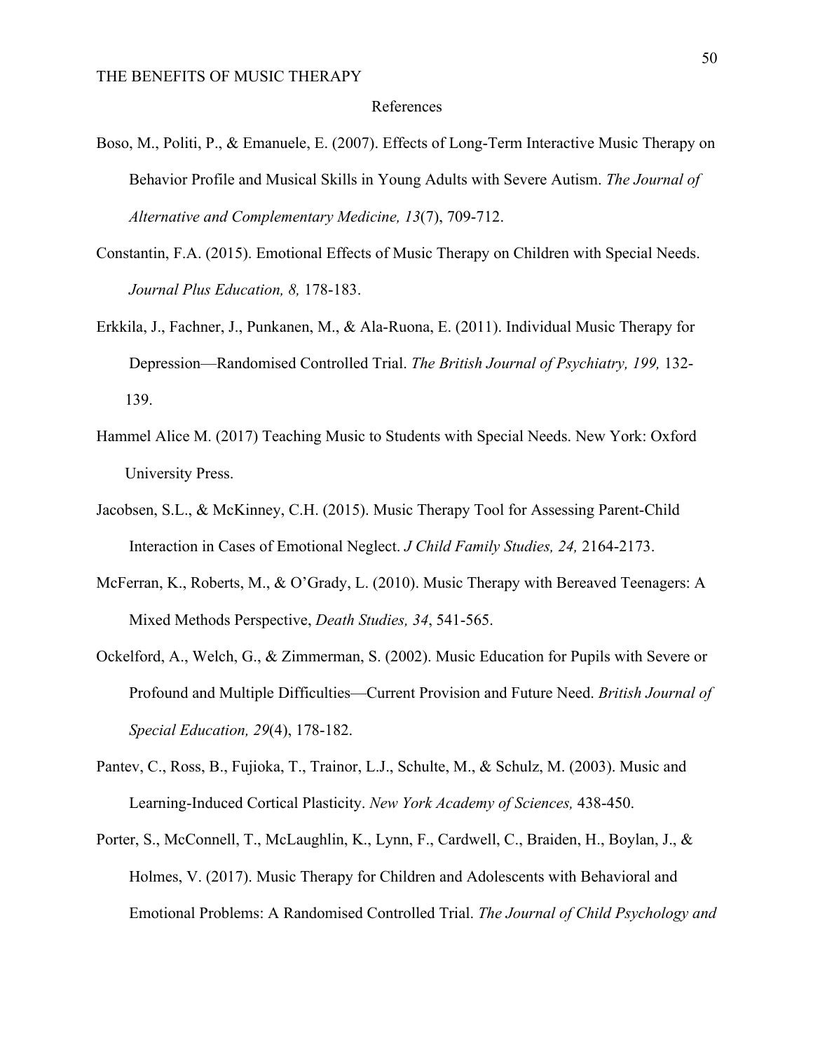# References

Boso, M., Politi, P., & Emanuele, E. (2007). Effects of Long-Term Interactive Music Therapy on Behavior Profile and Musical Skills in Young Adults with Severe Autism. *The Journal of Alternative and Complementary Medicine, 13*(7), 709-712.

Constantin, F.A. (2015). Emotional Effects of Music Therapy on Children with Special Needs. *Journal Plus Education, 8,* 178-183.

Erkkila, J., Fachner, J., Punkanen, M., & Ala-Ruona, E. (2011). Individual Music Therapy for Depression—Randomised Controlled Trial. *The British Journal of Psychiatry, 199,* 132-139.

Hammel Alice M. (2017) Teaching Music to Students with Special Needs. New York: Oxford University Press.

Jacobsen, S.L., & McKinney, C.H. (2015). Music Therapy Tool for Assessing Parent-Child Interaction in Cases of Emotional Neglect. *J Child Family Studies, 24,* 2164-2173.

McFerran, K., Roberts, M., & O'Grady, L. (2010). Music Therapy with Bereaved Teenagers: A Mixed Methods Perspective, *Death Studies, 34*, 541-565.

Ockelford, A., Welch, G., & Zimmerman, S. (2002). Music Education for Pupils with Severe or Profound and Multiple Difficulties—Current Provision and Future Need. *British Journal of Special Education, 29*(4), 178-182.

Pantev, C., Ross, B., Fujioka, T., Trainor, L.J., Schulte, M., & Schulz, M. (2003). Music and Learning-Induced Cortical Plasticity. *New York Academy of Sciences,* 438-450.

Porter, S., McConnell, T., McLaughlin, K., Lynn, F., Cardwell, C., Braiden, H., Boylan, J., & Holmes, V. (2017). Music Therapy for Children and Adolescents with Behavioral and Emotional Problems: A Randomised Controlled Trial. *The Journal of Child Psychology and*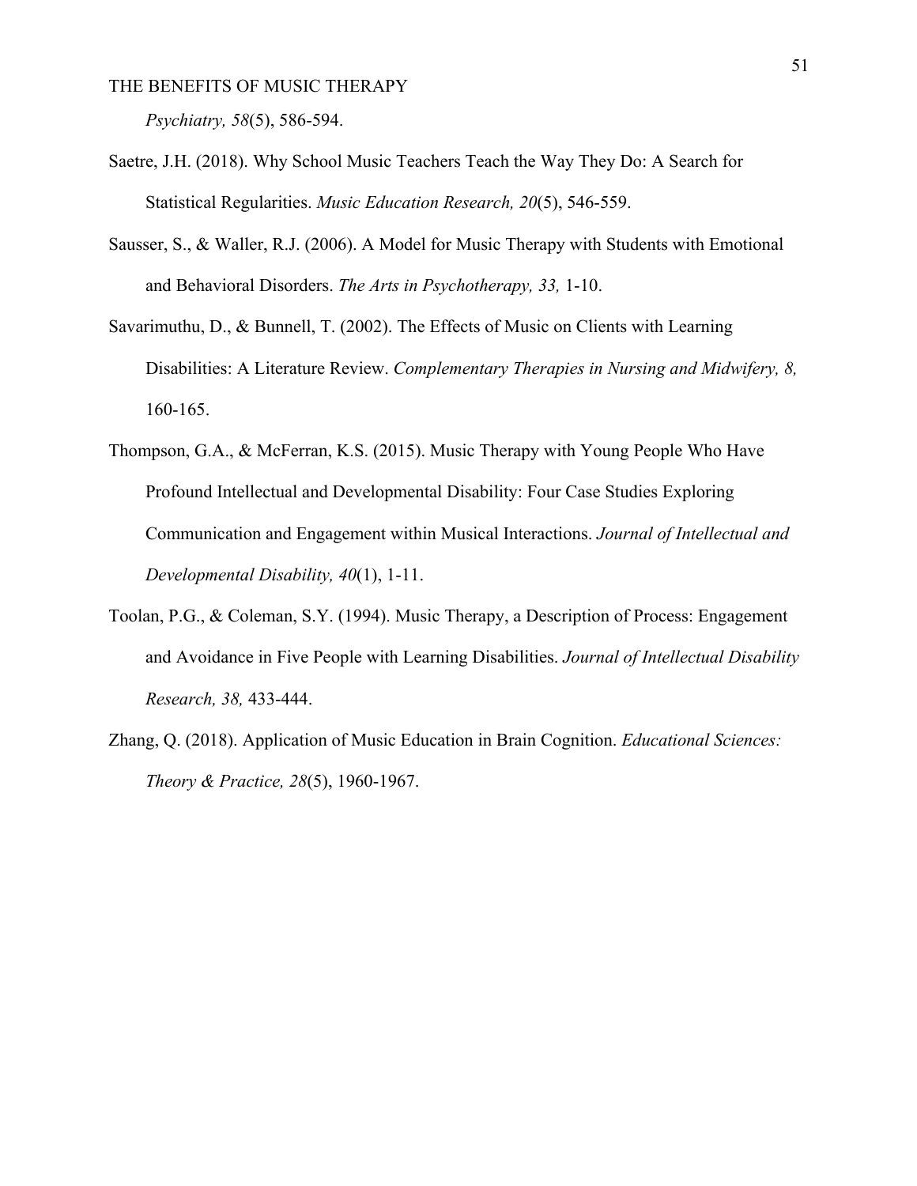*Psychiatry, 58*(5), 586-594.

Saetre, J.H. (2018). Why School Music Teachers Teach the Way They Do: A Search for Statistical Regularities. *Music Education Research, 20*(5), 546-559.

Sausser, S., & Waller, R.J. (2006). A Model for Music Therapy with Students with Emotional and Behavioral Disorders. *The Arts in Psychotherapy, 33,* 1-10.

Savarimuthu, D., & Bunnell, T. (2002). The Effects of Music on Clients with Learning Disabilities: A Literature Review. *Complementary Therapies in Nursing and Midwifery, 8,* 160-165.

Thompson, G.A., & McFerran, K.S. (2015). Music Therapy with Young People Who Have Profound Intellectual and Developmental Disability: Four Case Studies Exploring Communication and Engagement within Musical Interactions. *Journal of Intellectual and Developmental Disability, 40*(1), 1-11.

Toolan, P.G., & Coleman, S.Y. (1994). Music Therapy, a Description of Process: Engagement and Avoidance in Five People with Learning Disabilities. *Journal of Intellectual Disability Research, 38,* 433-444.

Zhang, Q. (2018). Application of Music Education in Brain Cognition. *Educational Sciences: Theory & Practice, 28*(5), 1960-1967.